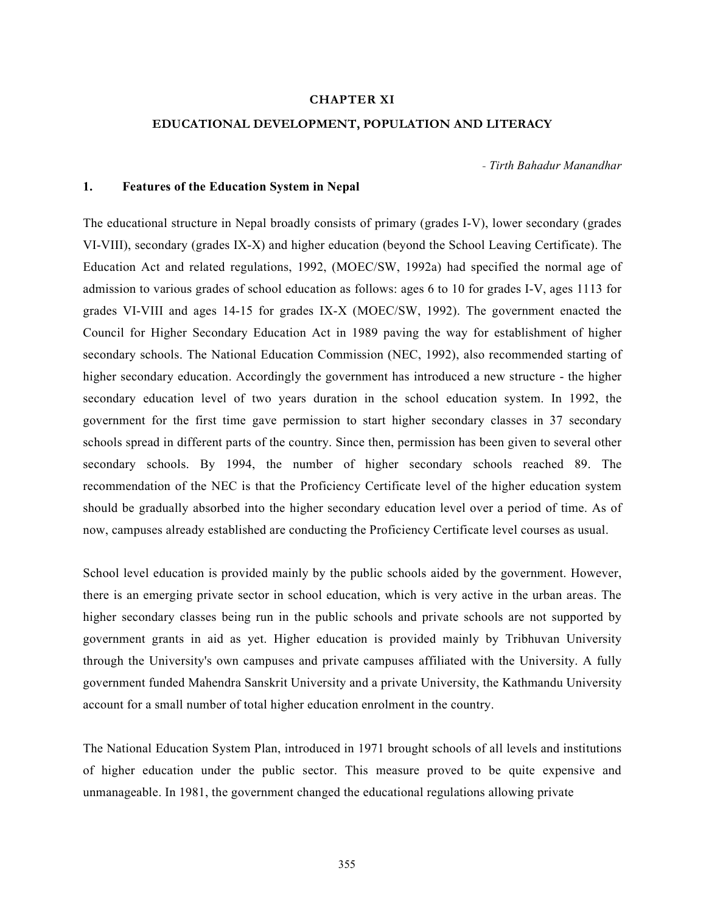# CHAPTER XI

## EDUCATIONAL DEVELOPMENT, POPULATION AND LITERACY

*- Tirth Bahadur Manandhar*

### 1. Features of the Education System in Nepal

The educational structure in Nepal broadly consists of primary (grades I-V), lower secondary (grades VI-VIII), secondary (grades IX-X) and higher education (beyond the School Leaving Certificate). The Education Act and related regulations, 1992, (MOEC/SW, 1992a) had specified the normal age of admission to various grades of school education as follows: ages 6 to 10 for grades I-V, ages 1113 for grades VI-VIII and ages 14-15 for grades IX-X (MOEC/SW, 1992). The government enacted the Council for Higher Secondary Education Act in 1989 paving the way for establishment of higher secondary schools. The National Education Commission (NEC, 1992), also recommended starting of higher secondary education. Accordingly the government has introduced a new structure - the higher secondary education level of two years duration in the school education system. In 1992, the government for the first time gave permission to start higher secondary classes in 37 secondary schools spread in different parts of the country. Since then, permission has been given to several other secondary schools. By 1994, the number of higher secondary schools reached 89. The recommendation of the NEC is that the Proficiency Certificate level of the higher education system should be gradually absorbed into the higher secondary education level over a period of time. As of now, campuses already established are conducting the Proficiency Certificate level courses as usual.

School level education is provided mainly by the public schools aided by the government. However, there is an emerging private sector in school education, which is very active in the urban areas. The higher secondary classes being run in the public schools and private schools are not supported by government grants in aid as yet. Higher education is provided mainly by Tribhuvan University through the University's own campuses and private campuses affiliated with the University. A fully government funded Mahendra Sanskrit University and a private University, the Kathmandu University account for a small number of total higher education enrolment in the country.

The National Education System Plan, introduced in 1971 brought schools of all levels and institutions of higher education under the public sector. This measure proved to be quite expensive and unmanageable. In 1981, the government changed the educational regulations allowing private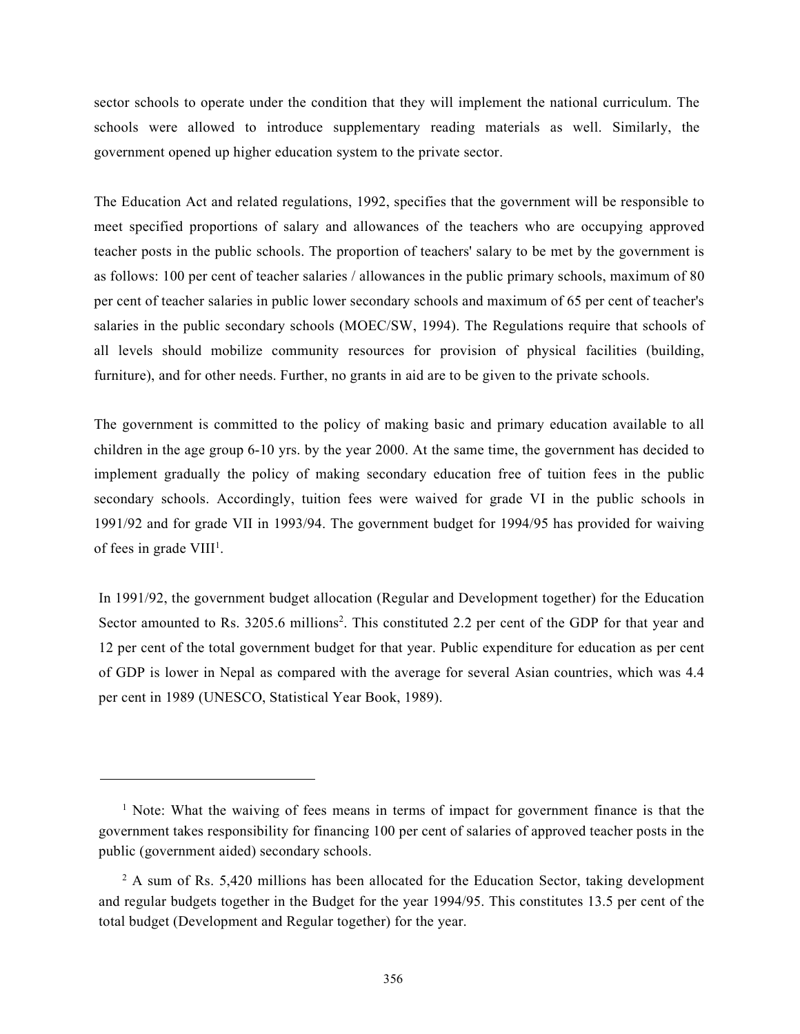sector schools to operate under the condition that they will implement the national curriculum. The schools were allowed to introduce supplementary reading materials as well. Similarly, the government opened up higher education system to the private sector.

The Education Act and related regulations, 1992, specifies that the government will be responsible to meet specified proportions of salary and allowances of the teachers who are occupying approved teacher posts in the public schools. The proportion of teachers' salary to be met by the government is as follows: 100 per cent of teacher salaries / allowances in the public primary schools, maximum of 80 per cent of teacher salaries in public lower secondary schools and maximum of 65 per cent of teacher's salaries in the public secondary schools (MOEC/SW, 1994). The Regulations require that schools of all levels should mobilize community resources for provision of physical facilities (building, furniture), and for other needs. Further, no grants in aid are to be given to the private schools.

The government is committed to the policy of making basic and primary education available to all children in the age group 6-10 yrs. by the year 2000. At the same time, the government has decided to implement gradually the policy of making secondary education free of tuition fees in the public secondary schools. Accordingly, tuition fees were waived for grade VI in the public schools in 1991/92 and for grade VII in 1993/94. The government budget for 1994/95 has provided for waiving of fees in grade VIII[1].

In 1991/92, the government budget allocation (Regular and Development together) for the Education Sector amounted to Rs. 3205.6 millions[2]. This constituted 2.2 per cent of the GDP for that year and 12 per cent of the total government budget for that year. Public expenditure for education as per cent of GDP is lower in Nepal as compared with the average for several Asian countries, which was 4.4 per cent in 1989 (UNESCO, Statistical Year Book, 1989).

---

[1] Note: What the waiving of fees means in terms of impact for government finance is that the government takes responsibility for financing 100 per cent of salaries of approved teacher posts in the public (government aided) secondary schools.

[2] A sum of Rs. 5,420 millions has been allocated for the Education Sector, taking development and regular budgets together in the Budget for the year 1994/95. This constitutes 13.5 per cent of the total budget (Development and Regular together) for the year.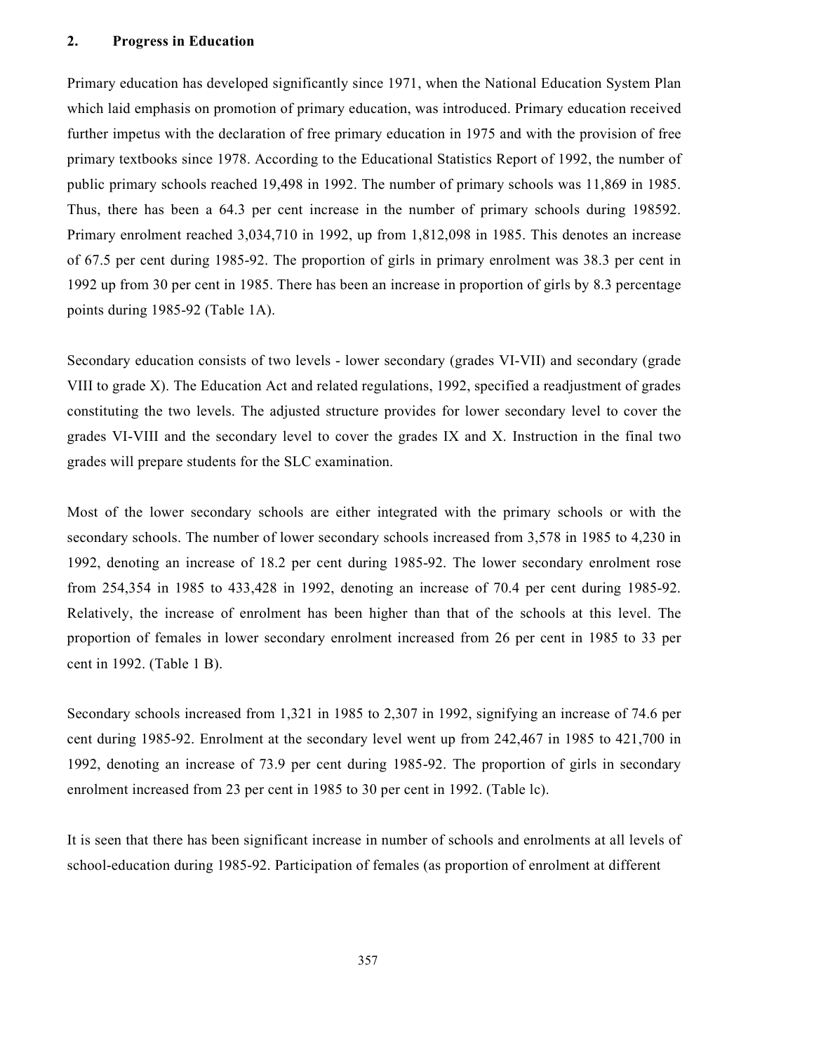## 2. Progress in Education

Primary education has developed significantly since 1971, when the National Education System Plan which laid emphasis on promotion of primary education, was introduced. Primary education received further impetus with the declaration of free primary education in 1975 and with the provision of free primary textbooks since 1978. According to the Educational Statistics Report of 1992, the number of public primary schools reached 19,498 in 1992. The number of primary schools was 11,869 in 1985. Thus, there has been a 64.3 per cent increase in the number of primary schools during 198592. Primary enrolment reached 3,034,710 in 1992, up from 1,812,098 in 1985. This denotes an increase of 67.5 per cent during 1985-92. The proportion of girls in primary enrolment was 38.3 per cent in 1992 up from 30 per cent in 1985. There has been an increase in proportion of girls by 8.3 percentage points during 1985-92 (Table 1A).

Secondary education consists of two levels - lower secondary (grades VI-VII) and secondary (grade VIII to grade X). The Education Act and related regulations, 1992, specified a readjustment of grades constituting the two levels. The adjusted structure provides for lower secondary level to cover the grades VI-VIII and the secondary level to cover the grades IX and X. Instruction in the final two grades will prepare students for the SLC examination.

Most of the lower secondary schools are either integrated with the primary schools or with the secondary schools. The number of lower secondary schools increased from 3,578 in 1985 to 4,230 in 1992, denoting an increase of 18.2 per cent during 1985-92. The lower secondary enrolment rose from 254,354 in 1985 to 433,428 in 1992, denoting an increase of 70.4 per cent during 1985-92. Relatively, the increase of enrolment has been higher than that of the schools at this level. The proportion of females in lower secondary enrolment increased from 26 per cent in 1985 to 33 per cent in 1992. (Table 1 B).

Secondary schools increased from 1,321 in 1985 to 2,307 in 1992, signifying an increase of 74.6 per cent during 1985-92. Enrolment at the secondary level went up from 242,467 in 1985 to 421,700 in 1992, denoting an increase of 73.9 per cent during 1985-92. The proportion of girls in secondary enrolment increased from 23 per cent in 1985 to 30 per cent in 1992. (Table lc).

It is seen that there has been significant increase in number of schools and enrolments at all levels of school-education during 1985-92. Participation of females (as proportion of enrolment at different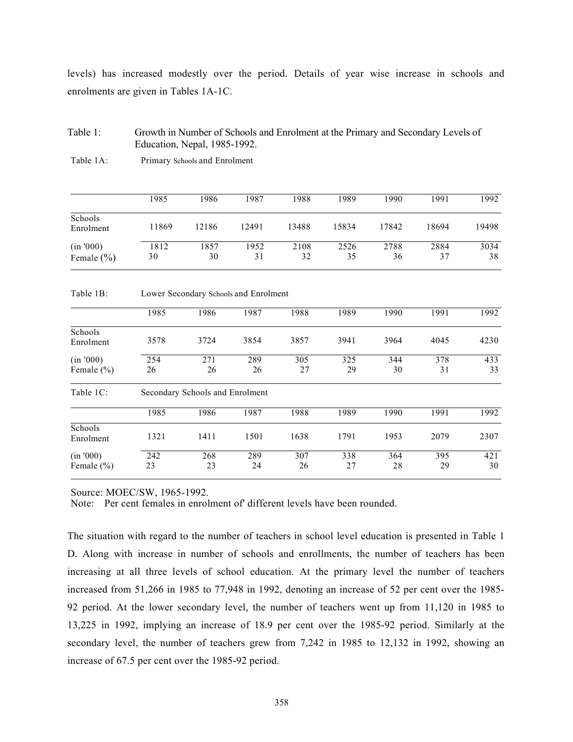levels) has increased modestly over the period. Details of year wise increase in schools and enrolments are given in Tables 1A-1C.

Table 1: Growth in Number of Schools and Enrolment at the Primary and Secondary Levels of Education, Nepal, 1985-1992.

Table 1A: Primary Schools and Enrolment

| | 1985 | 1986 | 1987 | 1988 | 1989 | 1990 | 1991 | 1992 |
|---|---|---|---|---|---|---|---|---|
| Schools | 11869 | 12186 | 12491 | 13488 | 15834 | 17842 | 18694 | 19498 |
| Enrolment (in '000) | 1812 | 1857 | 1952 | 2108 | 2526 | 2788 | 2884 | 3034 |
| Female (%) | 30 | 30 | 31 | 32 | 35 | 36 | 37 | 38 |

Table 1B: Lower Secondary Schools and Enrolment

| | 1985 | 1986 | 1987 | 1988 | 1989 | 1990 | 1991 | 1992 |
|---|---|---|---|---|---|---|---|---|
| Schools | 3578 | 3724 | 3854 | 3857 | 3941 | 3964 | 4045 | 4230 |
| Enrolment (in '000) | 254 | 271 | 289 | 305 | 325 | 344 | 378 | 433 |
| Female (%) | 26 | 26 | 26 | 27 | 29 | 30 | 31 | 33 |

Table 1C: Secondary Schools and Enrolment

| | 1985 | 1986 | 1987 | 1988 | 1989 | 1990 | 1991 | 1992 |
|---|---|---|---|---|---|---|---|---|
| Schools | 1321 | 1411 | 1501 | 1638 | 1791 | 1953 | 2079 | 2307 |
| Enrolment (in '000) | 242 | 268 | 289 | 307 | 338 | 364 | 395 | 421 |
| Female (%) | 23 | 23 | 24 | 26 | 27 | 28 | 29 | 30 |

Source: MOEC/SW, 1965-1992.

Note: Per cent females in enrolment of' different levels have been rounded.

The situation with regard to the number of teachers in school level education is presented in Table 1 D. Along with increase in number of schools and enrollments, the number of teachers has been increasing at all three levels of school education. At the primary level the number of teachers increased from 51,266 in 1985 to 77,948 in 1992, denoting an increase of 52 per cent over the 1985-92 period. At the lower secondary level, the number of teachers went up from 11,120 in 1985 to 13,225 in 1992, implying an increase of 18.9 per cent over the 1985-92 period. Similarly at the secondary level, the number of teachers grew from 7,242 in 1985 to 12,132 in 1992, showing an increase of 67.5 per cent over the 1985-92 period.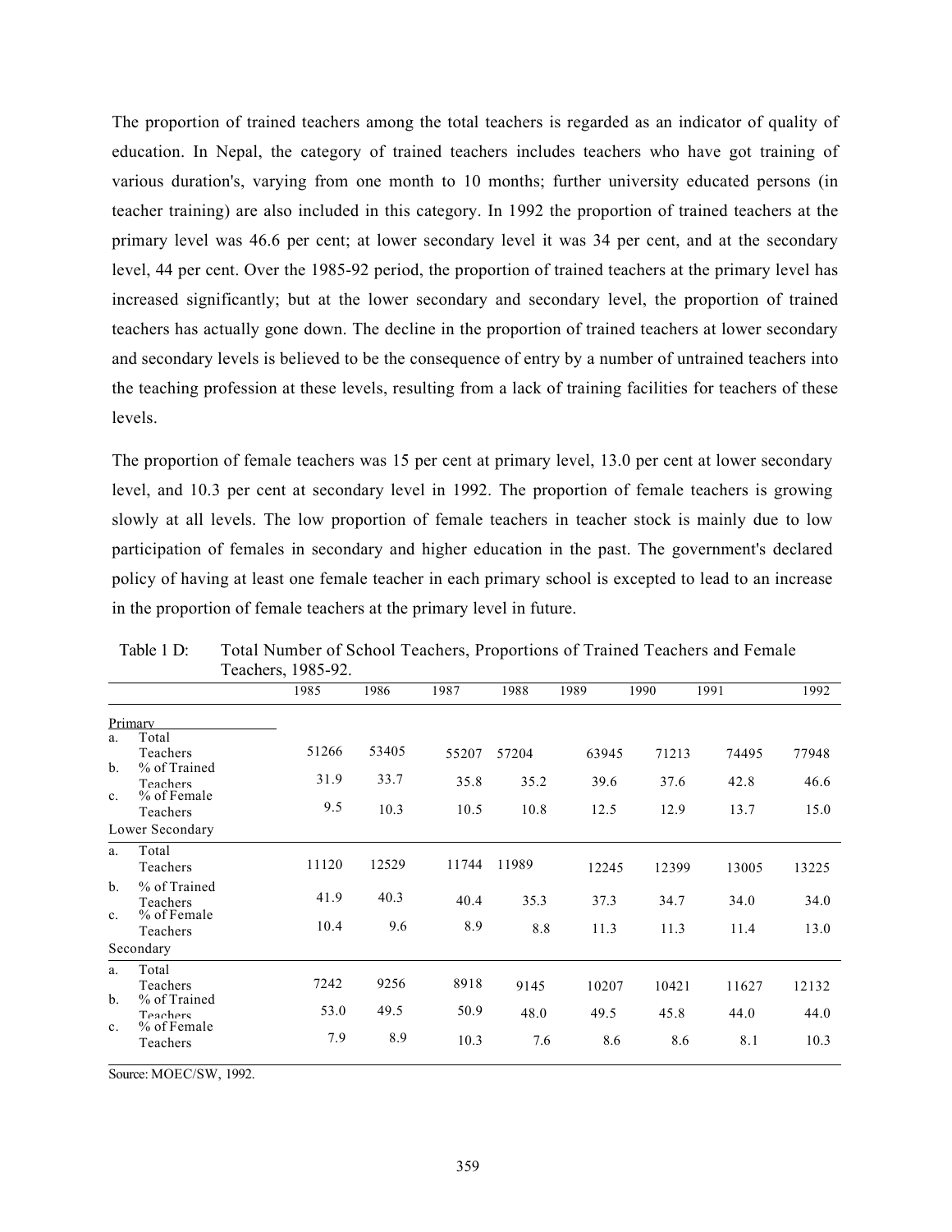The proportion of trained teachers among the total teachers is regarded as an indicator of quality of education. In Nepal, the category of trained teachers includes teachers who have got training of various duration's, varying from one month to 10 months; further university educated persons (in teacher training) are also included in this category. In 1992 the proportion of trained teachers at the primary level was 46.6 per cent; at lower secondary level it was 34 per cent, and at the secondary level, 44 per cent. Over the 1985-92 period, the proportion of trained teachers at the primary level has increased significantly; but at the lower secondary and secondary level, the proportion of trained teachers has actually gone down. The decline in the proportion of trained teachers at lower secondary and secondary levels is believed to be the consequence of entry by a number of untrained teachers into the teaching profession at these levels, resulting from a lack of training facilities for teachers of these levels.

The proportion of female teachers was 15 per cent at primary level, 13.0 per cent at lower secondary level, and 10.3 per cent at secondary level in 1992. The proportion of female teachers is growing slowly at all levels. The low proportion of female teachers in teacher stock is mainly due to low participation of females in secondary and higher education in the past. The government's declared policy of having at least one female teacher in each primary school is excepted to lead to an increase in the proportion of female teachers at the primary level in future.

Table 1 D: Total Number of School Teachers, Proportions of Trained Teachers and Female Teachers, 1985-92.

| | 1985 | 1986 | 1987 | 1988 | 1989 | 1990 | 1991 | 1992 |
|---|---|---|---|---|---|---|---|---|
| **Primary** | | | | | | | | |
| a. Total Teachers | 51266 | 53405 | 55207 | 57204 | 63945 | 71213 | 74495 | 77948 |
| b. % of Trained Teachers | 31.9 | 33.7 | 35.8 | 35.2 | 39.6 | 37.6 | 42.8 | 46.6 |
| c. % of Female Teachers | 9.5 | 10.3 | 10.5 | 10.8 | 12.5 | 12.9 | 13.7 | 15.0 |
| **Lower Secondary** | | | | | | | | |
| a. Total Teachers | 11120 | 12529 | 11744 | 11989 | 12245 | 12399 | 13005 | 13225 |
| b. % of Trained Teachers | 41.9 | 40.3 | 40.4 | 35.3 | 37.3 | 34.7 | 34.0 | 34.0 |
| c. % of Female Teachers | 10.4 | 9.6 | 8.9 | 8.8 | 11.3 | 11.3 | 11.4 | 13.0 |
| **Secondary** | | | | | | | | |
| a. Total Teachers | 7242 | 9256 | 8918 | 9145 | 10207 | 10421 | 11627 | 12132 |
| b. % of Trained Teachers | 53.0 | 49.5 | 50.9 | 48.0 | 49.5 | 45.8 | 44.0 | 44.0 |
| c. % of Female Teachers | 7.9 | 8.9 | 10.3 | 7.6 | 8.6 | 8.6 | 8.1 | 10.3 |

Source: MOEC/SW, 1992.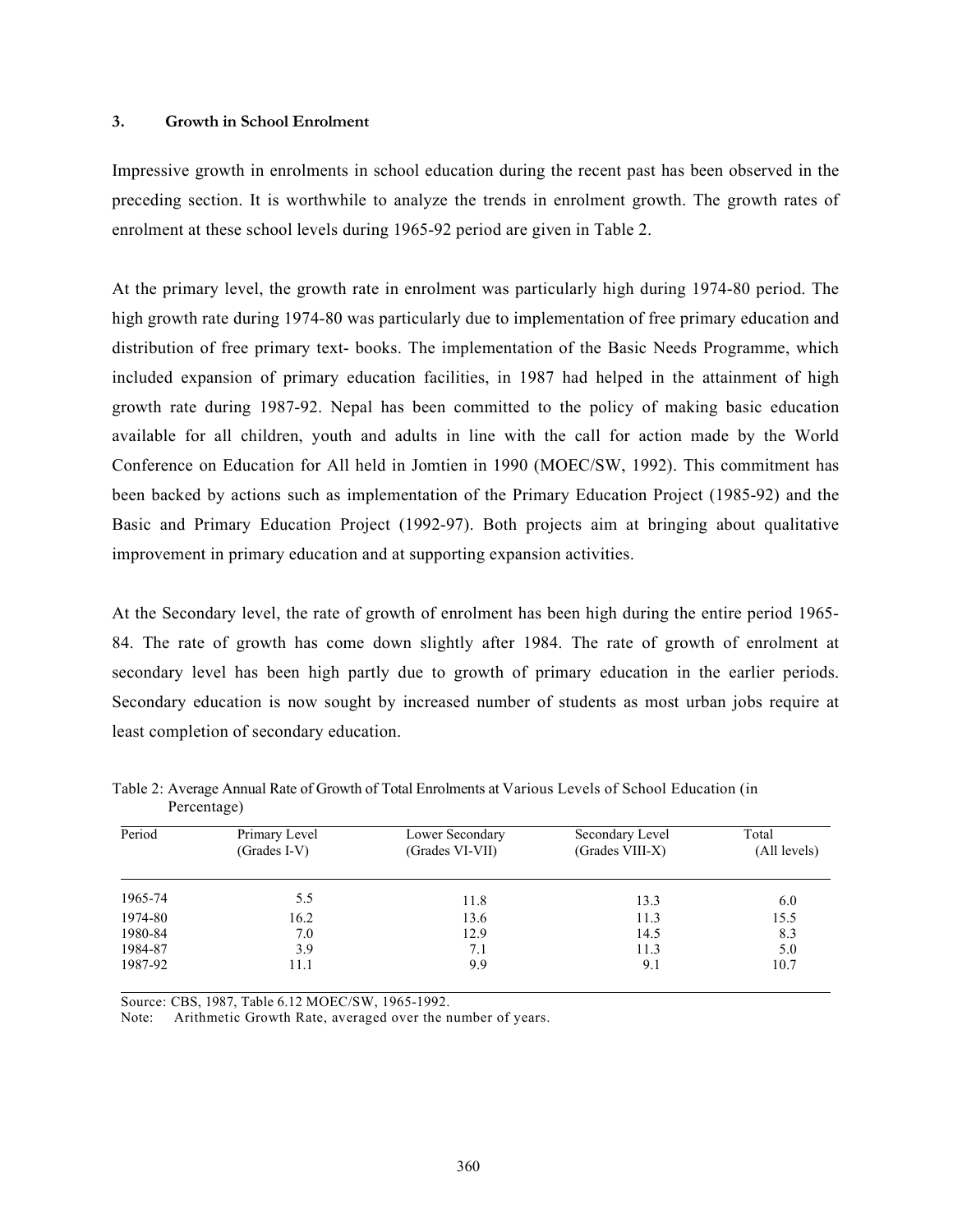### 3. Growth in School Enrolment

Impressive growth in enrolments in school education during the recent past has been observed in the preceding section. It is worthwhile to analyze the trends in enrolment growth. The growth rates of enrolment at these school levels during 1965-92 period are given in Table 2.

At the primary level, the growth rate in enrolment was particularly high during 1974-80 period. The high growth rate during 1974-80 was particularly due to implementation of free primary education and distribution of free primary text- books. The implementation of the Basic Needs Programme, which included expansion of primary education facilities, in 1987 had helped in the attainment of high growth rate during 1987-92. Nepal has been committed to the policy of making basic education available for all children, youth and adults in line with the call for action made by the World Conference on Education for All held in Jomtien in 1990 (MOEC/SW, 1992). This commitment has been backed by actions such as implementation of the Primary Education Project (1985-92) and the Basic and Primary Education Project (1992-97). Both projects aim at bringing about qualitative improvement in primary education and at supporting expansion activities.

At the Secondary level, the rate of growth of enrolment has been high during the entire period 1965-84. The rate of growth has come down slightly after 1984. The rate of growth of enrolment at secondary level has been high partly due to growth of primary education in the earlier periods. Secondary education is now sought by increased number of students as most urban jobs require at least completion of secondary education.

Table 2: Average Annual Rate of Growth of Total Enrolments at Various Levels of School Education (in Percentage)

| Period | Primary Level (Grades I-V) | Lower Secondary (Grades VI-VII) | Secondary Level (Grades VIII-X) | Total (All levels) |
|---|---|---|---|---|
| 1965-74 | 5.5 | 11.8 | 13.3 | 6.0 |
| 1974-80 | 16.2 | 13.6 | 11.3 | 15.5 |
| 1980-84 | 7.0 | 12.9 | 14.5 | 8.3 |
| 1984-87 | 3.9 | 7.1 | 11.3 | 5.0 |
| 1987-92 | 11.1 | 9.9 | 9.1 | 10.7 |

Source: CBS, 1987, Table 6.12 MOEC/SW, 1965-1992.

Note: Arithmetic Growth Rate, averaged over the number of years.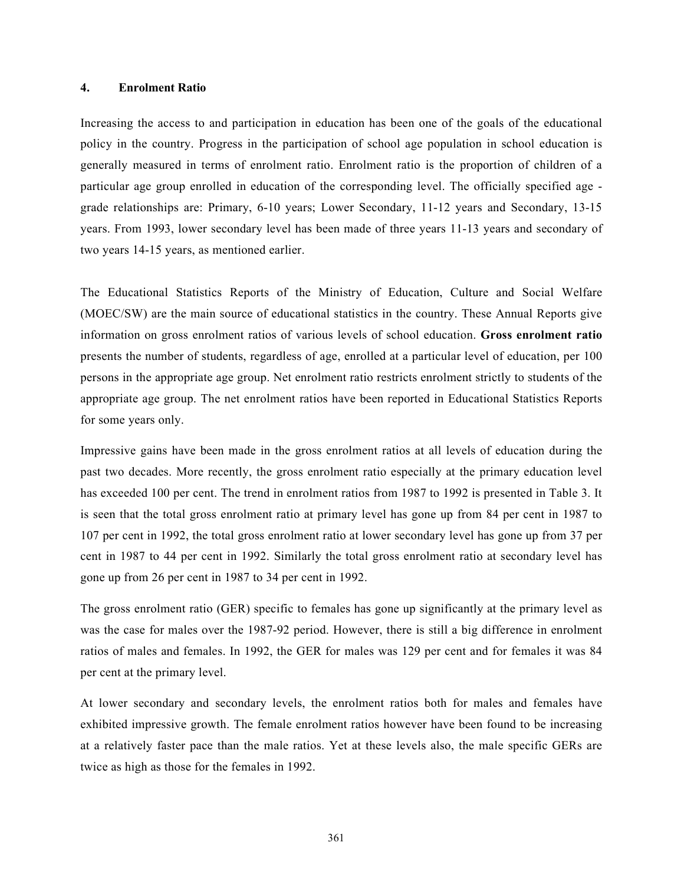## 4. Enrolment Ratio

Increasing the access to and participation in education has been one of the goals of the educational policy in the country. Progress in the participation of school age population in school education is generally measured in terms of enrolment ratio. Enrolment ratio is the proportion of children of a particular age group enrolled in education of the corresponding level. The officially specified age - grade relationships are: Primary, 6-10 years; Lower Secondary, 11-12 years and Secondary, 13-15 years. From 1993, lower secondary level has been made of three years 11-13 years and secondary of two years 14-15 years, as mentioned earlier.

The Educational Statistics Reports of the Ministry of Education, Culture and Social Welfare (MOEC/SW) are the main source of educational statistics in the country. These Annual Reports give information on gross enrolment ratios of various levels of school education. **Gross enrolment ratio** presents the number of students, regardless of age, enrolled at a particular level of education, per 100 persons in the appropriate age group. Net enrolment ratio restricts enrolment strictly to students of the appropriate age group. The net enrolment ratios have been reported in Educational Statistics Reports for some years only.

Impressive gains have been made in the gross enrolment ratios at all levels of education during the past two decades. More recently, the gross enrolment ratio especially at the primary education level has exceeded 100 per cent. The trend in enrolment ratios from 1987 to 1992 is presented in Table 3. It is seen that the total gross enrolment ratio at primary level has gone up from 84 per cent in 1987 to 107 per cent in 1992, the total gross enrolment ratio at lower secondary level has gone up from 37 per cent in 1987 to 44 per cent in 1992. Similarly the total gross enrolment ratio at secondary level has gone up from 26 per cent in 1987 to 34 per cent in 1992.

The gross enrolment ratio (GER) specific to females has gone up significantly at the primary level as was the case for males over the 1987-92 period. However, there is still a big difference in enrolment ratios of males and females. In 1992, the GER for males was 129 per cent and for females it was 84 per cent at the primary level.

At lower secondary and secondary levels, the enrolment ratios both for males and females have exhibited impressive growth. The female enrolment ratios however have been found to be increasing at a relatively faster pace than the male ratios. Yet at these levels also, the male specific GERs are twice as high as those for the females in 1992.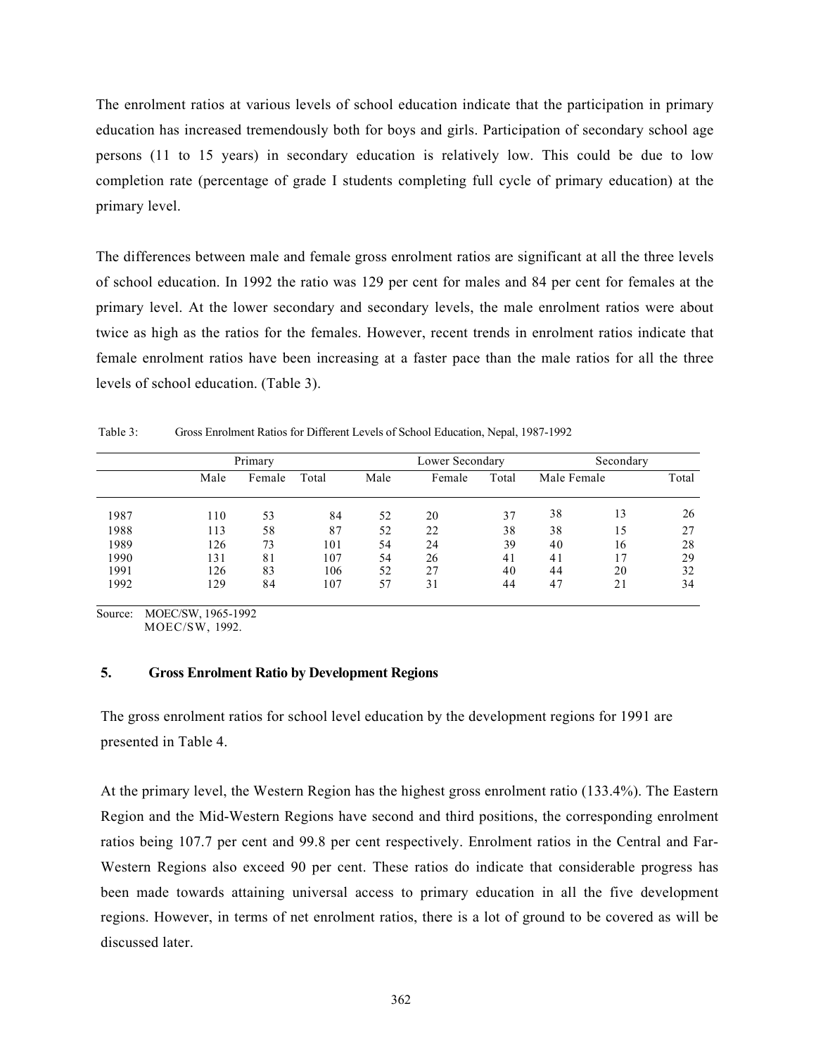The enrolment ratios at various levels of school education indicate that the participation in primary education has increased tremendously both for boys and girls. Participation of secondary school age persons (11 to 15 years) in secondary education is relatively low. This could be due to low completion rate (percentage of grade I students completing full cycle of primary education) at the primary level.

The differences between male and female gross enrolment ratios are significant at all the three levels of school education. In 1992 the ratio was 129 per cent for males and 84 per cent for females at the primary level. At the lower secondary and secondary levels, the male enrolment ratios were about twice as high as the ratios for the females. However, recent trends in enrolment ratios indicate that female enrolment ratios have been increasing at a faster pace than the male ratios for all the three levels of school education. (Table 3).

Table 3: Gross Enrolment Ratios for Different Levels of School Education, Nepal, 1987-1992

| | Primary | | | Lower Secondary | | | Secondary | | |
|---|---|---|---|---|---|---|---|---|---|
| | Male | Female | Total | Male | Female | Total | Male | Female | Total |
| 1987 | 110 | 53 | 84 | 52 | 20 | 37 | 38 | 13 | 26 |
| 1988 | 113 | 58 | 87 | 52 | 22 | 38 | 38 | 15 | 27 |
| 1989 | 126 | 73 | 101 | 54 | 24 | 39 | 40 | 16 | 28 |
| 1990 | 131 | 81 | 107 | 54 | 26 | 41 | 41 | 17 | 29 |
| 1991 | 126 | 83 | 106 | 52 | 27 | 40 | 44 | 20 | 32 |
| 1992 | 129 | 84 | 107 | 57 | 31 | 44 | 47 | 21 | 34 |

Source: MOEC/SW, 1965-1992
MOEC/SW, 1992.

## 5. Gross Enrolment Ratio by Development Regions

The gross enrolment ratios for school level education by the development regions for 1991 are presented in Table 4.

At the primary level, the Western Region has the highest gross enrolment ratio (133.4%). The Eastern Region and the Mid-Western Regions have second and third positions, the corresponding enrolment ratios being 107.7 per cent and 99.8 per cent respectively. Enrolment ratios in the Central and Far-Western Regions also exceed 90 per cent. These ratios do indicate that considerable progress has been made towards attaining universal access to primary education in all the five development regions. However, in terms of net enrolment ratios, there is a lot of ground to be covered as will be discussed later.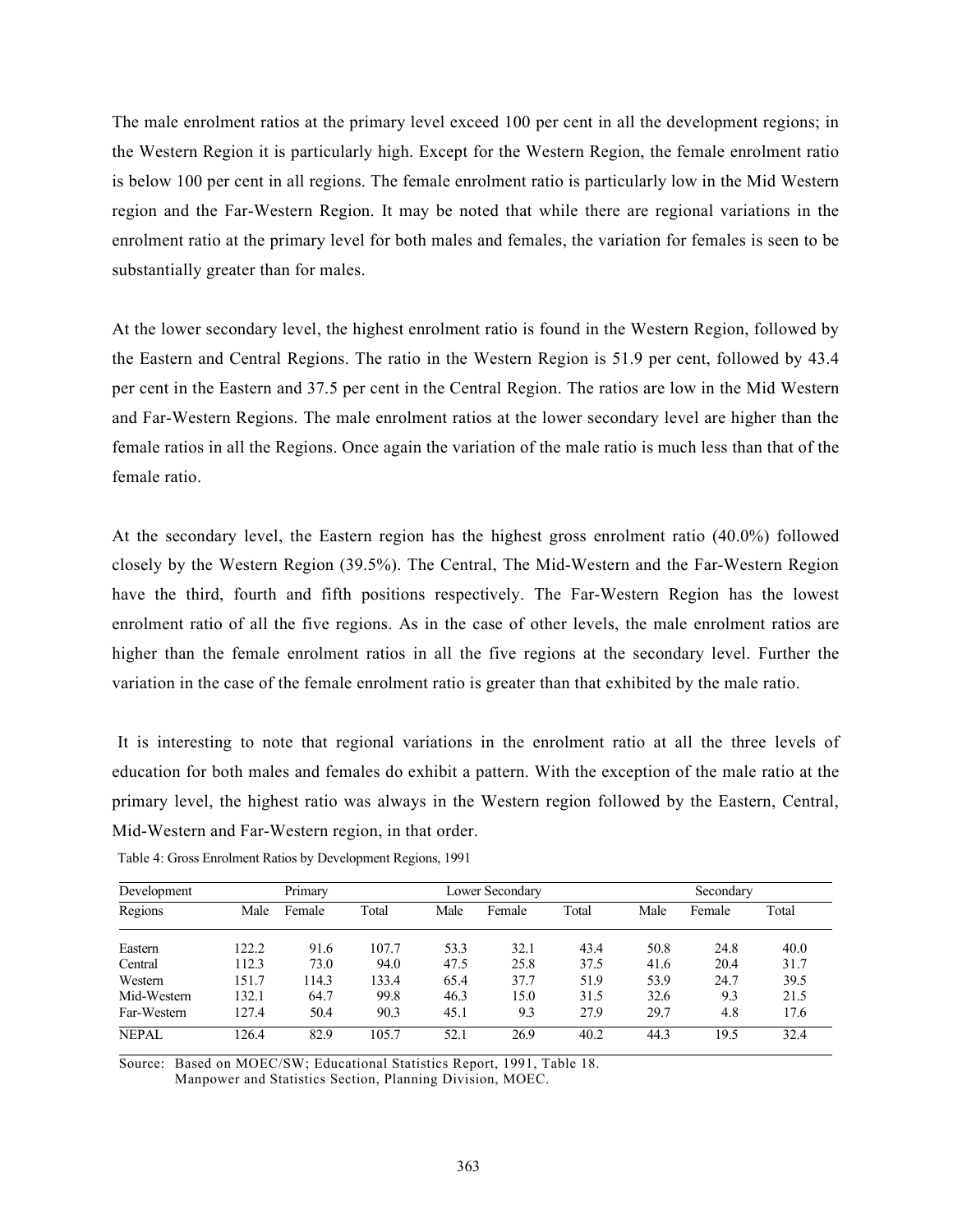The male enrolment ratios at the primary level exceed 100 per cent in all the development regions; in the Western Region it is particularly high. Except for the Western Region, the female enrolment ratio is below 100 per cent in all regions. The female enrolment ratio is particularly low in the Mid Western region and the Far-Western Region. It may be noted that while there are regional variations in the enrolment ratio at the primary level for both males and females, the variation for females is seen to be substantially greater than for males.

At the lower secondary level, the highest enrolment ratio is found in the Western Region, followed by the Eastern and Central Regions. The ratio in the Western Region is 51.9 per cent, followed by 43.4 per cent in the Eastern and 37.5 per cent in the Central Region. The ratios are low in the Mid Western and Far-Western Regions. The male enrolment ratios at the lower secondary level are higher than the female ratios in all the Regions. Once again the variation of the male ratio is much less than that of the female ratio.

At the secondary level, the Eastern region has the highest gross enrolment ratio (40.0%) followed closely by the Western Region (39.5%). The Central, The Mid-Western and the Far-Western Region have the third, fourth and fifth positions respectively. The Far-Western Region has the lowest enrolment ratio of all the five regions. As in the case of other levels, the male enrolment ratios are higher than the female enrolment ratios in all the five regions at the secondary level. Further the variation in the case of the female enrolment ratio is greater than that exhibited by the male ratio.

It is interesting to note that regional variations in the enrolment ratio at all the three levels of education for both males and females do exhibit a pattern. With the exception of the male ratio at the primary level, the highest ratio was always in the Western region followed by the Eastern, Central, Mid-Western and Far-Western region, in that order.

Table 4: Gross Enrolment Ratios by Development Regions, 1991

| Development | Primary | | | Lower Secondary | | | Secondary | | |
|---|---|---|---|---|---|---|---|---|---|
| Regions | Male | Female | Total | Male | Female | Total | Male | Female | Total |
| Eastern | 122.2 | 91.6 | 107.7 | 53.3 | 32.1 | 43.4 | 50.8 | 24.8 | 40.0 |
| Central | 112.3 | 73.0 | 94.0 | 47.5 | 25.8 | 37.5 | 41.6 | 20.4 | 31.7 |
| Western | 151.7 | 114.3 | 133.4 | 65.4 | 37.7 | 51.9 | 53.9 | 24.7 | 39.5 |
| Mid-Western | 132.1 | 64.7 | 99.8 | 46.3 | 15.0 | 31.5 | 32.6 | 9.3 | 21.5 |
| Far-Western | 127.4 | 50.4 | 90.3 | 45.1 | 9.3 | 27.9 | 29.7 | 4.8 | 17.6 |
| NEPAL | 126.4 | 82.9 | 105.7 | 52.1 | 26.9 | 40.2 | 44.3 | 19.5 | 32.4 |

Source: Based on MOEC/SW; Educational Statistics Report, 1991, Table 18.
Manpower and Statistics Section, Planning Division, MOEC.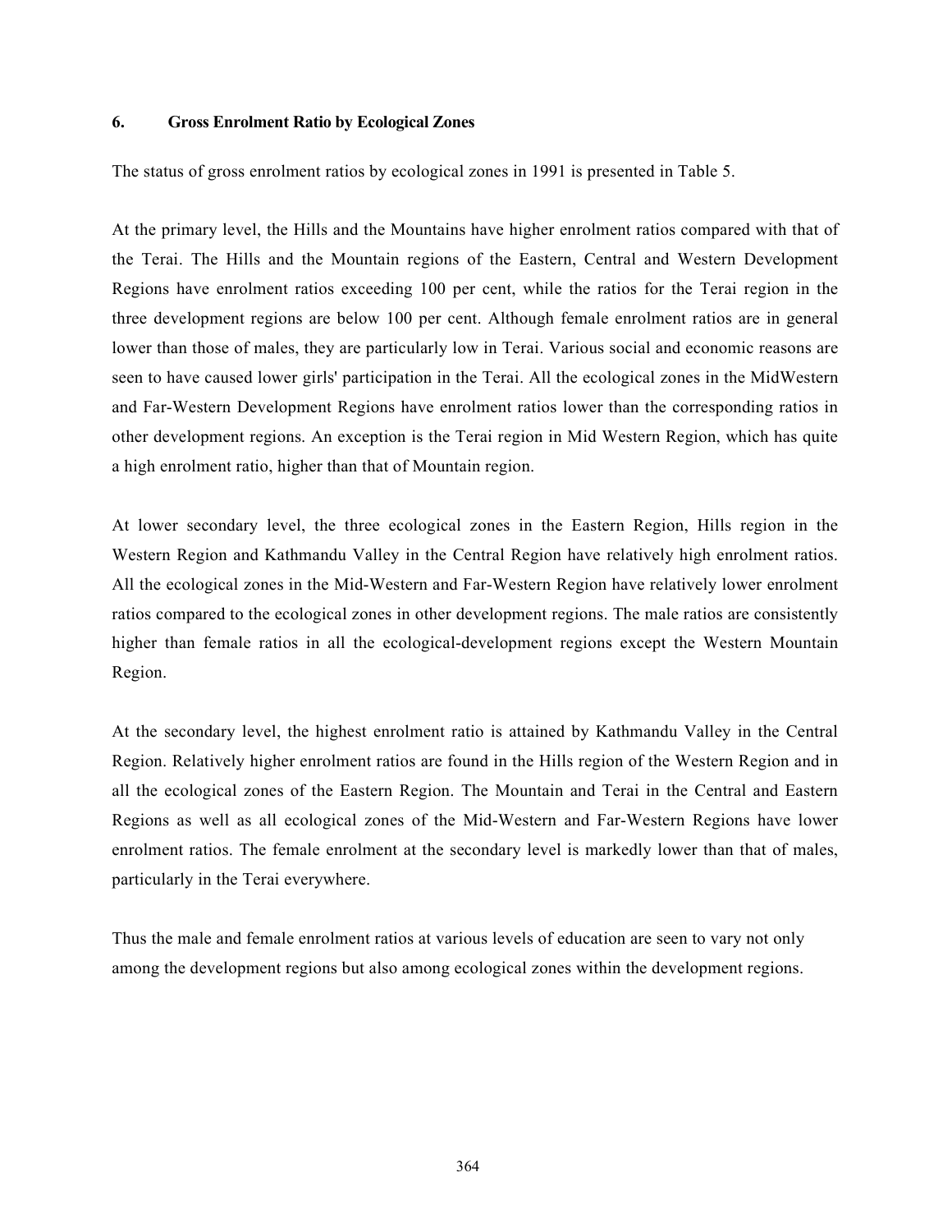## 6. Gross Enrolment Ratio by Ecological Zones

The status of gross enrolment ratios by ecological zones in 1991 is presented in Table 5.

At the primary level, the Hills and the Mountains have higher enrolment ratios compared with that of the Terai. The Hills and the Mountain regions of the Eastern, Central and Western Development Regions have enrolment ratios exceeding 100 per cent, while the ratios for the Terai region in the three development regions are below 100 per cent. Although female enrolment ratios are in general lower than those of males, they are particularly low in Terai. Various social and economic reasons are seen to have caused lower girls' participation in the Terai. All the ecological zones in the MidWestern and Far-Western Development Regions have enrolment ratios lower than the corresponding ratios in other development regions. An exception is the Terai region in Mid Western Region, which has quite a high enrolment ratio, higher than that of Mountain region.

At lower secondary level, the three ecological zones in the Eastern Region, Hills region in the Western Region and Kathmandu Valley in the Central Region have relatively high enrolment ratios. All the ecological zones in the Mid-Western and Far-Western Region have relatively lower enrolment ratios compared to the ecological zones in other development regions. The male ratios are consistently higher than female ratios in all the ecological-development regions except the Western Mountain Region.

At the secondary level, the highest enrolment ratio is attained by Kathmandu Valley in the Central Region. Relatively higher enrolment ratios are found in the Hills region of the Western Region and in all the ecological zones of the Eastern Region. The Mountain and Terai in the Central and Eastern Regions as well as all ecological zones of the Mid-Western and Far-Western Regions have lower enrolment ratios. The female enrolment at the secondary level is markedly lower than that of males, particularly in the Terai everywhere.

Thus the male and female enrolment ratios at various levels of education are seen to vary not only among the development regions but also among ecological zones within the development regions.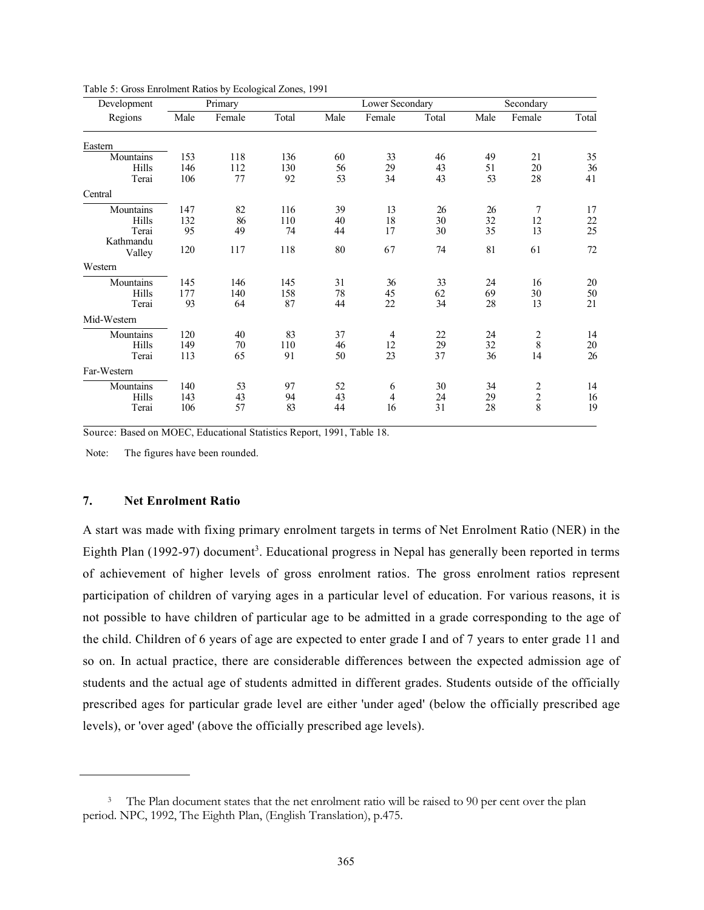Table 5: Gross Enrolment Ratios by Ecological Zones, 1991

| Development | Primary | | | Lower Secondary | | | Secondary | | |
|---|---|---|---|---|---|---|---|---|---|
| Regions | Male | Female | Total | Male | Female | Total | Male | Female | Total |
| Eastern | | | | | | | | | |
| Mountains | 153 | 118 | 136 | 60 | 33 | 46 | 49 | 21 | 35 |
| Hills | 146 | 112 | 130 | 56 | 29 | 43 | 51 | 20 | 36 |
| Terai | 106 | 77 | 92 | 53 | 34 | 43 | 53 | 28 | 41 |
| Central | | | | | | | | | |
| Mountains | 147 | 82 | 116 | 39 | 13 | 26 | 26 | 7 | 17 |
| Hills | 132 | 86 | 110 | 40 | 18 | 30 | 32 | 12 | 22 |
| Terai | 95 | 49 | 74 | 44 | 17 | 30 | 35 | 13 | 25 |
| Kathmandu Valley | 120 | 117 | 118 | 80 | 67 | 74 | 81 | 61 | 72 |
| Western | | | | | | | | | |
| Mountains | 145 | 146 | 145 | 31 | 36 | 33 | 24 | 16 | 20 |
| Hills | 177 | 140 | 158 | 78 | 45 | 62 | 69 | 30 | 50 |
| Terai | 93 | 64 | 87 | 44 | 22 | 34 | 28 | 13 | 21 |
| Mid-Western | | | | | | | | | |
| Mountains | 120 | 40 | 83 | 37 | 4 | 22 | 24 | 2 | 14 |
| Hills | 149 | 70 | 110 | 46 | 12 | 29 | 32 | 8 | 20 |
| Terai | 113 | 65 | 91 | 50 | 23 | 37 | 36 | 14 | 26 |
| Far-Western | | | | | | | | | |
| Mountains | 140 | 53 | 97 | 52 | 6 | 30 | 34 | 2 | 14 |
| Hills | 143 | 43 | 94 | 43 | 4 | 24 | 29 | 2 | 16 |
| Terai | 106 | 57 | 83 | 44 | 16 | 31 | 28 | 8 | 19 |

Source: Based on MOEC, Educational Statistics Report, 1991, Table 18.

Note: The figures have been rounded.

## 7. Net Enrolment Ratio

A start was made with fixing primary enrolment targets in terms of Net Enrolment Ratio (NER) in the Eighth Plan (1992-97) document[3]. Educational progress in Nepal has generally been reported in terms of achievement of higher levels of gross enrolment ratios. The gross enrolment ratios represent participation of children of varying ages in a particular level of education. For various reasons, it is not possible to have children of particular age to be admitted in a grade corresponding to the age of the child. Children of 6 years of age are expected to enter grade I and of 7 years to enter grade 11 and so on. In actual practice, there are considerable differences between the expected admission age of students and the actual age of students admitted in different grades. Students outside of the officially prescribed ages for particular grade level are either 'under aged' (below the officially prescribed age levels), or 'over aged' (above the officially prescribed age levels).

[3] The Plan document states that the net enrolment ratio will be raised to 90 per cent over the plan period. NPC, 1992, The Eighth Plan, (English Translation), p.475.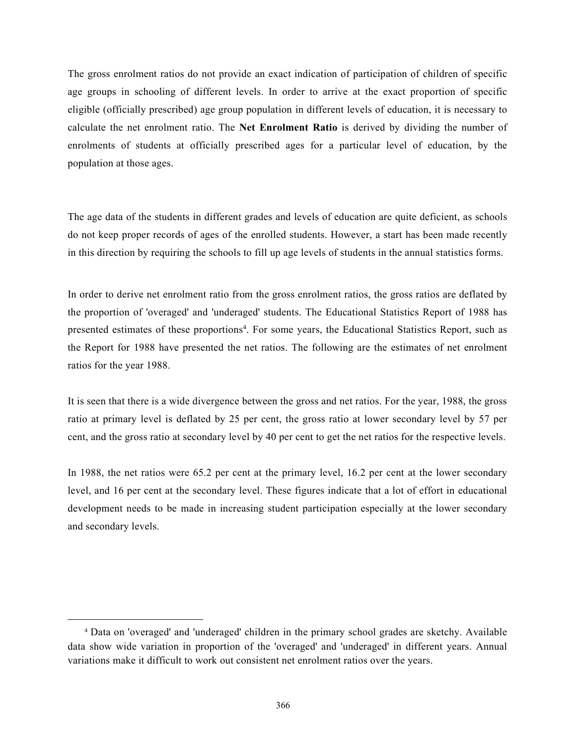The gross enrolment ratios do not provide an exact indication of participation of children of specific age groups in schooling of different levels. In order to arrive at the exact proportion of specific eligible (officially prescribed) age group population in different levels of education, it is necessary to calculate the net enrolment ratio. The **Net Enrolment Ratio** is derived by dividing the number of enrolments of students at officially prescribed ages for a particular level of education, by the population at those ages.

The age data of the students in different grades and levels of education are quite deficient, as schools do not keep proper records of ages of the enrolled students. However, a start has been made recently in this direction by requiring the schools to fill up age levels of students in the annual statistics forms.

In order to derive net enrolment ratio from the gross enrolment ratios, the gross ratios are deflated by the proportion of 'overaged' and 'underaged' students. The Educational Statistics Report of 1988 has presented estimates of these proportions[4]. For some years, the Educational Statistics Report, such as the Report for 1988 have presented the net ratios. The following are the estimates of net enrolment ratios for the year 1988.

It is seen that there is a wide divergence between the gross and net ratios. For the year, 1988, the gross ratio at primary level is deflated by 25 per cent, the gross ratio at lower secondary level by 57 per cent, and the gross ratio at secondary level by 40 per cent to get the net ratios for the respective levels.

In 1988, the net ratios were 65.2 per cent at the primary level, 16.2 per cent at the lower secondary level, and 16 per cent at the secondary level. These figures indicate that a lot of effort in educational development needs to be made in increasing student participation especially at the lower secondary and secondary levels.

---

[4] Data on 'overaged' and 'underaged' children in the primary school grades are sketchy. Available data show wide variation in proportion of the 'overaged' and 'underaged' in different years. Annual variations make it difficult to work out consistent net enrolment ratios over the years.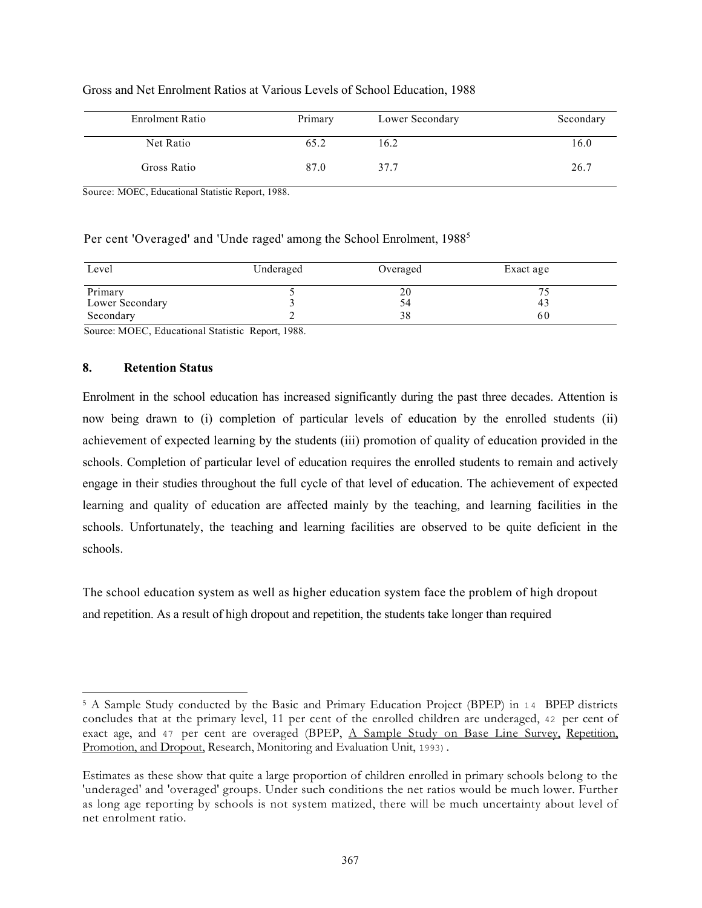Gross and Net Enrolment Ratios at Various Levels of School Education, 1988

| Enrolment Ratio | Primary | Lower Secondary | Secondary |
|---|---|---|---|
| Net Ratio | 65.2 | 16.2 | 16.0 |
| Gross Ratio | 87.0 | 37.7 | 26.7 |

Source: MOEC, Educational Statistic Report, 1988.

Per cent 'Overaged' and 'Unde raged' among the School Enrolment, 1988[5]

| Level | Underaged | Overaged | Exact age |
|---|---|---|---|
| Primary | 5 | 20 | 75 |
| Lower Secondary | 3 | 54 | 43 |
| Secondary | 2 | 38 | 60 |

Source: MOEC, Educational Statistic Report, 1988.

### 8. Retention Status

Enrolment in the school education has increased significantly during the past three decades. Attention is now being drawn to (i) completion of particular levels of education by the enrolled students (ii) achievement of expected learning by the students (iii) promotion of quality of education provided in the schools. Completion of particular level of education requires the enrolled students to remain and actively engage in their studies throughout the full cycle of that level of education. The achievement of expected learning and quality of education are affected mainly by the teaching, and learning facilities in the schools. Unfortunately, the teaching and learning facilities are observed to be quite deficient in the schools.

The school education system as well as higher education system face the problem of high dropout and repetition. As a result of high dropout and repetition, the students take longer than required

---

[5] A Sample Study conducted by the Basic and Primary Education Project (BPEP) in 14 BPEP districts concludes that at the primary level, 11 per cent of the enrolled children are underaged, 42 per cent of exact age, and 47 per cent are overaged (BPEP, A Sample Study on Base Line Survey, Repetition, Promotion, and Dropout, Research, Monitoring and Evaluation Unit, 1993).

Estimates as these show that quite a large proportion of children enrolled in primary schools belong to the 'underaged' and 'overaged' groups. Under such conditions the net ratios would be much lower. Further as long age reporting by schools is not system matized, there will be much uncertainty about level of net enrolment ratio.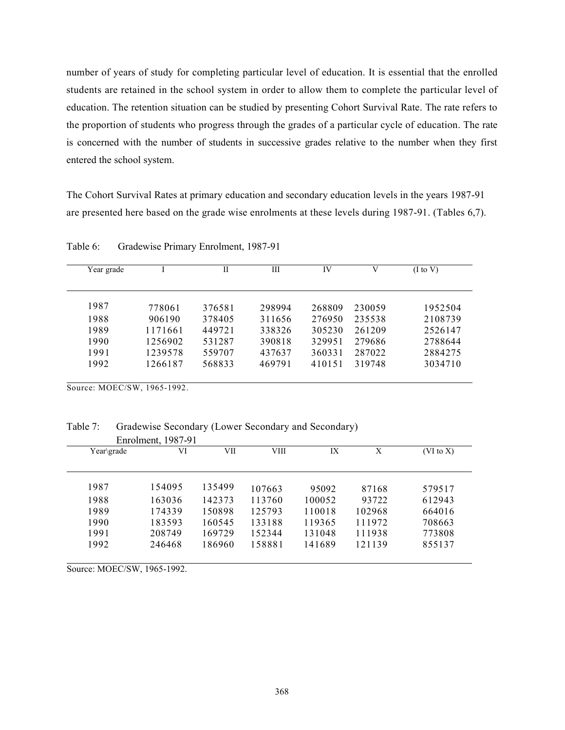number of years of study for completing particular level of education. It is essential that the enrolled students are retained in the school system in order to allow them to complete the particular level of education. The retention situation can be studied by presenting Cohort Survival Rate. The rate refers to the proportion of students who progress through the grades of a particular cycle of education. The rate is concerned with the number of students in successive grades relative to the number when they first entered the school system.

The Cohort Survival Rates at primary education and secondary education levels in the years 1987-91 are presented here based on the grade wise enrolments at these levels during 1987-91. (Tables 6,7).

Table 6: Gradewise Primary Enrolment, 1987-91

| Year grade | I | II | III | IV | V | (I to V) |
|---|---|---|---|---|---|---|
| 1987 | 778061 | 376581 | 298994 | 268809 | 230059 | 1952504 |
| 1988 | 906190 | 378405 | 311656 | 276950 | 235538 | 2108739 |
| 1989 | 1171661 | 449721 | 338326 | 305230 | 261209 | 2526147 |
| 1990 | 1256902 | 531287 | 390818 | 329951 | 279686 | 2788644 |
| 1991 | 1239578 | 559707 | 437637 | 360331 | 287022 | 2884275 |
| 1992 | 1266187 | 568833 | 469791 | 410151 | 319748 | 3034710 |

Source: MOEC/SW, 1965-1992.

Table 7: Gradewise Secondary (Lower Secondary and Secondary) Enrolment, 1987-91

| Year\grade | VI | VII | VIII | IX | X | (VI to X) |
|---|---|---|---|---|---|---|
| 1987 | 154095 | 135499 | 107663 | 95092 | 87168 | 579517 |
| 1988 | 163036 | 142373 | 113760 | 100052 | 93722 | 612943 |
| 1989 | 174339 | 150898 | 125793 | 110018 | 102968 | 664016 |
| 1990 | 183593 | 160545 | 133188 | 119365 | 111972 | 708663 |
| 1991 | 208749 | 169729 | 152344 | 131048 | 111938 | 773808 |
| 1992 | 246468 | 186960 | 158881 | 141689 | 121139 | 855137 |

Source: MOEC/SW, 1965-1992.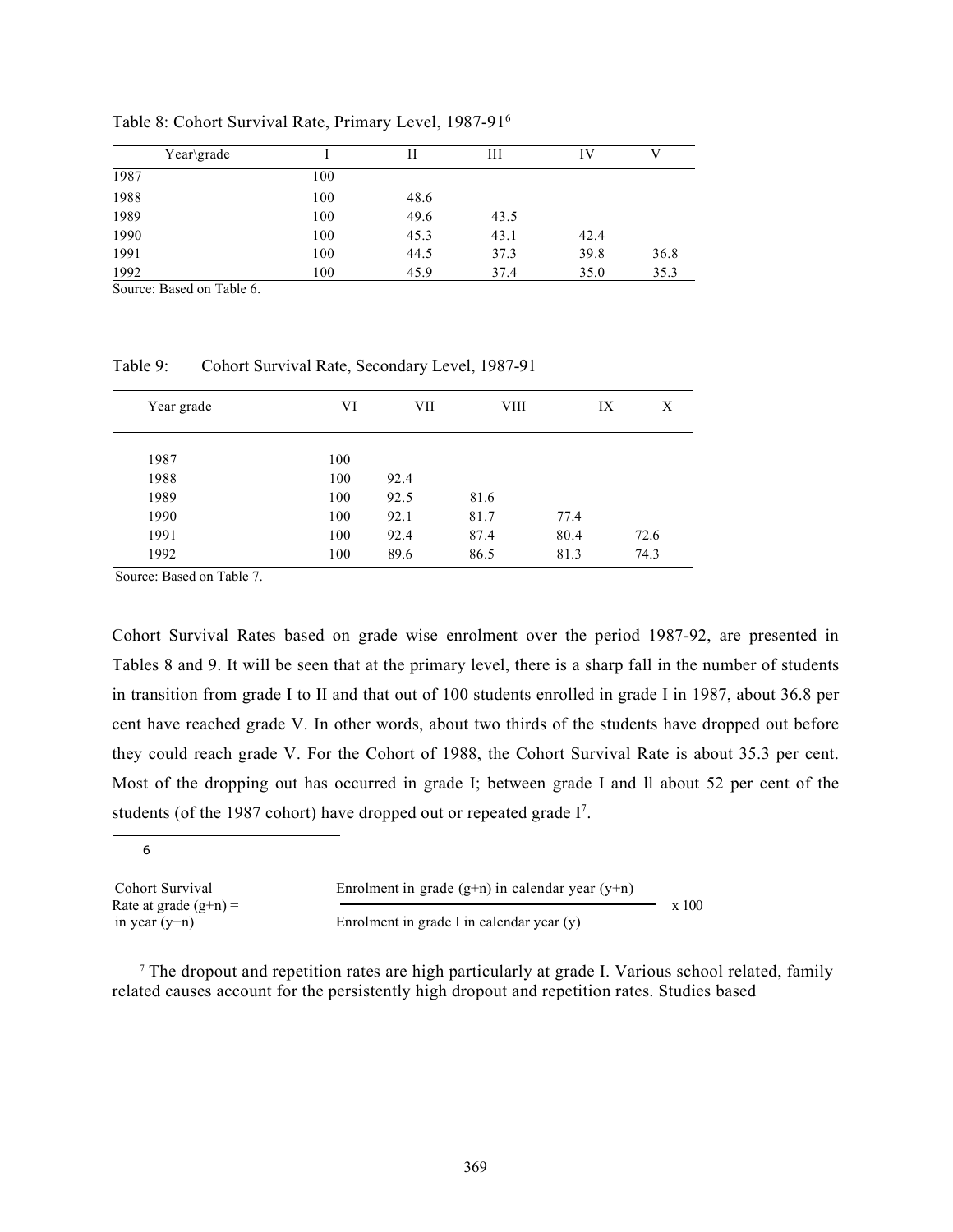Table 8: Cohort Survival Rate, Primary Level, 1987-91[6]

| Year\grade | I | II | III | IV | V |
|---|---|---|---|---|---|
| 1987 | 100 | | | | |
| 1988 | 100 | 48.6 | | | |
| 1989 | 100 | 49.6 | 43.5 | | |
| 1990 | 100 | 45.3 | 43.1 | 42.4 | |
| 1991 | 100 | 44.5 | 37.3 | 39.8 | 36.8 |
| 1992 | 100 | 45.9 | 37.4 | 35.0 | 35.3 |

Source: Based on Table 6.

Table 9: Cohort Survival Rate, Secondary Level, 1987-91

| Year grade | VI | VII | VIII | IX | X |
|---|---|---|---|---|---|
| 1987 | 100 | | | | |
| 1988 | 100 | 92.4 | | | |
| 1989 | 100 | 92.5 | 81.6 | | |
| 1990 | 100 | 92.1 | 81.7 | 77.4 | |
| 1991 | 100 | 92.4 | 87.4 | 80.4 | 72.6 |
| 1992 | 100 | 89.6 | 86.5 | 81.3 | 74.3 |

Source: Based on Table 7.

Cohort Survival Rates based on grade wise enrolment over the period 1987-92, are presented in Tables 8 and 9. It will be seen that at the primary level, there is a sharp fall in the number of students in transition from grade I to II and that out of 100 students enrolled in grade I in 1987, about 36.8 per cent have reached grade V. In other words, about two thirds of the students have dropped out before they could reach grade V. For the Cohort of 1988, the Cohort Survival Rate is about 35.3 per cent. Most of the dropping out has occurred in grade I; between grade I and ll about 52 per cent of the students (of the 1987 cohort) have dropped out or repeated grade I[7].

---

[6]

$$\text{Cohort Survival Rate at grade } (g+n) \text{ in year } (y+n) = \frac{\text{Enrolment in grade } (g+n) \text{ in calendar year } (y+n)}{\text{Enrolment in grade I in calendar year } (y)} \times 100$$

[7] The dropout and repetition rates are high particularly at grade I. Various school related, family related causes account for the persistently high dropout and repetition rates. Studies based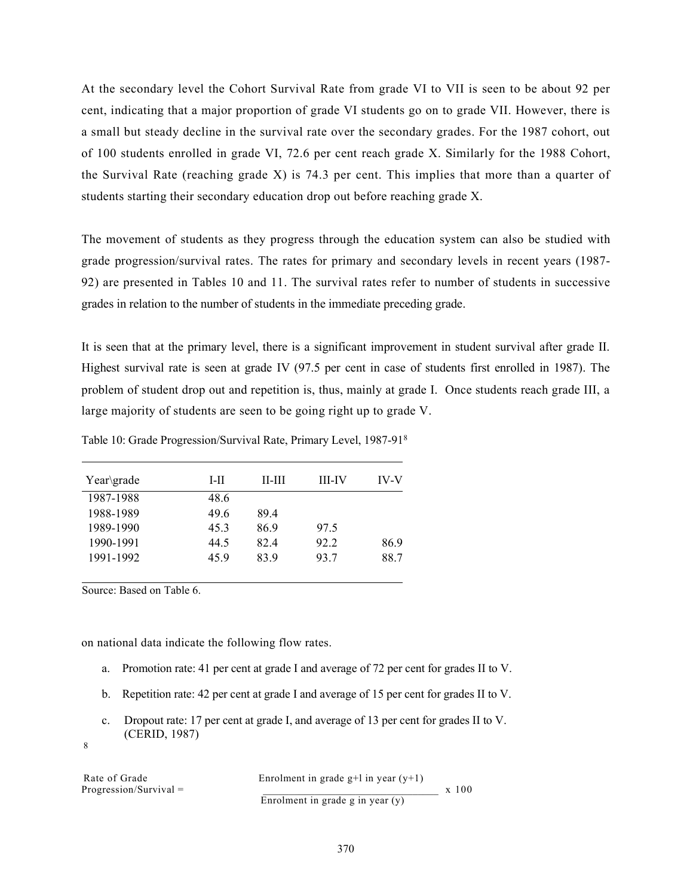At the secondary level the Cohort Survival Rate from grade VI to VII is seen to be about 92 per cent, indicating that a major proportion of grade VI students go on to grade VII. However, there is a small but steady decline in the survival rate over the secondary grades. For the 1987 cohort, out of 100 students enrolled in grade VI, 72.6 per cent reach grade X. Similarly for the 1988 Cohort, the Survival Rate (reaching grade X) is 74.3 per cent. This implies that more than a quarter of students starting their secondary education drop out before reaching grade X.

The movement of students as they progress through the education system can also be studied with grade progression/survival rates. The rates for primary and secondary levels in recent years (1987-92) are presented in Tables 10 and 11. The survival rates refer to number of students in successive grades in relation to the number of students in the immediate preceding grade.

It is seen that at the primary level, there is a significant improvement in student survival after grade II. Highest survival rate is seen at grade IV (97.5 per cent in case of students first enrolled in 1987). The problem of student drop out and repetition is, thus, mainly at grade I. Once students reach grade III, a large majority of students are seen to be going right up to grade V.

Table 10: Grade Progression/Survival Rate, Primary Level, 1987-91[8]

| Year\grade | I-II | II-III | III-IV | IV-V |
|---|---|---|---|---|
| 1987-1988 | 48.6 | | | |
| 1988-1989 | 49.6 | 89.4 | | |
| 1989-1990 | 45.3 | 86.9 | 97.5 | |
| 1990-1991 | 44.5 | 82.4 | 92.2 | 86.9 |
| 1991-1992 | 45.9 | 83.9 | 93.7 | 88.7 |

Source: Based on Table 6.

on national data indicate the following flow rates.

a. Promotion rate: 41 per cent at grade I and average of 72 per cent for grades II to V.

b. Repetition rate: 42 per cent at grade I and average of 15 per cent for grades II to V.

c. Dropout rate: 17 per cent at grade I, and average of 13 per cent for grades II to V. (CERID, 1987)

[8]

$$\text{Rate of Grade Progression/Survival} = \frac{\text{Enrolment in grade g+1 in year (y+1)}}{\text{Enrolment in grade g in year (y)}} \times 100$$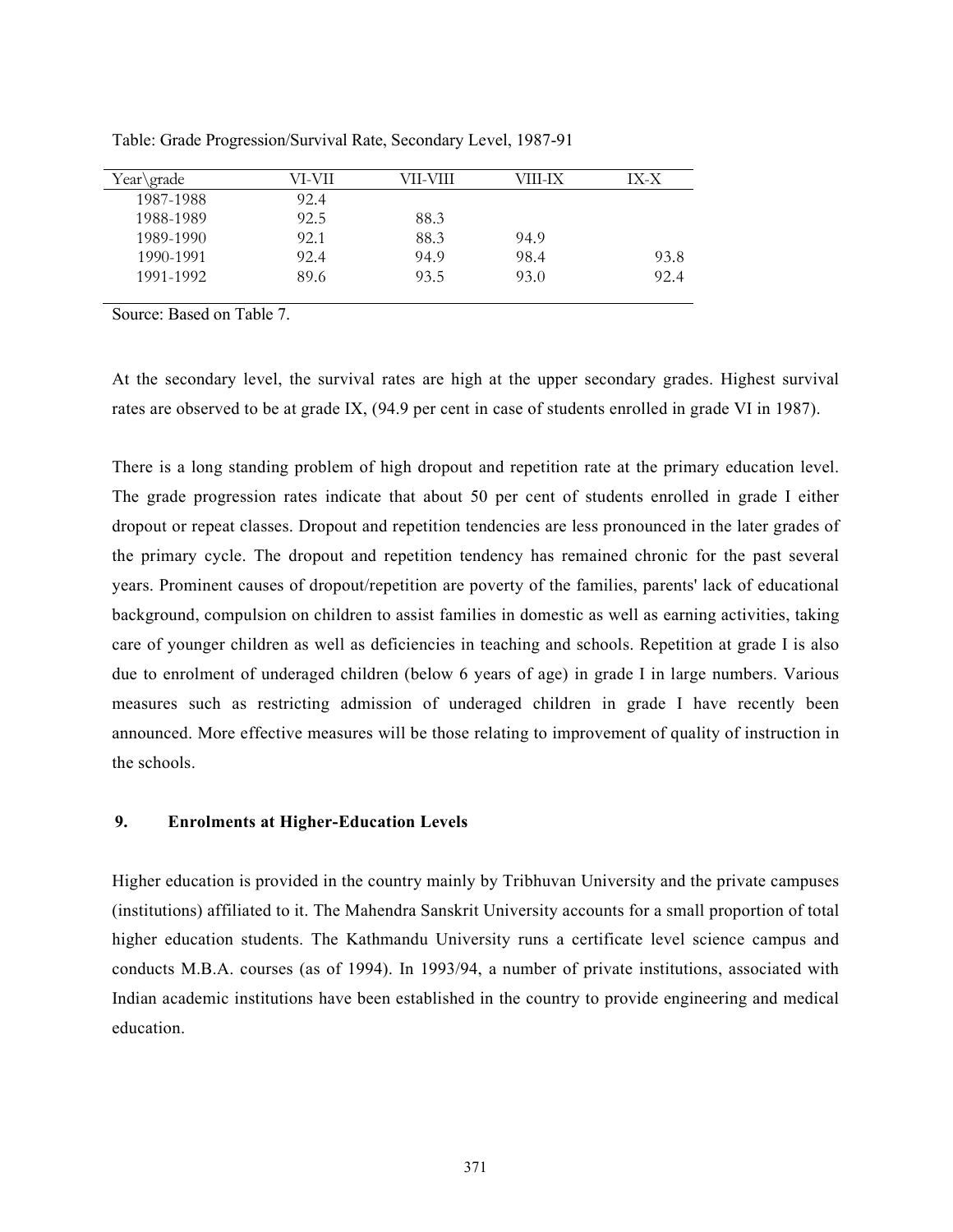Table: Grade Progression/Survival Rate, Secondary Level, 1987-91

| Year\grade | VI-VII | VII-VIII | VIII-IX | IX-X |
|---|---|---|---|---|
| 1987-1988 | 92.4 | | | |
| 1988-1989 | 92.5 | 88.3 | | |
| 1989-1990 | 92.1 | 88.3 | 94.9 | |
| 1990-1991 | 92.4 | 94.9 | 98.4 | 93.8 |
| 1991-1992 | 89.6 | 93.5 | 93.0 | 92.4 |

Source: Based on Table 7.

At the secondary level, the survival rates are high at the upper secondary grades. Highest survival rates are observed to be at grade IX, (94.9 per cent in case of students enrolled in grade VI in 1987).

There is a long standing problem of high dropout and repetition rate at the primary education level. The grade progression rates indicate that about 50 per cent of students enrolled in grade I either dropout or repeat classes. Dropout and repetition tendencies are less pronounced in the later grades of the primary cycle. The dropout and repetition tendency has remained chronic for the past several years. Prominent causes of dropout/repetition are poverty of the families, parents' lack of educational background, compulsion on children to assist families in domestic as well as earning activities, taking care of younger children as well as deficiencies in teaching and schools. Repetition at grade I is also due to enrolment of underaged children (below 6 years of age) in grade I in large numbers. Various measures such as restricting admission of underaged children in grade I have recently been announced. More effective measures will be those relating to improvement of quality of instruction in the schools.

## 9. Enrolments at Higher-Education Levels

Higher education is provided in the country mainly by Tribhuvan University and the private campuses (institutions) affiliated to it. The Mahendra Sanskrit University accounts for a small proportion of total higher education students. The Kathmandu University runs a certificate level science campus and conducts M.B.A. courses (as of 1994). In 1993/94, a number of private institutions, associated with Indian academic institutions have been established in the country to provide engineering and medical education.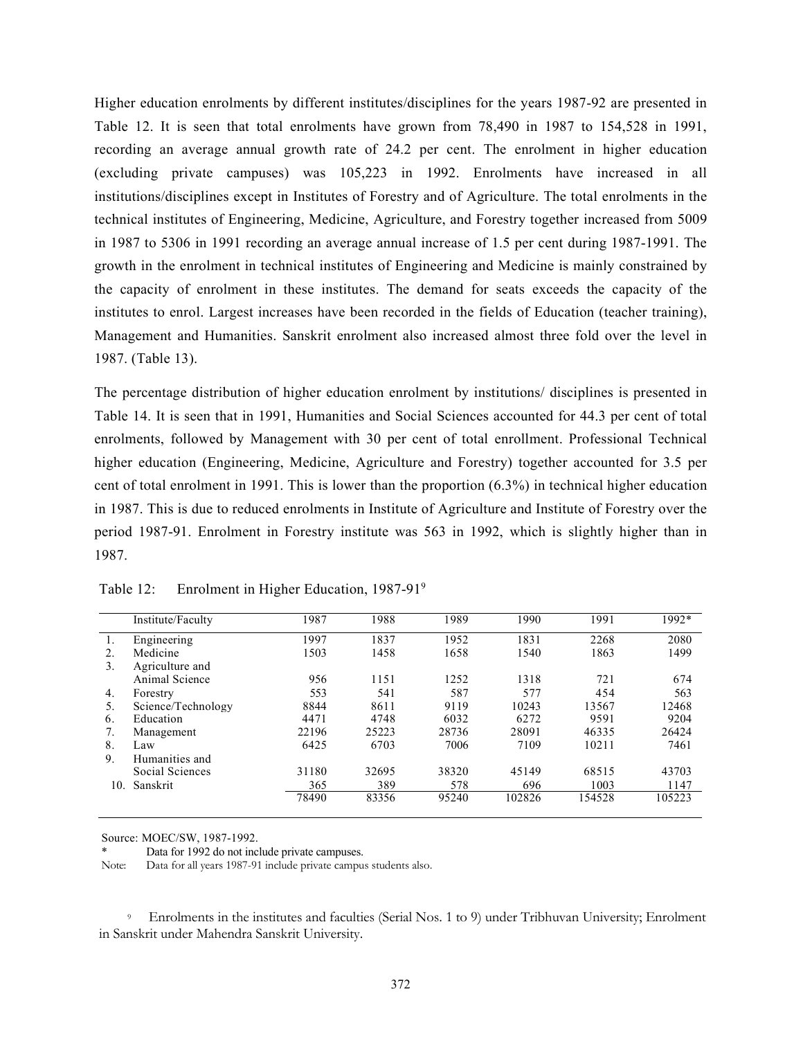Higher education enrolments by different institutes/disciplines for the years 1987-92 are presented in Table 12. It is seen that total enrolments have grown from 78,490 in 1987 to 154,528 in 1991, recording an average annual growth rate of 24.2 per cent. The enrolment in higher education (excluding private campuses) was 105,223 in 1992. Enrolments have increased in all institutions/disciplines except in Institutes of Forestry and of Agriculture. The total enrolments in the technical institutes of Engineering, Medicine, Agriculture, and Forestry together increased from 5009 in 1987 to 5306 in 1991 recording an average annual increase of 1.5 per cent during 1987-1991. The growth in the enrolment in technical institutes of Engineering and Medicine is mainly constrained by the capacity of enrolment in these institutes. The demand for seats exceeds the capacity of the institutes to enrol. Largest increases have been recorded in the fields of Education (teacher training), Management and Humanities. Sanskrit enrolment also increased almost three fold over the level in 1987. (Table 13).

The percentage distribution of higher education enrolment by institutions/ disciplines is presented in Table 14. It is seen that in 1991, Humanities and Social Sciences accounted for 44.3 per cent of total enrolments, followed by Management with 30 per cent of total enrollment. Professional Technical higher education (Engineering, Medicine, Agriculture and Forestry) together accounted for 3.5 per cent of total enrolment in 1991. This is lower than the proportion (6.3%) in technical higher education in 1987. This is due to reduced enrolments in Institute of Agriculture and Institute of Forestry over the period 1987-91. Enrolment in Forestry institute was 563 in 1992, which is slightly higher than in 1987.

Table 12: Enrolment in Higher Education, 1987-91[9]

| | Institute/Faculty | 1987 | 1988 | 1989 | 1990 | 1991 | 1992* |
|---|---|---|---|---|---|---|---|
| 1. | Engineering | 1997 | 1837 | 1952 | 1831 | 2268 | 2080 |
| 2. | Medicine | 1503 | 1458 | 1658 | 1540 | 1863 | 1499 |
| 3. | Agriculture and Animal Science | 956 | 1151 | 1252 | 1318 | 721 | 674 |
| 4. | Forestry | 553 | 541 | 587 | 577 | 454 | 563 |
| 5. | Science/Technology | 8844 | 8611 | 9119 | 10243 | 13567 | 12468 |
| 6. | Education | 4471 | 4748 | 6032 | 6272 | 9591 | 9204 |
| 7. | Management | 22196 | 25223 | 28736 | 28091 | 46335 | 26424 |
| 8. | Law | 6425 | 6703 | 7006 | 7109 | 10211 | 7461 |
| 9. | Humanities and Social Sciences | 31180 | 32695 | 38320 | 45149 | 68515 | 43703 |
| 10. | Sanskrit | 365 | 389 | 578 | 696 | 1003 | 1147 |
| | | 78490 | 83356 | 95240 | 102826 | 154528 | 105223 |

Source: MOEC/SW, 1987-1992.

\* Data for 1992 do not include private campuses.

Note: Data for all years 1987-91 include private campus students also.

[9] Enrolments in the institutes and faculties (Serial Nos. 1 to 9) under Tribhuvan University; Enrolment in Sanskrit under Mahendra Sanskrit University.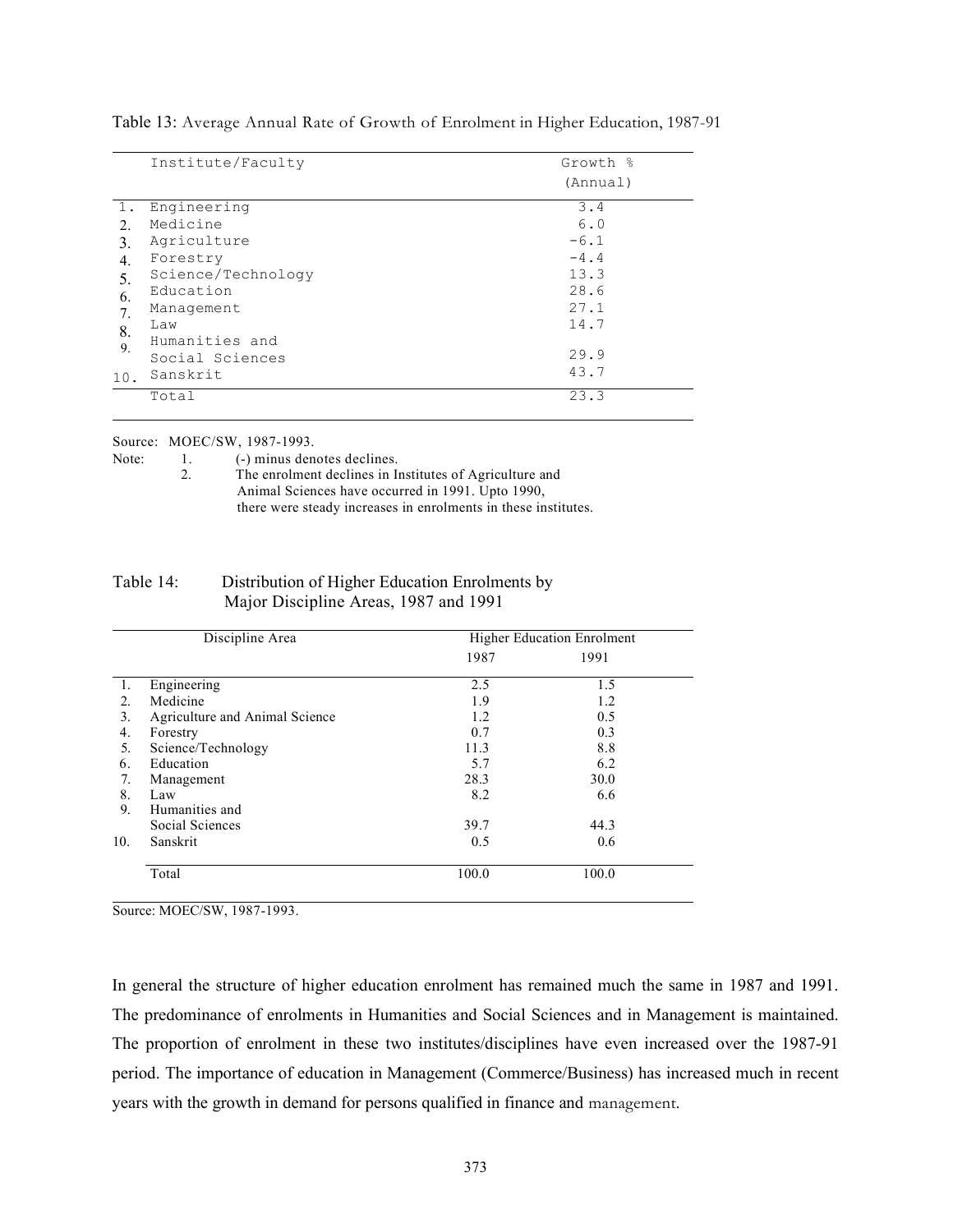Table 13: Average Annual Rate of Growth of Enrolment in Higher Education, 1987-91

| | Institute/Faculty | Growth % (Annual) |
|---|---|---|
| 1. | Engineering | 3.4 |
| 2. | Medicine | 6.0 |
| 3. | Agriculture | -6.1 |
| 4. | Forestry | -4.4 |
| 5. | Science/Technology | 13.3 |
| 6. | Education | 28.6 |
| 7. | Management | 27.1 |
| 8. | Law | 14.7 |
| 9. | Humanities and Social Sciences | 29.9 |
| 10. | Sanskrit | 43.7 |
| | Total | 23.3 |

Source: MOEC/SW, 1987-1993.

Note: 1. (-) minus denotes declines.
2. The enrolment declines in Institutes of Agriculture and Animal Sciences have occurred in 1991. Upto 1990, there were steady increases in enrolments in these institutes.

Table 14: Distribution of Higher Education Enrolments by Major Discipline Areas, 1987 and 1991

| | Discipline Area | Higher Education Enrolment | |
|---|---|---|---|
| | | 1987 | 1991 |
| 1. | Engineering | 2.5 | 1.5 |
| 2. | Medicine | 1.9 | 1.2 |
| 3. | Agriculture and Animal Science | 1.2 | 0.5 |
| 4. | Forestry | 0.7 | 0.3 |
| 5. | Science/Technology | 11.3 | 8.8 |
| 6. | Education | 5.7 | 6.2 |
| 7. | Management | 28.3 | 30.0 |
| 8. | Law | 8.2 | 6.6 |
| 9. | Humanities and Social Sciences | 39.7 | 44.3 |
| 10. | Sanskrit | 0.5 | 0.6 |
| | Total | 100.0 | 100.0 |

Source: MOEC/SW, 1987-1993.

In general the structure of higher education enrolment has remained much the same in 1987 and 1991. The predominance of enrolments in Humanities and Social Sciences and in Management is maintained. The proportion of enrolment in these two institutes/disciplines have even increased over the 1987-91 period. The importance of education in Management (Commerce/Business) has increased much in recent years with the growth in demand for persons qualified in finance and management.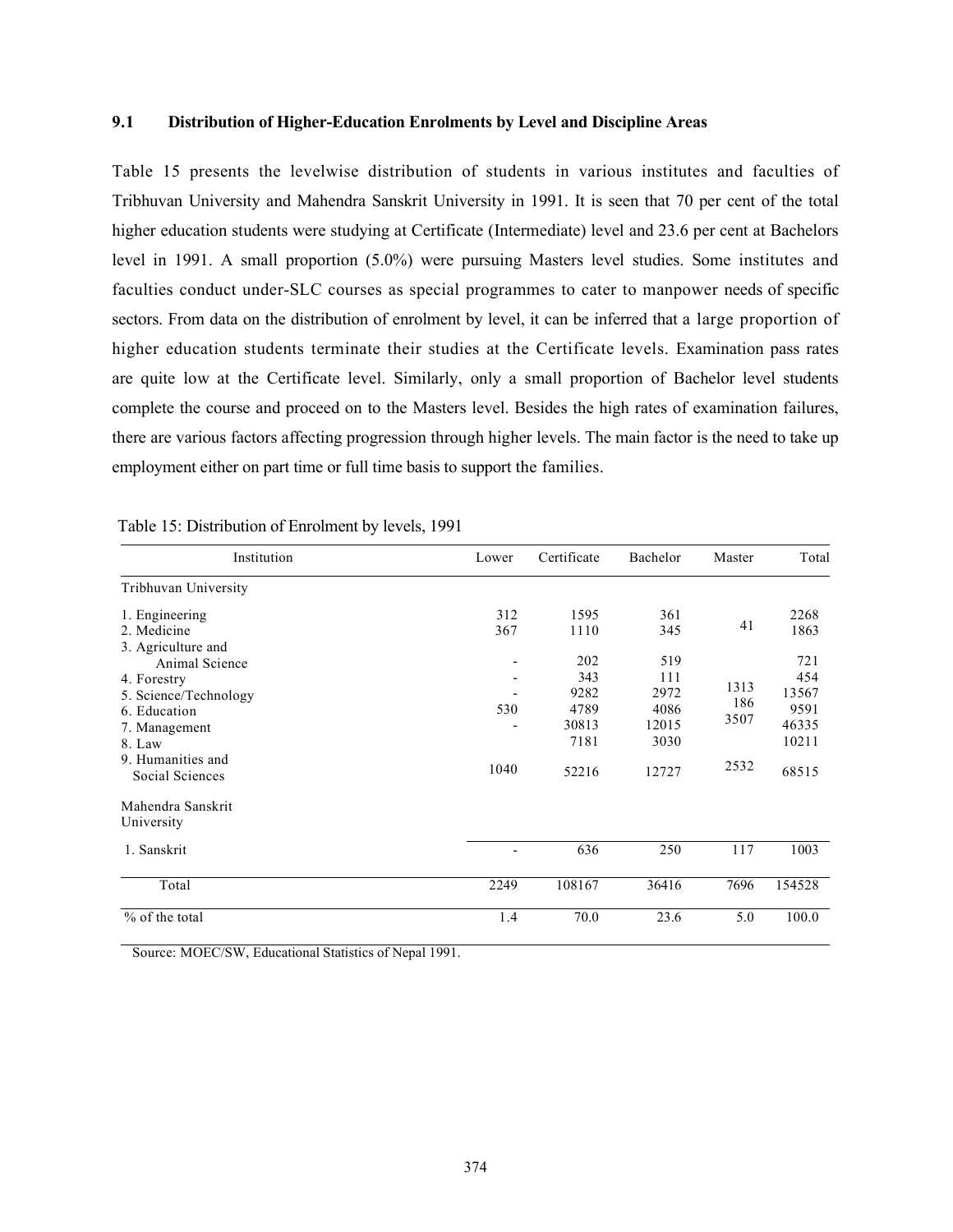### 9.1 Distribution of Higher-Education Enrolments by Level and Discipline Areas

Table 15 presents the levelwise distribution of students in various institutes and faculties of Tribhuvan University and Mahendra Sanskrit University in 1991. It is seen that 70 per cent of the total higher education students were studying at Certificate (Intermediate) level and 23.6 per cent at Bachelors level in 1991. A small proportion (5.0%) were pursuing Masters level studies. Some institutes and faculties conduct under-SLC courses as special programmes to cater to manpower needs of specific sectors. From data on the distribution of enrolment by level, it can be inferred that a large proportion of higher education students terminate their studies at the Certificate levels. Examination pass rates are quite low at the Certificate level. Similarly, only a small proportion of Bachelor level students complete the course and proceed on to the Masters level. Besides the high rates of examination failures, there are various factors affecting progression through higher levels. The main factor is the need to take up employment either on part time or full time basis to support the families.

Table 15: Distribution of Enrolment by levels, 1991

| Institution | Lower | Certificate | Bachelor | Master | Total |
|---|---|---|---|---|---|
| Tribhuvan University | | | | | |
| 1. Engineering | 312 | 1595 | 361 | | 2268 |
| 2. Medicine | 367 | 1110 | 345 | 41 | 1863 |
| 3. Agriculture and Animal Science | - | 202 | 519 | | 721 |
| 4. Forestry | - | 343 | 111 | | 454 |
| 5. Science/Technology | - | 9282 | 2972 | 1313 | 13567 |
| 6. Education | 530 | 4789 | 4086 | 186 | 9591 |
| 7. Management | - | 30813 | 12015 | 3507 | 46335 |
| 8. Law | | 7181 | 3030 | | 10211 |
| 9. Humanities and Social Sciences | 1040 | 52216 | 12727 | 2532 | 68515 |
| Mahendra Sanskrit University | | | | | |
| 1. Sanskrit | - | 636 | 250 | 117 | 1003 |
| Total | 2249 | 108167 | 36416 | 7696 | 154528 |
| % of the total | 1.4 | 70.0 | 23.6 | 5.0 | 100.0 |

Source: MOEC/SW, Educational Statistics of Nepal 1991.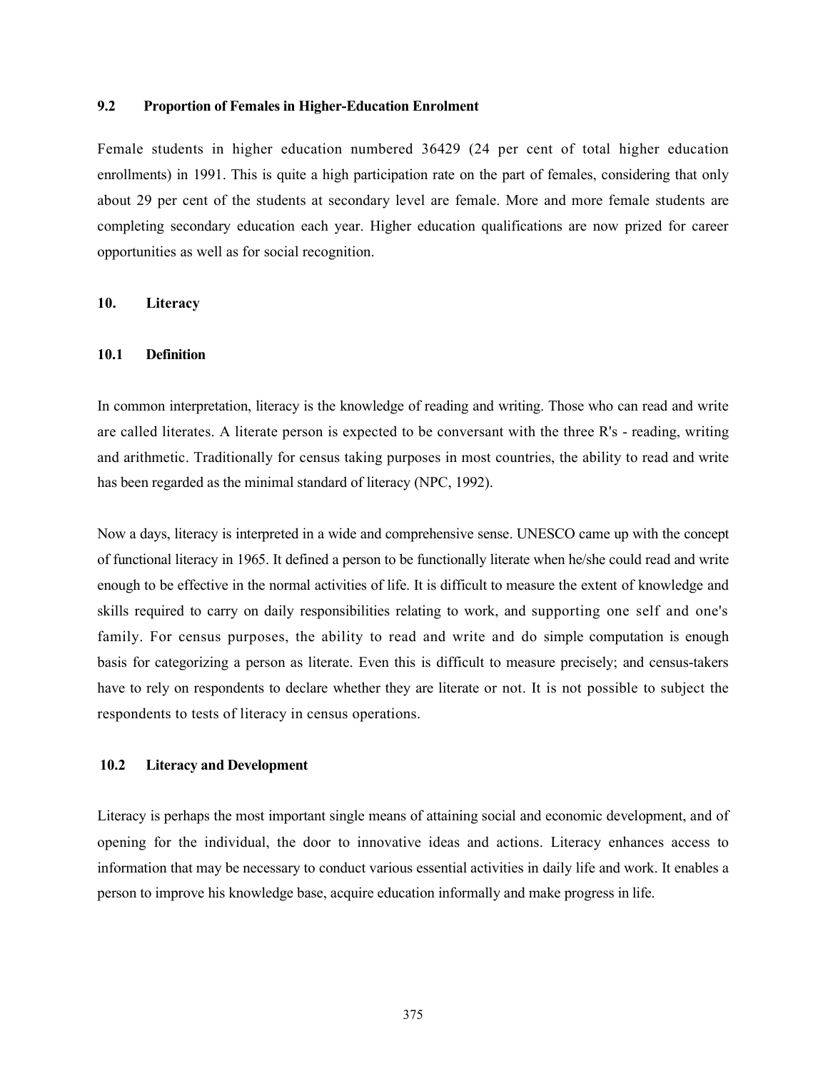### 9.2 Proportion of Females in Higher-Education Enrolment

Female students in higher education numbered 36429 (24 per cent of total higher education enrollments) in 1991. This is quite a high participation rate on the part of females, considering that only about 29 per cent of the students at secondary level are female. More and more female students are completing secondary education each year. Higher education qualifications are now prized for career opportunities as well as for social recognition.

## 10. Literacy

### 10.1 Definition

In common interpretation, literacy is the knowledge of reading and writing. Those who can read and write are called literates. A literate person is expected to be conversant with the three R's - reading, writing and arithmetic. Traditionally for census taking purposes in most countries, the ability to read and write has been regarded as the minimal standard of literacy (NPC, 1992).

Now a days, literacy is interpreted in a wide and comprehensive sense. UNESCO came up with the concept of functional literacy in 1965. It defined a person to be functionally literate when he/she could read and write enough to be effective in the normal activities of life. It is difficult to measure the extent of knowledge and skills required to carry on daily responsibilities relating to work, and supporting one self and one's family. For census purposes, the ability to read and write and do simple computation is enough basis for categorizing a person as literate. Even this is difficult to measure precisely; and census-takers have to rely on respondents to declare whether they are literate or not. It is not possible to subject the respondents to tests of literacy in census operations.

### 10.2 Literacy and Development

Literacy is perhaps the most important single means of attaining social and economic development, and of opening for the individual, the door to innovative ideas and actions. Literacy enhances access to information that may be necessary to conduct various essential activities in daily life and work. It enables a person to improve his knowledge base, acquire education informally and make progress in life.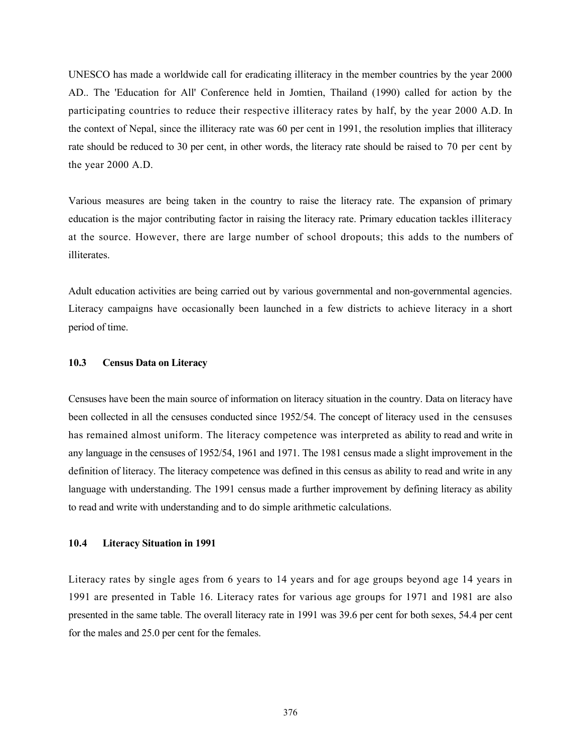UNESCO has made a worldwide call for eradicating illiteracy in the member countries by the year 2000 AD.. The 'Education for All' Conference held in Jomtien, Thailand (1990) called for action by the participating countries to reduce their respective illiteracy rates by half, by the year 2000 A.D. In the context of Nepal, since the illiteracy rate was 60 per cent in 1991, the resolution implies that illiteracy rate should be reduced to 30 per cent, in other words, the literacy rate should be raised to 70 per cent by the year 2000 A.D.

Various measures are being taken in the country to raise the literacy rate. The expansion of primary education is the major contributing factor in raising the literacy rate. Primary education tackles illiteracy at the source. However, there are large number of school dropouts; this adds to the numbers of illiterates.

Adult education activities are being carried out by various governmental and non-governmental agencies. Literacy campaigns have occasionally been launched in a few districts to achieve literacy in a short period of time.

### 10.3 Census Data on Literacy

Censuses have been the main source of information on literacy situation in the country. Data on literacy have been collected in all the censuses conducted since 1952/54. The concept of literacy used in the censuses has remained almost uniform. The literacy competence was interpreted as ability to read and write in any language in the censuses of 1952/54, 1961 and 1971. The 1981 census made a slight improvement in the definition of literacy. The literacy competence was defined in this census as ability to read and write in any language with understanding. The 1991 census made a further improvement by defining literacy as ability to read and write with understanding and to do simple arithmetic calculations.

### 10.4 Literacy Situation in 1991

Literacy rates by single ages from 6 years to 14 years and for age groups beyond age 14 years in 1991 are presented in Table 16. Literacy rates for various age groups for 1971 and 1981 are also presented in the same table. The overall literacy rate in 1991 was 39.6 per cent for both sexes, 54.4 per cent for the males and 25.0 per cent for the females.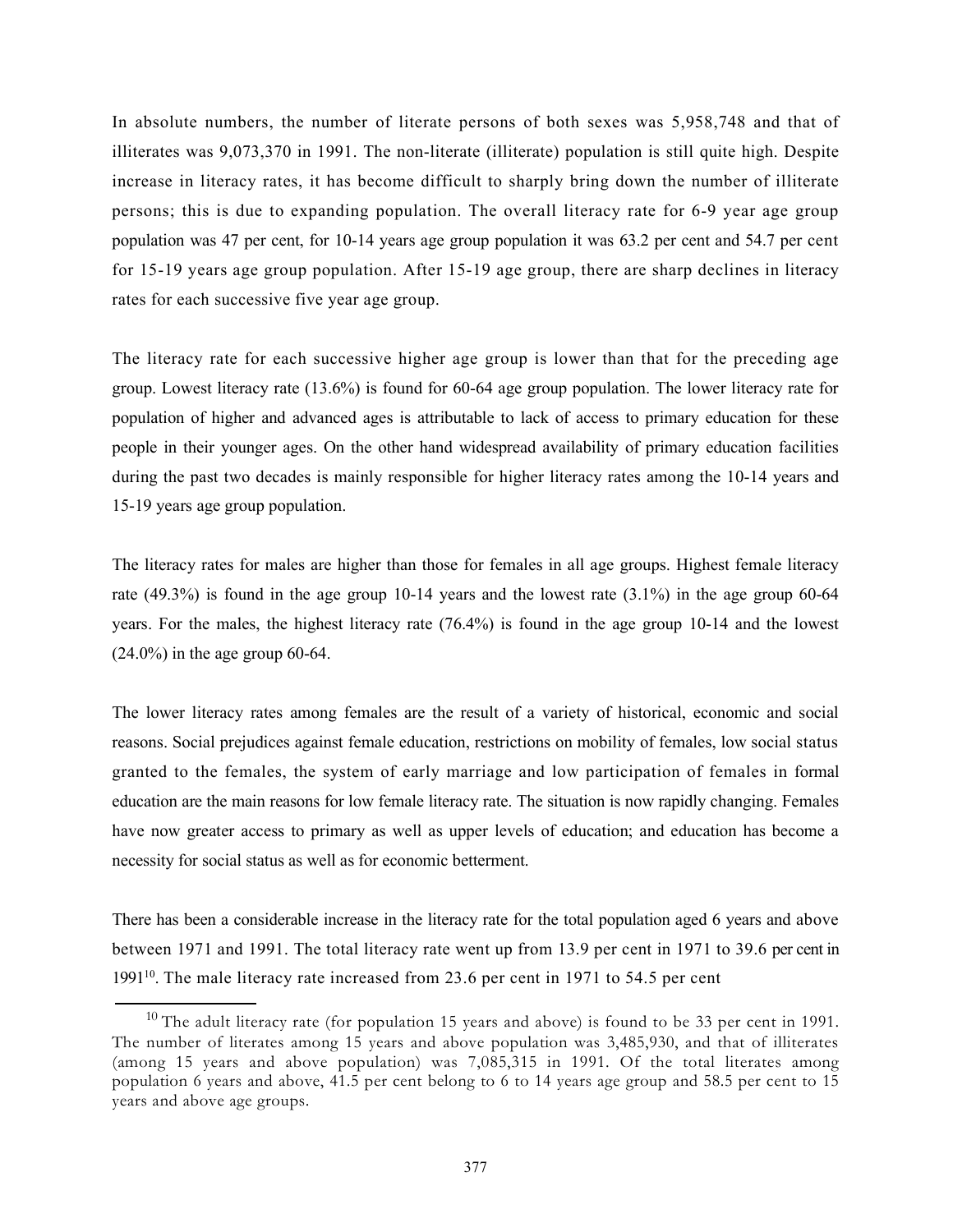In absolute numbers, the number of literate persons of both sexes was 5,958,748 and that of illiterates was 9,073,370 in 1991. The non-literate (illiterate) population is still quite high. Despite increase in literacy rates, it has become difficult to sharply bring down the number of illiterate persons; this is due to expanding population. The overall literacy rate for 6-9 year age group population was 47 per cent, for 10-14 years age group population it was 63.2 per cent and 54.7 per cent for 15-19 years age group population. After 15-19 age group, there are sharp declines in literacy rates for each successive five year age group.

The literacy rate for each successive higher age group is lower than that for the preceding age group. Lowest literacy rate (13.6%) is found for 60-64 age group population. The lower literacy rate for population of higher and advanced ages is attributable to lack of access to primary education for these people in their younger ages. On the other hand widespread availability of primary education facilities during the past two decades is mainly responsible for higher literacy rates among the 10-14 years and 15-19 years age group population.

The literacy rates for males are higher than those for females in all age groups. Highest female literacy rate (49.3%) is found in the age group 10-14 years and the lowest rate (3.1%) in the age group 60-64 years. For the males, the highest literacy rate (76.4%) is found in the age group 10-14 and the lowest (24.0%) in the age group 60-64.

The lower literacy rates among females are the result of a variety of historical, economic and social reasons. Social prejudices against female education, restrictions on mobility of females, low social status granted to the females, the system of early marriage and low participation of females in formal education are the main reasons for low female literacy rate. The situation is now rapidly changing. Females have now greater access to primary as well as upper levels of education; and education has become a necessity for social status as well as for economic betterment.

There has been a considerable increase in the literacy rate for the total population aged 6 years and above between 1971 and 1991. The total literacy rate went up from 13.9 per cent in 1971 to 39.6 per cent in 1991[10]. The male literacy rate increased from 23.6 per cent in 1971 to 54.5 per cent

[10] The adult literacy rate (for population 15 years and above) is found to be 33 per cent in 1991. The number of literates among 15 years and above population was 3,485,930, and that of illiterates (among 15 years and above population) was 7,085,315 in 1991. Of the total literates among population 6 years and above, 41.5 per cent belong to 6 to 14 years age group and 58.5 per cent to 15 years and above age groups.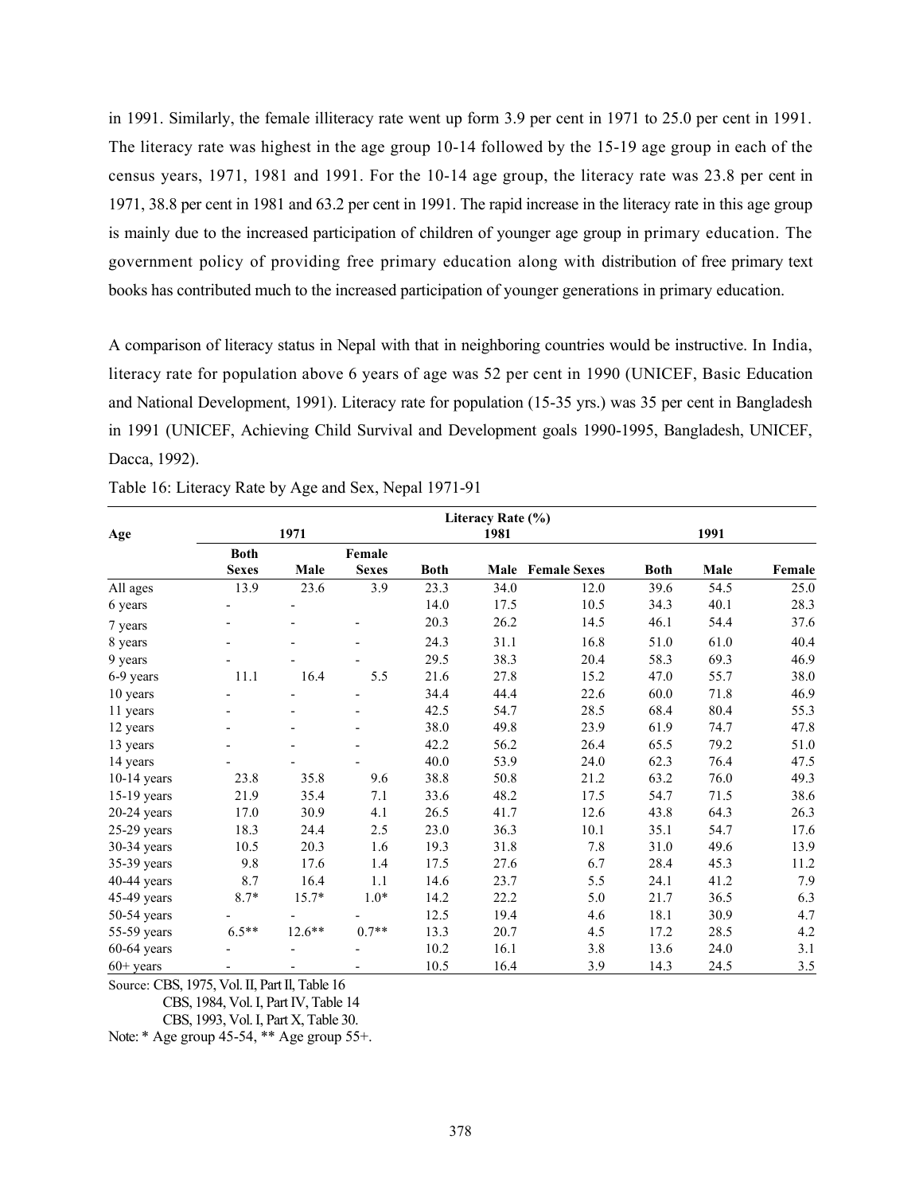in 1991. Similarly, the female illiteracy rate went up form 3.9 per cent in 1971 to 25.0 per cent in 1991. The literacy rate was highest in the age group 10-14 followed by the 15-19 age group in each of the census years, 1971, 1981 and 1991. For the 10-14 age group, the literacy rate was 23.8 per cent in 1971, 38.8 per cent in 1981 and 63.2 per cent in 1991. The rapid increase in the literacy rate in this age group is mainly due to the increased participation of children of younger age group in primary education. The government policy of providing free primary education along with distribution of free primary text books has contributed much to the increased participation of younger generations in primary education.

A comparison of literacy status in Nepal with that in neighboring countries would be instructive. In India, literacy rate for population above 6 years of age was 52 per cent in 1990 (UNICEF, Basic Education and National Development, 1991). Literacy rate for population (15-35 yrs.) was 35 per cent in Bangladesh in 1991 (UNICEF, Achieving Child Survival and Development goals 1990-1995, Bangladesh, UNICEF, Dacca, 1992).

Table 16: Literacy Rate by Age and Sex, Nepal 1971-91

| Age | Literacy Rate (%) | | | | | | | | |
|---|---|---|---|---|---|---|---|---|---|
| | 1971 | | | 1981 | | | 1991 | | |
| | Both Sexes | Male | Female Sexes | Both | Male | Female Sexes | Both | Male | Female |
| All ages | 13.9 | 23.6 | 3.9 | 23.3 | 34.0 | 12.0 | 39.6 | 54.5 | 25.0 |
| 6 years | - | - | | 14.0 | 17.5 | 10.5 | 34.3 | 40.1 | 28.3 |
| 7 years | - | - | - | 20.3 | 26.2 | 14.5 | 46.1 | 54.4 | 37.6 |
| 8 years | - | - | - | 24.3 | 31.1 | 16.8 | 51.0 | 61.0 | 40.4 |
| 9 years | - | - | - | 29.5 | 38.3 | 20.4 | 58.3 | 69.3 | 46.9 |
| 6-9 years | 11.1 | 16.4 | 5.5 | 21.6 | 27.8 | 15.2 | 47.0 | 55.7 | 38.0 |
| 10 years | - | - | - | 34.4 | 44.4 | 22.6 | 60.0 | 71.8 | 46.9 |
| 11 years | - | - | - | 42.5 | 54.7 | 28.5 | 68.4 | 80.4 | 55.3 |
| 12 years | - | - | - | 38.0 | 49.8 | 23.9 | 61.9 | 74.7 | 47.8 |
| 13 years | - | - | - | 42.2 | 56.2 | 26.4 | 65.5 | 79.2 | 51.0 |
| 14 years | - | - | - | 40.0 | 53.9 | 24.0 | 62.3 | 76.4 | 47.5 |
| 10-14 years | 23.8 | 35.8 | 9.6 | 38.8 | 50.8 | 21.2 | 63.2 | 76.0 | 49.3 |
| 15-19 years | 21.9 | 35.4 | 7.1 | 33.6 | 48.2 | 17.5 | 54.7 | 71.5 | 38.6 |
| 20-24 years | 17.0 | 30.9 | 4.1 | 26.5 | 41.7 | 12.6 | 43.8 | 64.3 | 26.3 |
| 25-29 years | 18.3 | 24.4 | 2.5 | 23.0 | 36.3 | 10.1 | 35.1 | 54.7 | 17.6 |
| 30-34 years | 10.5 | 20.3 | 1.6 | 19.3 | 31.8 | 7.8 | 31.0 | 49.6 | 13.9 |
| 35-39 years | 9.8 | 17.6 | 1.4 | 17.5 | 27.6 | 6.7 | 28.4 | 45.3 | 11.2 |
| 40-44 years | 8.7 | 16.4 | 1.1 | 14.6 | 23.7 | 5.5 | 24.1 | 41.2 | 7.9 |
| 45-49 years | 8.7* | 15.7* | 1.0* | 14.2 | 22.2 | 5.0 | 21.7 | 36.5 | 6.3 |
| 50-54 years | - | - | - | 12.5 | 19.4 | 4.6 | 18.1 | 30.9 | 4.7 |
| 55-59 years | 6.5** | 12.6** | 0.7** | 13.3 | 20.7 | 4.5 | 17.2 | 28.5 | 4.2 |
| 60-64 years | - | - | - | 10.2 | 16.1 | 3.8 | 13.6 | 24.0 | 3.1 |
| 60+ years | - | - | - | 10.5 | 16.4 | 3.9 | 14.3 | 24.5 | 3.5 |

Source: CBS, 1975, Vol. II, Part II, Table 16
CBS, 1984, Vol. I, Part IV, Table 14
CBS, 1993, Vol. I, Part X, Table 30.

Note: * Age group 45-54, ** Age group 55+.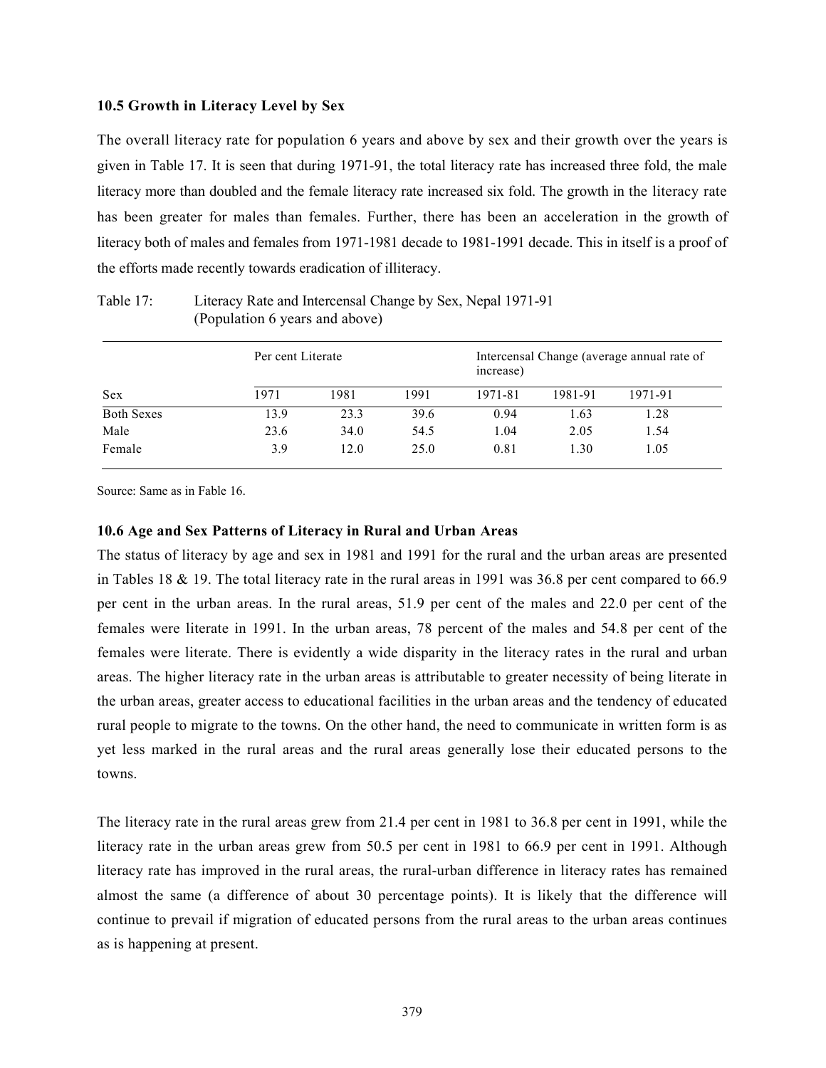### 10.5 Growth in Literacy Level by Sex

The overall literacy rate for population 6 years and above by sex and their growth over the years is given in Table 17. It is seen that during 1971-91, the total literacy rate has increased three fold, the male literacy more than doubled and the female literacy rate increased six fold. The growth in the literacy rate has been greater for males than females. Further, there has been an acceleration in the growth of literacy both of males and females from 1971-1981 decade to 1981-1991 decade. This in itself is a proof of the efforts made recently towards eradication of illiteracy.

Table 17: Literacy Rate and Intercensal Change by Sex, Nepal 1971-91 (Population 6 years and above)

| | Per cent Literate | | | Intercensal Change (average annual rate of increase) | | |
|---|---|---|---|---|---|---|
| Sex | 1971 | 1981 | 1991 | 1971-81 | 1981-91 | 1971-91 |
| Both Sexes | 13.9 | 23.3 | 39.6 | 0.94 | 1.63 | 1.28 |
| Male | 23.6 | 34.0 | 54.5 | 1.04 | 2.05 | 1.54 |
| Female | 3.9 | 12.0 | 25.0 | 0.81 | 1.30 | 1.05 |

Source: Same as in Fable 16.

### 10.6 Age and Sex Patterns of Literacy in Rural and Urban Areas

The status of literacy by age and sex in 1981 and 1991 for the rural and the urban areas are presented in Tables 18 & 19. The total literacy rate in the rural areas in 1991 was 36.8 per cent compared to 66.9 per cent in the urban areas. In the rural areas, 51.9 per cent of the males and 22.0 per cent of the females were literate in 1991. In the urban areas, 78 percent of the males and 54.8 per cent of the females were literate. There is evidently a wide disparity in the literacy rates in the rural and urban areas. The higher literacy rate in the urban areas is attributable to greater necessity of being literate in the urban areas, greater access to educational facilities in the urban areas and the tendency of educated rural people to migrate to the towns. On the other hand, the need to communicate in written form is as yet less marked in the rural areas and the rural areas generally lose their educated persons to the towns.

The literacy rate in the rural areas grew from 21.4 per cent in 1981 to 36.8 per cent in 1991, while the literacy rate in the urban areas grew from 50.5 per cent in 1981 to 66.9 per cent in 1991. Although literacy rate has improved in the rural areas, the rural-urban difference in literacy rates has remained almost the same (a difference of about 30 percentage points). It is likely that the difference will continue to prevail if migration of educated persons from the rural areas to the urban areas continues as is happening at present.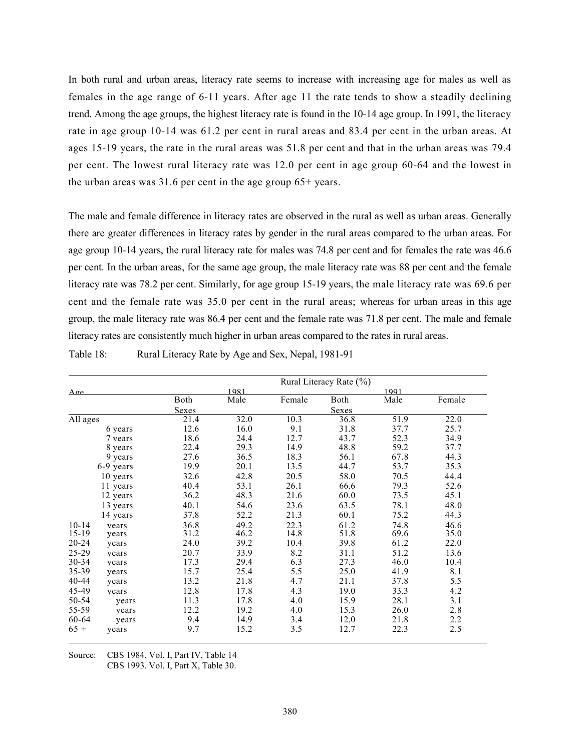In both rural and urban areas, literacy rate seems to increase with increasing age for males as well as females in the age range of 6-11 years. After age 11 the rate tends to show a steadily declining trend. Among the age groups, the highest literacy rate is found in the 10-14 age group. In 1991, the literacy rate in age group 10-14 was 61.2 per cent in rural areas and 83.4 per cent in the urban areas. At ages 15-19 years, the rate in the rural areas was 51.8 per cent and that in the urban areas was 79.4 per cent. The lowest rural literacy rate was 12.0 per cent in age group 60-64 and the lowest in the urban areas was 31.6 per cent in the age group 65+ years.

The male and female difference in literacy rates are observed in the rural as well as urban areas. Generally there are greater differences in literacy rates by gender in the rural areas compared to the urban areas. For age group 10-14 years, the rural literacy rate for males was 74.8 per cent and for females the rate was 46.6 per cent. In the urban areas, for the same age group, the male literacy rate was 88 per cent and the female literacy rate was 78.2 per cent. Similarly, for age group 15-19 years, the male literacy rate was 69.6 per cent and the female rate was 35.0 per cent in the rural areas; whereas for urban areas in this age group, the male literacy rate was 86.4 per cent and the female rate was 71.8 per cent. The male and female literacy rates are consistently much higher in urban areas compared to the rates in rural areas.

Table 18: Rural Literacy Rate by Age and Sex, Nepal, 1981-91

| Age | Rural Literacy Rate (%) | | | | | |
|---|---|---|---|---|---|---|
| | 1981 | | | 1991 | | |
| | Both Sexes | Male | Female | Both Sexes | Male | Female |
| All ages | 21.4 | 32.0 | 10.3 | 36.8 | 51.9 | 22.0 |
| 6 years | 12.6 | 16.0 | 9.1 | 31.8 | 37.7 | 25.7 |
| 7 years | 18.6 | 24.4 | 12.7 | 43.7 | 52.3 | 34.9 |
| 8 years | 22.4 | 29.3 | 14.9 | 48.8 | 59.2 | 37.7 |
| 9 years | 27.6 | 36.5 | 18.3 | 56.1 | 67.8 | 44.3 |
| 6-9 years | 19.9 | 20.1 | 13.5 | 44.7 | 53.7 | 35.3 |
| 10 years | 32.6 | 42.8 | 20.5 | 58.0 | 70.5 | 44.4 |
| 11 years | 40.4 | 53.1 | 26.1 | 66.6 | 79.3 | 52.6 |
| 12 years | 36.2 | 48.3 | 21.6 | 60.0 | 73.5 | 45.1 |
| 13 years | 40.1 | 54.6 | 23.6 | 63.5 | 78.1 | 48.0 |
| 14 years | 37.8 | 52.2 | 21.3 | 60.1 | 75.2 | 44.3 |
| 10-14 years | 36.8 | 49.2 | 22.3 | 61.2 | 74.8 | 46.6 |
| 15-19 years | 31.2 | 46.2 | 14.8 | 51.8 | 69.6 | 35.0 |
| 20-24 years | 24.0 | 39.2 | 10.4 | 39.8 | 61.2 | 22.0 |
| 25-29 years | 20.7 | 33.9 | 8.2 | 31.1 | 51.2 | 13.6 |
| 30-34 years | 17.3 | 29.4 | 6.3 | 27.3 | 46.0 | 10.4 |
| 35-39 years | 15.7 | 25.4 | 5.5 | 25.0 | 41.9 | 8.1 |
| 40-44 years | 13.2 | 21.8 | 4.7 | 21.1 | 37.8 | 5.5 |
| 45-49 years | 12.8 | 17.8 | 4.3 | 19.0 | 33.3 | 4.2 |
| 50-54 years | 11.3 | 17.8 | 4.0 | 15.9 | 28.1 | 3.1 |
| 55-59 years | 12.2 | 19.2 | 4.0 | 15.3 | 26.0 | 2.8 |
| 60-64 years | 9.4 | 14.9 | 3.4 | 12.0 | 21.8 | 2.2 |
| 65 + years | 9.7 | 15.2 | 3.5 | 12.7 | 22.3 | 2.5 |

Source: CBS 1984, Vol. I, Part IV, Table 14
CBS 1993. Vol. I, Part X, Table 30.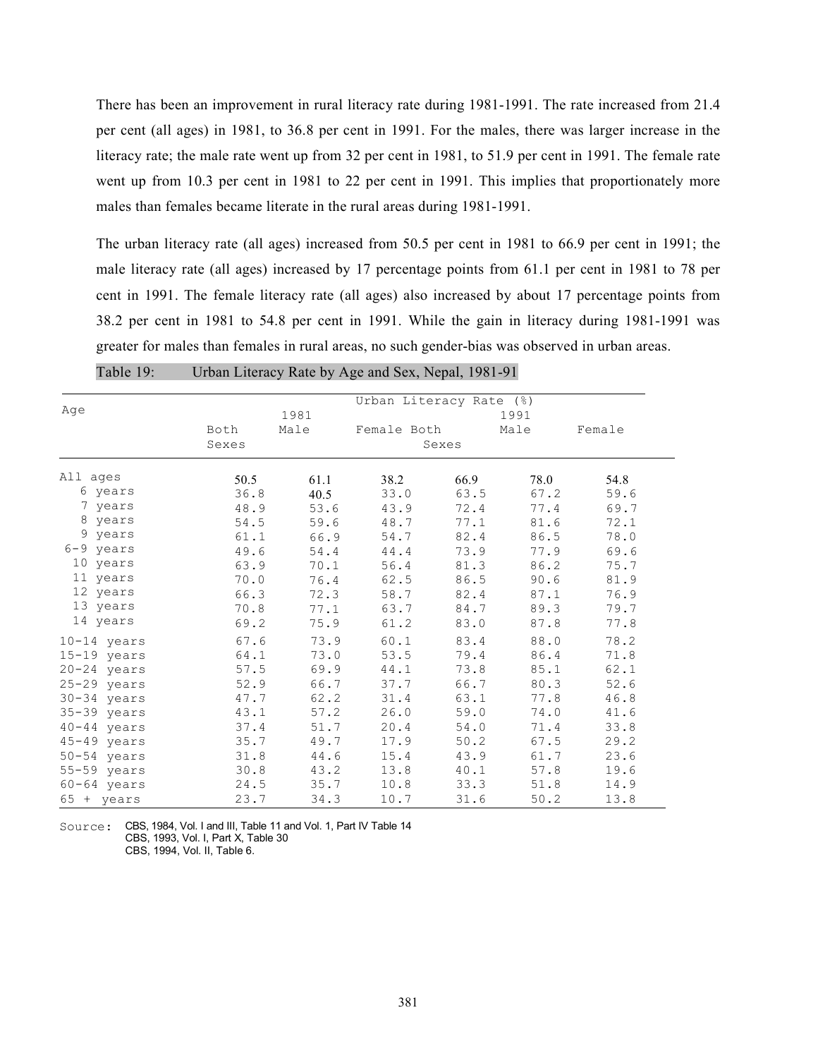There has been an improvement in rural literacy rate during 1981-1991. The rate increased from 21.4 per cent (all ages) in 1981, to 36.8 per cent in 1991. For the males, there was larger increase in the literacy rate; the male rate went up from 32 per cent in 1981, to 51.9 per cent in 1991. The female rate went up from 10.3 per cent in 1981 to 22 per cent in 1991. This implies that proportionately more males than females became literate in the rural areas during 1981-1991.

The urban literacy rate (all ages) increased from 50.5 per cent in 1981 to 66.9 per cent in 1991; the male literacy rate (all ages) increased by 17 percentage points from 61.1 per cent in 1981 to 78 per cent in 1991. The female literacy rate (all ages) also increased by about 17 percentage points from 38.2 per cent in 1981 to 54.8 per cent in 1991. While the gain in literacy during 1981-1991 was greater for males than females in rural areas, no such gender-bias was observed in urban areas.

Table 19: Urban Literacy Rate by Age and Sex, Nepal, 1981-91

| Age | Urban Literacy Rate (%) | | | | | |
|---|---|---|---|---|---|---|
| | 1981 | | | 1991 | | |
| | Both Sexes | Male | Female | Both Sexes | Male | Female |
| All ages | 50.5 | 61.1 | 38.2 | 66.9 | 78.0 | 54.8 |
| 6 years | 36.8 | 40.5 | 33.0 | 63.5 | 67.2 | 59.6 |
| 7 years | 48.9 | 53.6 | 43.9 | 72.4 | 77.4 | 69.7 |
| 8 years | 54.5 | 59.6 | 48.7 | 77.1 | 81.6 | 72.1 |
| 9 years | 61.1 | 66.9 | 54.7 | 82.4 | 86.5 | 78.0 |
| 6-9 years | 49.6 | 54.4 | 44.4 | 73.9 | 77.9 | 69.6 |
| 10 years | 63.9 | 70.1 | 56.4 | 81.3 | 86.2 | 75.7 |
| 11 years | 70.0 | 76.4 | 62.5 | 86.5 | 90.6 | 81.9 |
| 12 years | 66.3 | 72.3 | 58.7 | 82.4 | 87.1 | 76.9 |
| 13 years | 70.8 | 77.1 | 63.7 | 84.7 | 89.3 | 79.7 |
| 14 years | 69.2 | 75.9 | 61.2 | 83.0 | 87.8 | 77.8 |
| 10-14 years | 67.6 | 73.9 | 60.1 | 83.4 | 88.0 | 78.2 |
| 15-19 years | 64.1 | 73.0 | 53.5 | 79.4 | 86.4 | 71.8 |
| 20-24 years | 57.5 | 69.9 | 44.1 | 73.8 | 85.1 | 62.1 |
| 25-29 years | 52.9 | 66.7 | 37.7 | 66.7 | 80.3 | 52.6 |
| 30-34 years | 47.7 | 62.2 | 31.4 | 63.1 | 77.8 | 46.8 |
| 35-39 years | 43.1 | 57.2 | 26.0 | 59.0 | 74.0 | 41.6 |
| 40-44 years | 37.4 | 51.7 | 20.4 | 54.0 | 71.4 | 33.8 |
| 45-49 years | 35.7 | 49.7 | 17.9 | 50.2 | 67.5 | 29.2 |
| 50-54 years | 31.8 | 44.6 | 15.4 | 43.9 | 61.7 | 23.6 |
| 55-59 years | 30.8 | 43.2 | 13.8 | 40.1 | 57.8 | 19.6 |
| 60-64 years | 24.5 | 35.7 | 10.8 | 33.3 | 51.8 | 14.9 |
| 65 + years | 23.7 | 34.3 | 10.7 | 31.6 | 50.2 | 13.8 |

Source: CBS, 1984, Vol. I and III, Table 11 and Vol. 1, Part IV Table 14
CBS, 1993, Vol. I, Part X, Table 30
CBS, 1994, Vol. II, Table 6.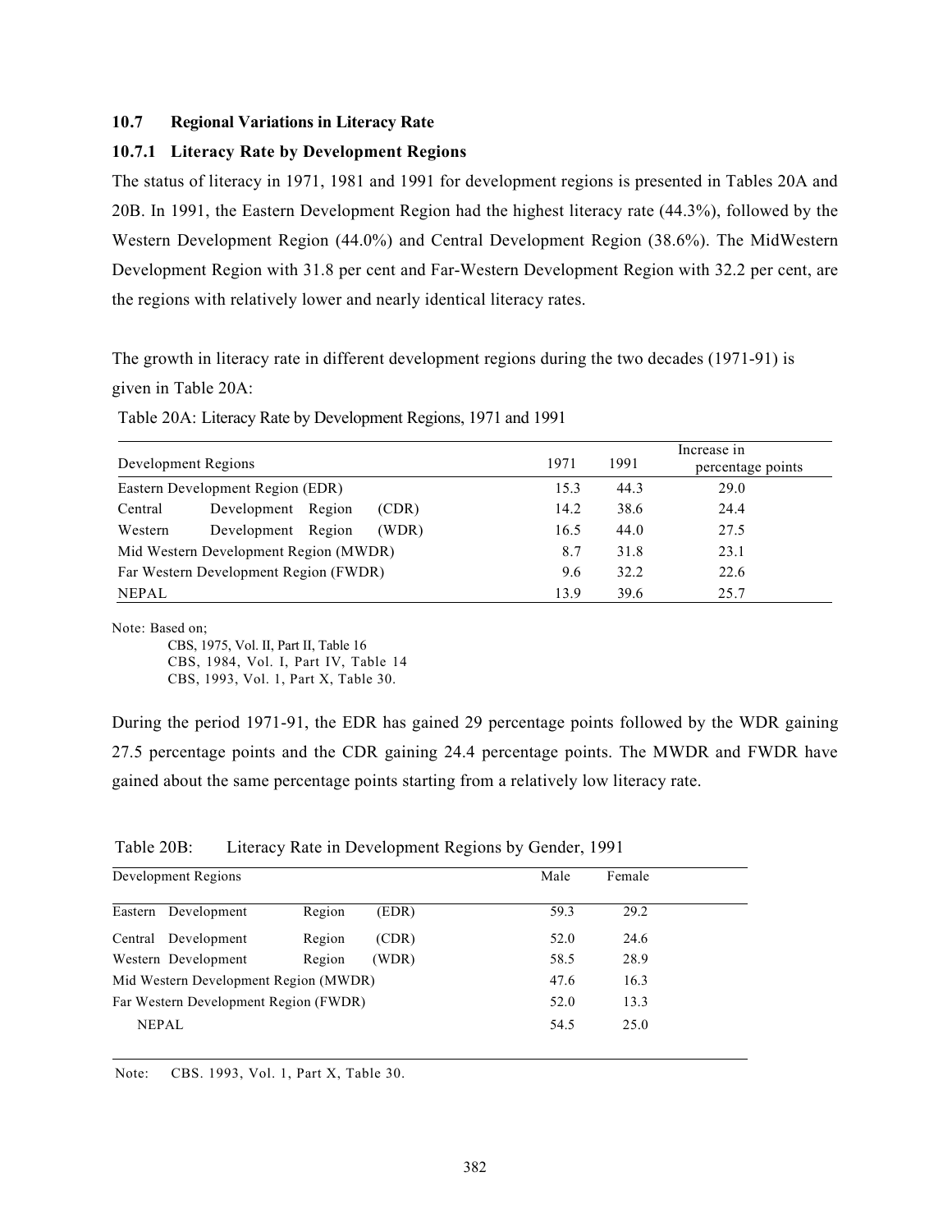### 10.7 Regional Variations in Literacy Rate

#### 10.7.1 Literacy Rate by Development Regions

The status of literacy in 1971, 1981 and 1991 for development regions is presented in Tables 20A and 20B. In 1991, the Eastern Development Region had the highest literacy rate (44.3%), followed by the Western Development Region (44.0%) and Central Development Region (38.6%). The MidWestern Development Region with 31.8 per cent and Far-Western Development Region with 32.2 per cent, are the regions with relatively lower and nearly identical literacy rates.

The growth in literacy rate in different development regions during the two decades (1971-91) is given in Table 20A:

Table 20A: Literacy Rate by Development Regions, 1971 and 1991

| Development Regions | 1971 | 1991 | Increase in percentage points |
|---|---|---|---|
| Eastern Development Region (EDR) | 15.3 | 44.3 | 29.0 |
| Central Development Region (CDR) | 14.2 | 38.6 | 24.4 |
| Western Development Region (WDR) | 16.5 | 44.0 | 27.5 |
| Mid Western Development Region (MWDR) | 8.7 | 31.8 | 23.1 |
| Far Western Development Region (FWDR) | 9.6 | 32.2 | 22.6 |
| NEPAL | 13.9 | 39.6 | 25.7 |

Note: Based on;
CBS, 1975, Vol. II, Part II, Table 16
CBS, 1984, Vol. I, Part IV, Table 14
CBS, 1993, Vol. 1, Part X, Table 30.

During the period 1971-91, the EDR has gained 29 percentage points followed by the WDR gaining 27.5 percentage points and the CDR gaining 24.4 percentage points. The MWDR and FWDR have gained about the same percentage points starting from a relatively low literacy rate.

Table 20B: Literacy Rate in Development Regions by Gender, 1991

| Development Regions | Male | Female |
|---|---|---|
| Eastern Development Region (EDR) | 59.3 | 29.2 |
| Central Development Region (CDR) | 52.0 | 24.6 |
| Western Development Region (WDR) | 58.5 | 28.9 |
| Mid Western Development Region (MWDR) | 47.6 | 16.3 |
| Far Western Development Region (FWDR) | 52.0 | 13.3 |
| NEPAL | 54.5 | 25.0 |

Note: CBS. 1993, Vol. 1, Part X, Table 30.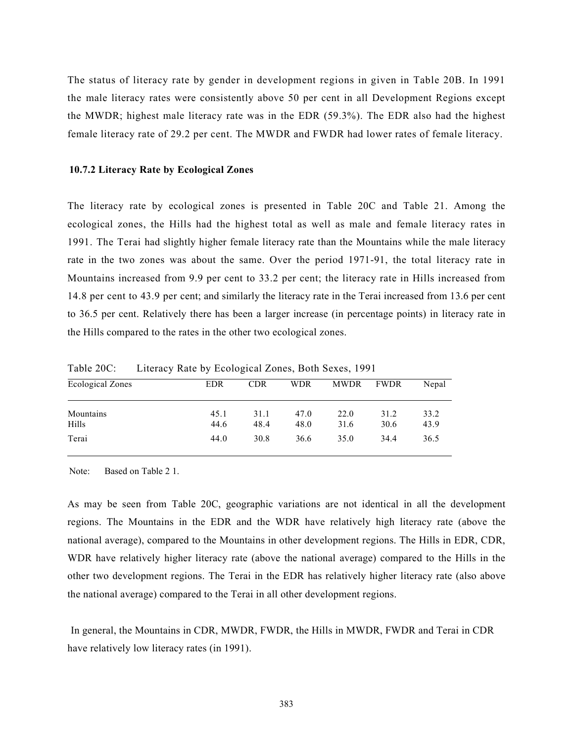The status of literacy rate by gender in development regions in given in Table 20B. In 1991 the male literacy rates were consistently above 50 per cent in all Development Regions except the MWDR; highest male literacy rate was in the EDR (59.3%). The EDR also had the highest female literacy rate of 29.2 per cent. The MWDR and FWDR had lower rates of female literacy.

### 10.7.2 Literacy Rate by Ecological Zones

The literacy rate by ecological zones is presented in Table 20C and Table 21. Among the ecological zones, the Hills had the highest total as well as male and female literacy rates in 1991. The Terai had slightly higher female literacy rate than the Mountains while the male literacy rate in the two zones was about the same. Over the period 1971-91, the total literacy rate in Mountains increased from 9.9 per cent to 33.2 per cent; the literacy rate in Hills increased from 14.8 per cent to 43.9 per cent; and similarly the literacy rate in the Terai increased from 13.6 per cent to 36.5 per cent. Relatively there has been a larger increase (in percentage points) in literacy rate in the Hills compared to the rates in the other two ecological zones.

Table 20C: Literacy Rate by Ecological Zones, Both Sexes, 1991

| Ecological Zones | EDR | CDR | WDR | MWDR | FWDR | Nepal |
|---|---|---|---|---|---|---|
| Mountains | 45.1 | 31.1 | 47.0 | 22.0 | 31.2 | 33.2 |
| Hills | 44.6 | 48.4 | 48.0 | 31.6 | 30.6 | 43.9 |
| Terai | 44.0 | 30.8 | 36.6 | 35.0 | 34.4 | 36.5 |

Note: Based on Table 2 1.

As may be seen from Table 20C, geographic variations are not identical in all the development regions. The Mountains in the EDR and the WDR have relatively high literacy rate (above the national average), compared to the Mountains in other development regions. The Hills in EDR, CDR, WDR have relatively higher literacy rate (above the national average) compared to the Hills in the other two development regions. The Terai in the EDR has relatively higher literacy rate (also above the national average) compared to the Terai in all other development regions.

In general, the Mountains in CDR, MWDR, FWDR, the Hills in MWDR, FWDR and Terai in CDR have relatively low literacy rates (in 1991).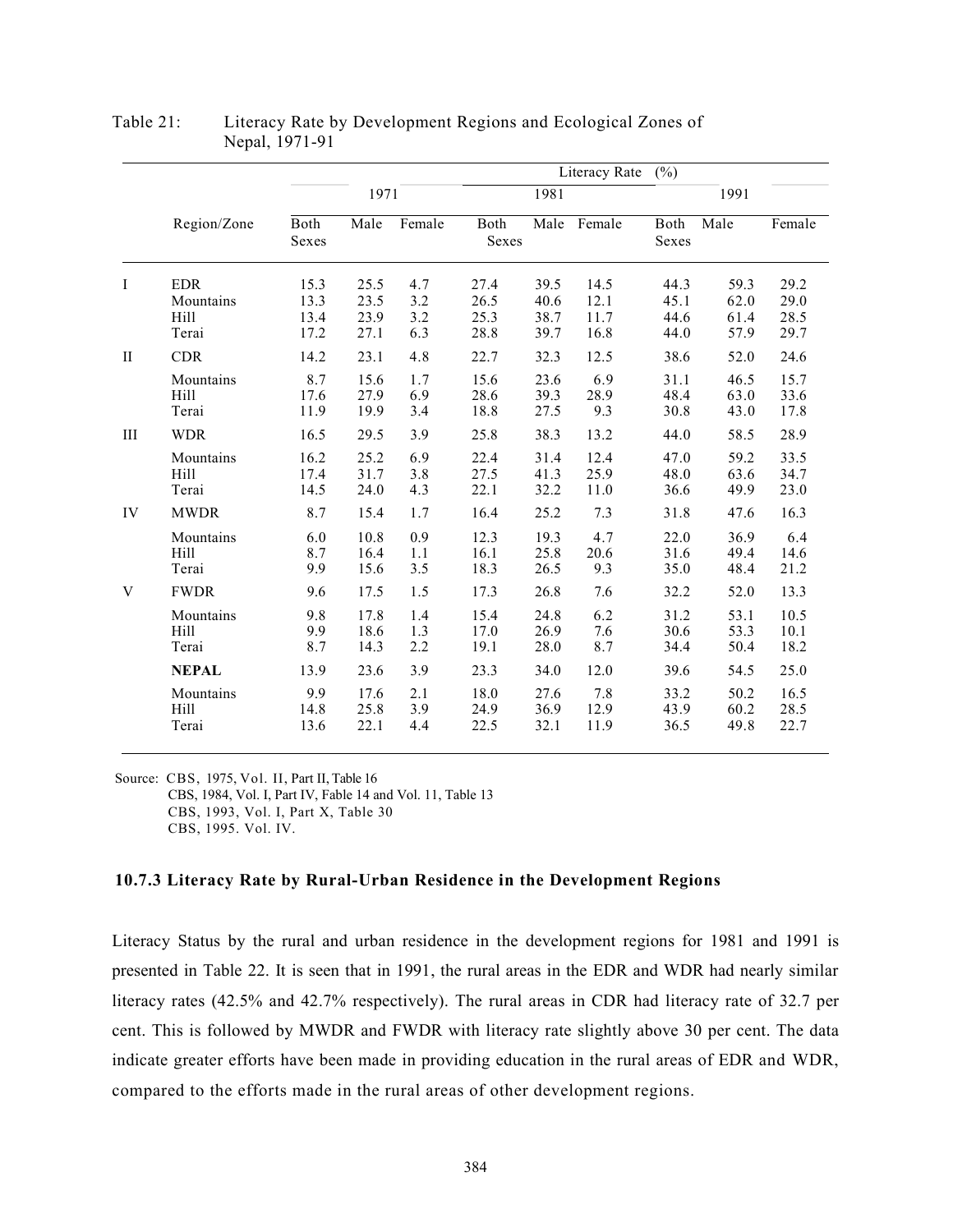Table 21: Literacy Rate by Development Regions and Ecological Zones of Nepal, 1971-91

| | Region/Zone | Literacy Rate (%) | | | | | | | | |
|---|---|---|---|---|---|---|---|---|---|---|
| | | 1971 | | | 1981 | | | 1991 | | |
| | | Both Sexes | Male | Female | Both Sexes | Male | Female | Both Sexes | Male | Female |
| I | EDR | 15.3 | 25.5 | 4.7 | 27.4 | 39.5 | 14.5 | 44.3 | 59.3 | 29.2 |
| | Mountains | 13.3 | 23.5 | 3.2 | 26.5 | 40.6 | 12.1 | 45.1 | 62.0 | 29.0 |
| | Hill | 13.4 | 23.9 | 3.2 | 25.3 | 38.7 | 11.7 | 44.6 | 61.4 | 28.5 |
| | Terai | 17.2 | 27.1 | 6.3 | 28.8 | 39.7 | 16.8 | 44.0 | 57.9 | 29.7 |
| II | CDR | 14.2 | 23.1 | 4.8 | 22.7 | 32.3 | 12.5 | 38.6 | 52.0 | 24.6 |
| | Mountains | 8.7 | 15.6 | 1.7 | 15.6 | 23.6 | 6.9 | 31.1 | 46.5 | 15.7 |
| | Hill | 17.6 | 27.9 | 6.9 | 28.6 | 39.3 | 28.9 | 48.4 | 63.0 | 33.6 |
| | Terai | 11.9 | 19.9 | 3.4 | 18.8 | 27.5 | 9.3 | 30.8 | 43.0 | 17.8 |
| III | WDR | 16.5 | 29.5 | 3.9 | 25.8 | 38.3 | 13.2 | 44.0 | 58.5 | 28.9 |
| | Mountains | 16.2 | 25.2 | 6.9 | 22.4 | 31.4 | 12.4 | 47.0 | 59.2 | 33.5 |
| | Hill | 17.4 | 31.7 | 3.8 | 27.5 | 41.3 | 25.9 | 48.0 | 63.6 | 34.7 |
| | Terai | 14.5 | 24.0 | 4.3 | 22.1 | 32.2 | 11.0 | 36.6 | 49.9 | 23.0 |
| IV | MWDR | 8.7 | 15.4 | 1.7 | 16.4 | 25.2 | 7.3 | 31.8 | 47.6 | 16.3 |
| | Mountains | 6.0 | 10.8 | 0.9 | 12.3 | 19.3 | 4.7 | 22.0 | 36.9 | 6.4 |
| | Hill | 8.7 | 16.4 | 1.1 | 16.1 | 25.8 | 20.6 | 31.6 | 49.4 | 14.6 |
| | Terai | 9.9 | 15.6 | 3.5 | 18.3 | 26.5 | 9.3 | 35.0 | 48.4 | 21.2 |
| V | FWDR | 9.6 | 17.5 | 1.5 | 17.3 | 26.8 | 7.6 | 32.2 | 52.0 | 13.3 |
| | Mountains | 9.8 | 17.8 | 1.4 | 15.4 | 24.8 | 6.2 | 31.2 | 53.1 | 10.5 |
| | Hill | 9.9 | 18.6 | 1.3 | 17.0 | 26.9 | 7.6 | 30.6 | 53.3 | 10.1 |
| | Terai | 8.7 | 14.3 | 2.2 | 19.1 | 28.0 | 8.7 | 34.4 | 50.4 | 18.2 |
| | **NEPAL** | 13.9 | 23.6 | 3.9 | 23.3 | 34.0 | 12.0 | 39.6 | 54.5 | 25.0 |
| | Mountains | 9.9 | 17.6 | 2.1 | 18.0 | 27.6 | 7.8 | 33.2 | 50.2 | 16.5 |
| | Hill | 14.8 | 25.8 | 3.9 | 24.9 | 36.9 | 12.9 | 43.9 | 60.2 | 28.5 |
| | Terai | 13.6 | 22.1 | 4.4 | 22.5 | 32.1 | 11.9 | 36.5 | 49.8 | 22.7 |

Source: CBS, 1975, Vol. II, Part II, Table 16
CBS, 1984, Vol. I, Part IV, Fable 14 and Vol. 11, Table 13
CBS, 1993, Vol. I, Part X, Table 30
CBS, 1995. Vol. IV.

### 10.7.3 Literacy Rate by Rural-Urban Residence in the Development Regions

Literacy Status by the rural and urban residence in the development regions for 1981 and 1991 is presented in Table 22. It is seen that in 1991, the rural areas in the EDR and WDR had nearly similar literacy rates (42.5% and 42.7% respectively). The rural areas in CDR had literacy rate of 32.7 per cent. This is followed by MWDR and FWDR with literacy rate slightly above 30 per cent. The data indicate greater efforts have been made in providing education in the rural areas of EDR and WDR, compared to the efforts made in the rural areas of other development regions.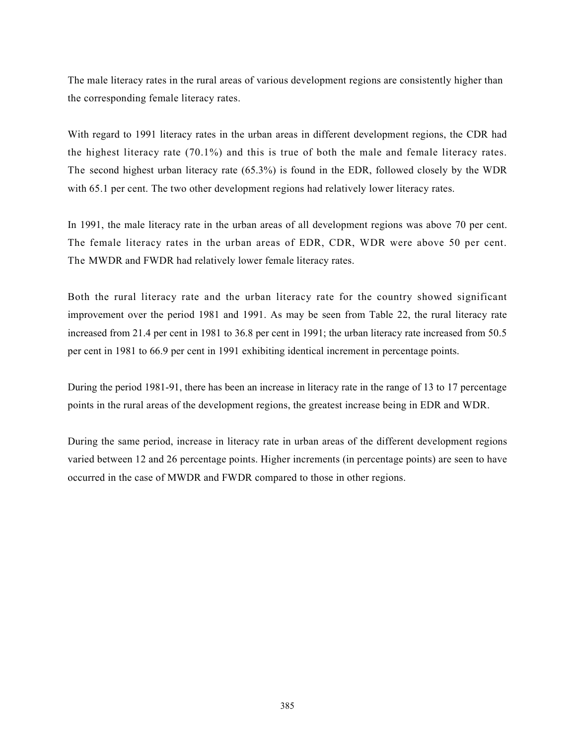The male literacy rates in the rural areas of various development regions are consistently higher than the corresponding female literacy rates.

With regard to 1991 literacy rates in the urban areas in different development regions, the CDR had the highest literacy rate (70.1%) and this is true of both the male and female literacy rates. The second highest urban literacy rate (65.3%) is found in the EDR, followed closely by the WDR with 65.1 per cent. The two other development regions had relatively lower literacy rates.

In 1991, the male literacy rate in the urban areas of all development regions was above 70 per cent. The female literacy rates in the urban areas of EDR, CDR, WDR were above 50 per cent. The MWDR and FWDR had relatively lower female literacy rates.

Both the rural literacy rate and the urban literacy rate for the country showed significant improvement over the period 1981 and 1991. As may be seen from Table 22, the rural literacy rate increased from 21.4 per cent in 1981 to 36.8 per cent in 1991; the urban literacy rate increased from 50.5 per cent in 1981 to 66.9 per cent in 1991 exhibiting identical increment in percentage points.

During the period 1981-91, there has been an increase in literacy rate in the range of 13 to 17 percentage points in the rural areas of the development regions, the greatest increase being in EDR and WDR.

During the same period, increase in literacy rate in urban areas of the different development regions varied between 12 and 26 percentage points. Higher increments (in percentage points) are seen to have occurred in the case of MWDR and FWDR compared to those in other regions.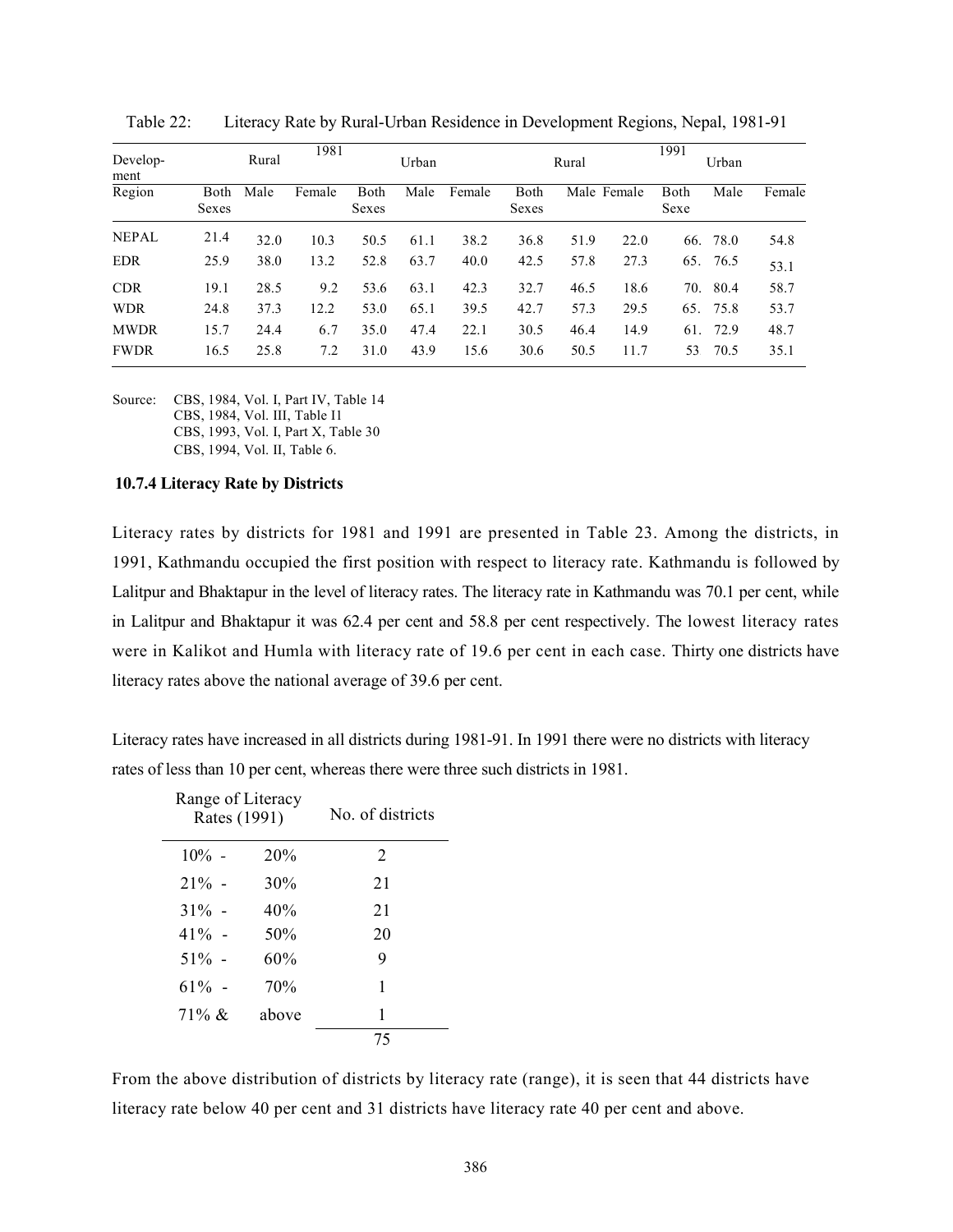Table 22: Literacy Rate by Rural-Urban Residence in Development Regions, Nepal, 1981-91

| Development Region | 1981 | | | | | | 1991 | | | | | |
|---|---|---|---|---|---|---|---|---|---|---|---|---|
| | Rural | | | Urban | | | Rural | | | Urban | | |
| | Both Sexes | Male | Female | Both Sexes | Male | Female | Both Sexes | Male | Female | Both Sexe | Male | Female |
| NEPAL | 21.4 | 32.0 | 10.3 | 50.5 | 61.1 | 38.2 | 36.8 | 51.9 | 22.0 | 66. | 78.0 | 54.8 |
| EDR | 25.9 | 38.0 | 13.2 | 52.8 | 63.7 | 40.0 | 42.5 | 57.8 | 27.3 | 65. | 76.5 | 53.1 |
| CDR | 19.1 | 28.5 | 9.2 | 53.6 | 63.1 | 42.3 | 32.7 | 46.5 | 18.6 | 70. | 80.4 | 58.7 |
| WDR | 24.8 | 37.3 | 12.2 | 53.0 | 65.1 | 39.5 | 42.7 | 57.3 | 29.5 | 65. | 75.8 | 53.7 |
| MWDR | 15.7 | 24.4 | 6.7 | 35.0 | 47.4 | 22.1 | 30.5 | 46.4 | 14.9 | 61. | 72.9 | 48.7 |
| FWDR | 16.5 | 25.8 | 7.2 | 31.0 | 43.9 | 15.6 | 30.6 | 50.5 | 11.7 | 53 | 70.5 | 35.1 |

Source: CBS, 1984, Vol. I, Part IV, Table 14
CBS, 1984, Vol. III, Table I1
CBS, 1993, Vol. I, Part X, Table 30
CBS, 1994, Vol. II, Table 6.

### 10.7.4 Literacy Rate by Districts

Literacy rates by districts for 1981 and 1991 are presented in Table 23. Among the districts, in 1991, Kathmandu occupied the first position with respect to literacy rate. Kathmandu is followed by Lalitpur and Bhaktapur in the level of literacy rates. The literacy rate in Kathmandu was 70.1 per cent, while in Lalitpur and Bhaktapur it was 62.4 per cent and 58.8 per cent respectively. The lowest literacy rates were in Kalikot and Humla with literacy rate of 19.6 per cent in each case. Thirty one districts have literacy rates above the national average of 39.6 per cent.

Literacy rates have increased in all districts during 1981-91. In 1991 there were no districts with literacy rates of less than 10 per cent, whereas there were three such districts in 1981.

| Range of Literacy Rates (1991) | | No. of districts |
|---|---|---|
| 10% - | 20% | 2 |
| 21% - | 30% | 21 |
| 31% - | 40% | 21 |
| 41% - | 50% | 20 |
| 51% - | 60% | 9 |
| 61% - | 70% | 1 |
| 71% & | above | 1 |
| | | 75 |

From the above distribution of districts by literacy rate (range), it is seen that 44 districts have literacy rate below 40 per cent and 31 districts have literacy rate 40 per cent and above.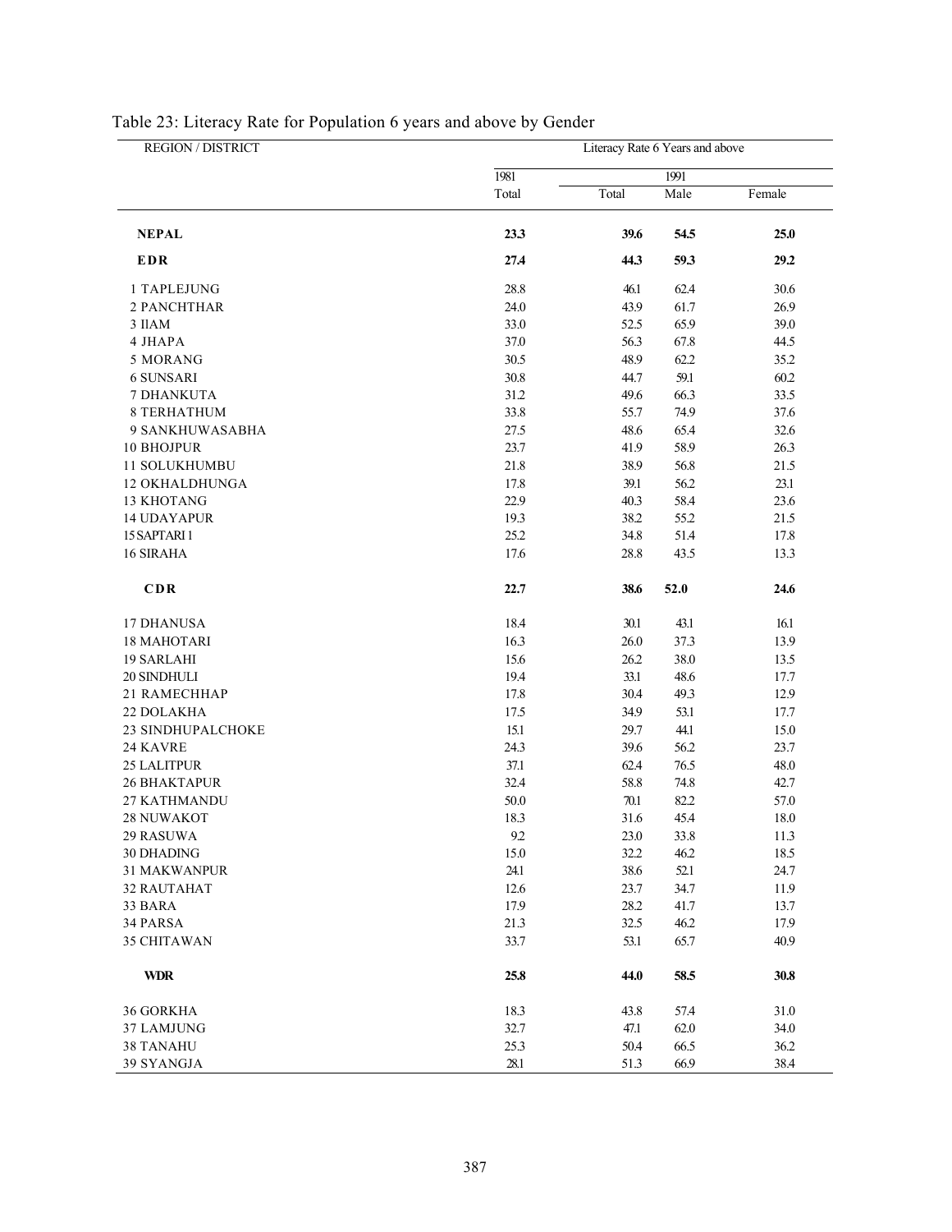Table 23: Literacy Rate for Population 6 years and above by Gender

| REGION / DISTRICT | Literacy Rate 6 Years and above | | | |
|---|---|---|---|---|
| | 1981 | 1991 | | |
| | Total | Total | Male | Female |
| **NEPAL** | **23.3** | **39.6** | **54.5** | **25.0** |
| **EDR** | **27.4** | **44.3** | **59.3** | **29.2** |
| 1 TAPLEJUNG | 28.8 | 46.1 | 62.4 | 30.6 |
| 2 PANCHTHAR | 24.0 | 43.9 | 61.7 | 26.9 |
| 3 IlAM | 33.0 | 52.5 | 65.9 | 39.0 |
| 4 JHAPA | 37.0 | 56.3 | 67.8 | 44.5 |
| 5 MORANG | 30.5 | 48.9 | 62.2 | 35.2 |
| 6 SUNSARI | 30.8 | 44.7 | 59.1 | 60.2 |
| 7 DHANKUTA | 31.2 | 49.6 | 66.3 | 33.5 |
| 8 TERHATHUM | 33.8 | 55.7 | 74.9 | 37.6 |
| 9 SANKHUWASABHA | 27.5 | 48.6 | 65.4 | 32.6 |
| 10 BHOJPUR | 23.7 | 41.9 | 58.9 | 26.3 |
| 11 SOLUKHUMBU | 21.8 | 38.9 | 56.8 | 21.5 |
| 12 OKHALDHUNGA | 17.8 | 39.1 | 56.2 | 23.1 |
| 13 KHOTANG | 22.9 | 40.3 | 58.4 | 23.6 |
| 14 UDAYAPUR | 19.3 | 38.2 | 55.2 | 21.5 |
| 15 SAPTARI 1 | 25.2 | 34.8 | 51.4 | 17.8 |
| 16 SIRAHA | 17.6 | 28.8 | 43.5 | 13.3 |
| **CDR** | **22.7** | **38.6** | **52.0** | **24.6** |
| 17 DHANUSA | 18.4 | 30.1 | 43.1 | 16.1 |
| 18 MAHOTARI | 16.3 | 26.0 | 37.3 | 13.9 |
| 19 SARLAHI | 15.6 | 26.2 | 38.0 | 13.5 |
| 20 SINDHULI | 19.4 | 33.1 | 48.6 | 17.7 |
| 21 RAMECHHAP | 17.8 | 30.4 | 49.3 | 12.9 |
| 22 DOLAKHA | 17.5 | 34.9 | 53.1 | 17.7 |
| 23 SINDHUPALCHOKE | 15.1 | 29.7 | 44.1 | 15.0 |
| 24 KAVRE | 24.3 | 39.6 | 56.2 | 23.7 |
| 25 LALITPUR | 37.1 | 62.4 | 76.5 | 48.0 |
| 26 BHAKTAPUR | 32.4 | 58.8 | 74.8 | 42.7 |
| 27 KATHMANDU | 50.0 | 70.1 | 82.2 | 57.0 |
| 28 NUWAKOT | 18.3 | 31.6 | 45.4 | 18.0 |
| 29 RASUWA | 9.2 | 23.0 | 33.8 | 11.3 |
| 30 DHADING | 15.0 | 32.2 | 46.2 | 18.5 |
| 31 MAKWANPUR | 24.1 | 38.6 | 52.1 | 24.7 |
| 32 RAUTAHAT | 12.6 | 23.7 | 34.7 | 11.9 |
| 33 BARA | 17.9 | 28.2 | 41.7 | 13.7 |
| 34 PARSA | 21.3 | 32.5 | 46.2 | 17.9 |
| 35 CHITAWAN | 33.7 | 53.1 | 65.7 | 40.9 |
| **WDR** | **25.8** | **44.0** | **58.5** | **30.8** |
| 36 GORKHA | 18.3 | 43.8 | 57.4 | 31.0 |
| 37 LAMJUNG | 32.7 | 47.1 | 62.0 | 34.0 |
| 38 TANAHU | 25.3 | 50.4 | 66.5 | 36.2 |
| 39 SYANGJA | 28.1 | 51.3 | 66.9 | 38.4 |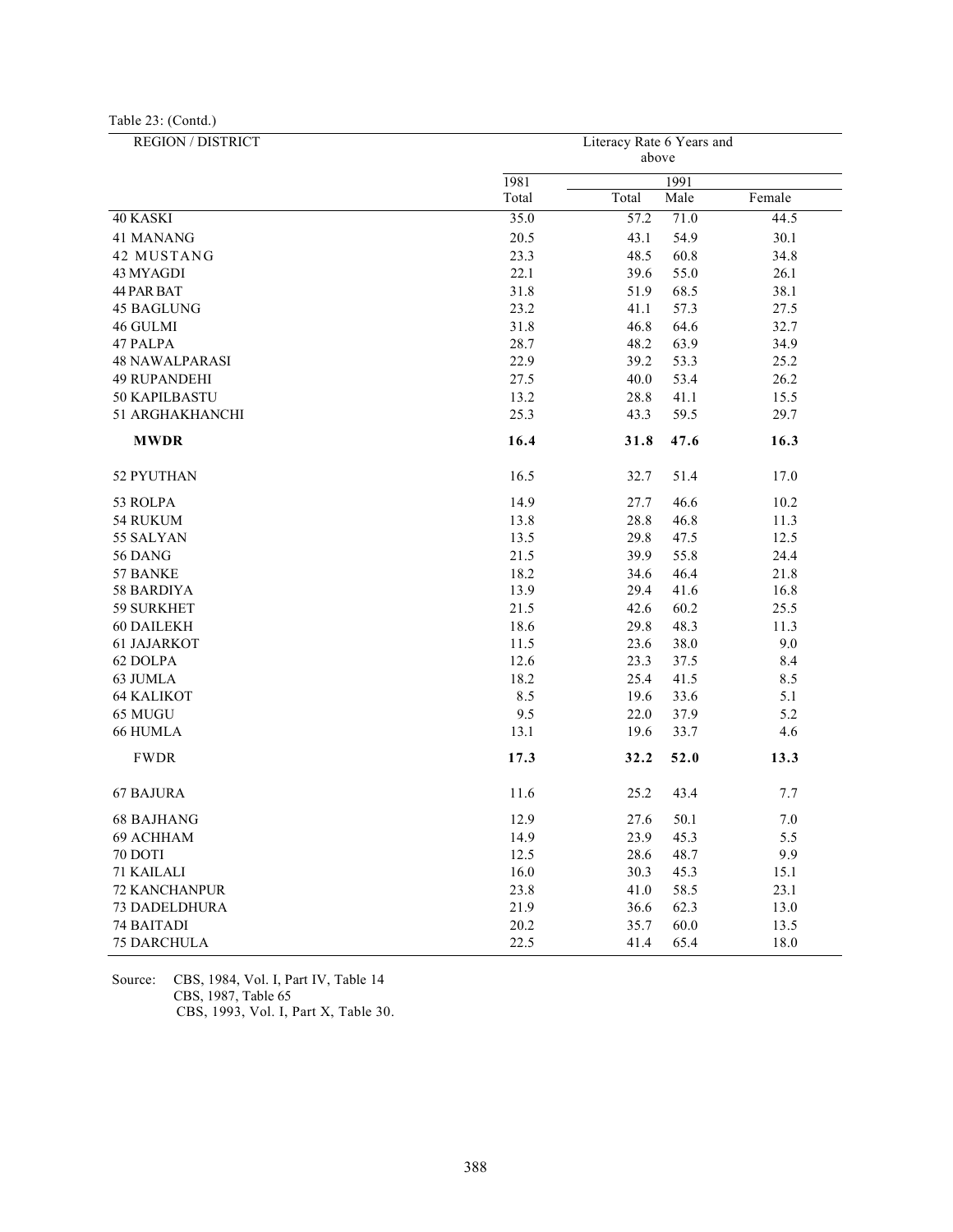Table 23: (Contd.)

| REGION / DISTRICT | Literacy Rate 6 Years and above | | | |
|---|---|---|---|---|
| | 1981 | 1991 | | |
| | Total | Total | Male | Female |
| 40 KASKI | 35.0 | 57.2 | 71.0 | 44.5 |
| 41 MANANG | 20.5 | 43.1 | 54.9 | 30.1 |
| 42 MUSTANG | 23.3 | 48.5 | 60.8 | 34.8 |
| 43 MYAGDI | 22.1 | 39.6 | 55.0 | 26.1 |
| 44 PAR BAT | 31.8 | 51.9 | 68.5 | 38.1 |
| 45 BAGLUNG | 23.2 | 41.1 | 57.3 | 27.5 |
| 46 GULMI | 31.8 | 46.8 | 64.6 | 32.7 |
| 47 PALPA | 28.7 | 48.2 | 63.9 | 34.9 |
| 48 NAWALPARASI | 22.9 | 39.2 | 53.3 | 25.2 |
| 49 RUPANDEHI | 27.5 | 40.0 | 53.4 | 26.2 |
| 50 KAPILBASTU | 13.2 | 28.8 | 41.1 | 15.5 |
| 51 ARGHAKHANCHI | 25.3 | 43.3 | 59.5 | 29.7 |
| **MWDR** | **16.4** | **31.8** | **47.6** | **16.3** |
| 52 PYUTHAN | 16.5 | 32.7 | 51.4 | 17.0 |
| 53 ROLPA | 14.9 | 27.7 | 46.6 | 10.2 |
| 54 RUKUM | 13.8 | 28.8 | 46.8 | 11.3 |
| 55 SALYAN | 13.5 | 29.8 | 47.5 | 12.5 |
| 56 DANG | 21.5 | 39.9 | 55.8 | 24.4 |
| 57 BANKE | 18.2 | 34.6 | 46.4 | 21.8 |
| 58 BARDIYA | 13.9 | 29.4 | 41.6 | 16.8 |
| 59 SURKHET | 21.5 | 42.6 | 60.2 | 25.5 |
| 60 DAILEKH | 18.6 | 29.8 | 48.3 | 11.3 |
| 61 JAJARKOT | 11.5 | 23.6 | 38.0 | 9.0 |
| 62 DOLPA | 12.6 | 23.3 | 37.5 | 8.4 |
| 63 JUMLA | 18.2 | 25.4 | 41.5 | 8.5 |
| 64 KALIKOT | 8.5 | 19.6 | 33.6 | 5.1 |
| 65 MUGU | 9.5 | 22.0 | 37.9 | 5.2 |
| 66 HUMLA | 13.1 | 19.6 | 33.7 | 4.6 |
| FWDR | **17.3** | **32.2** | **52.0** | **13.3** |
| 67 BAJURA | 11.6 | 25.2 | 43.4 | 7.7 |
| 68 BAJHANG | 12.9 | 27.6 | 50.1 | 7.0 |
| 69 ACHHAM | 14.9 | 23.9 | 45.3 | 5.5 |
| 70 DOTI | 12.5 | 28.6 | 48.7 | 9.9 |
| 71 KAILALI | 16.0 | 30.3 | 45.3 | 15.1 |
| 72 KANCHANPUR | 23.8 | 41.0 | 58.5 | 23.1 |
| 73 DADELDHURA | 21.9 | 36.6 | 62.3 | 13.0 |
| 74 BAITADI | 20.2 | 35.7 | 60.0 | 13.5 |
| 75 DARCHULA | 22.5 | 41.4 | 65.4 | 18.0 |

Source: CBS, 1984, Vol. I, Part IV, Table 14
CBS, 1987, Table 65
CBS, 1993, Vol. I, Part X, Table 30.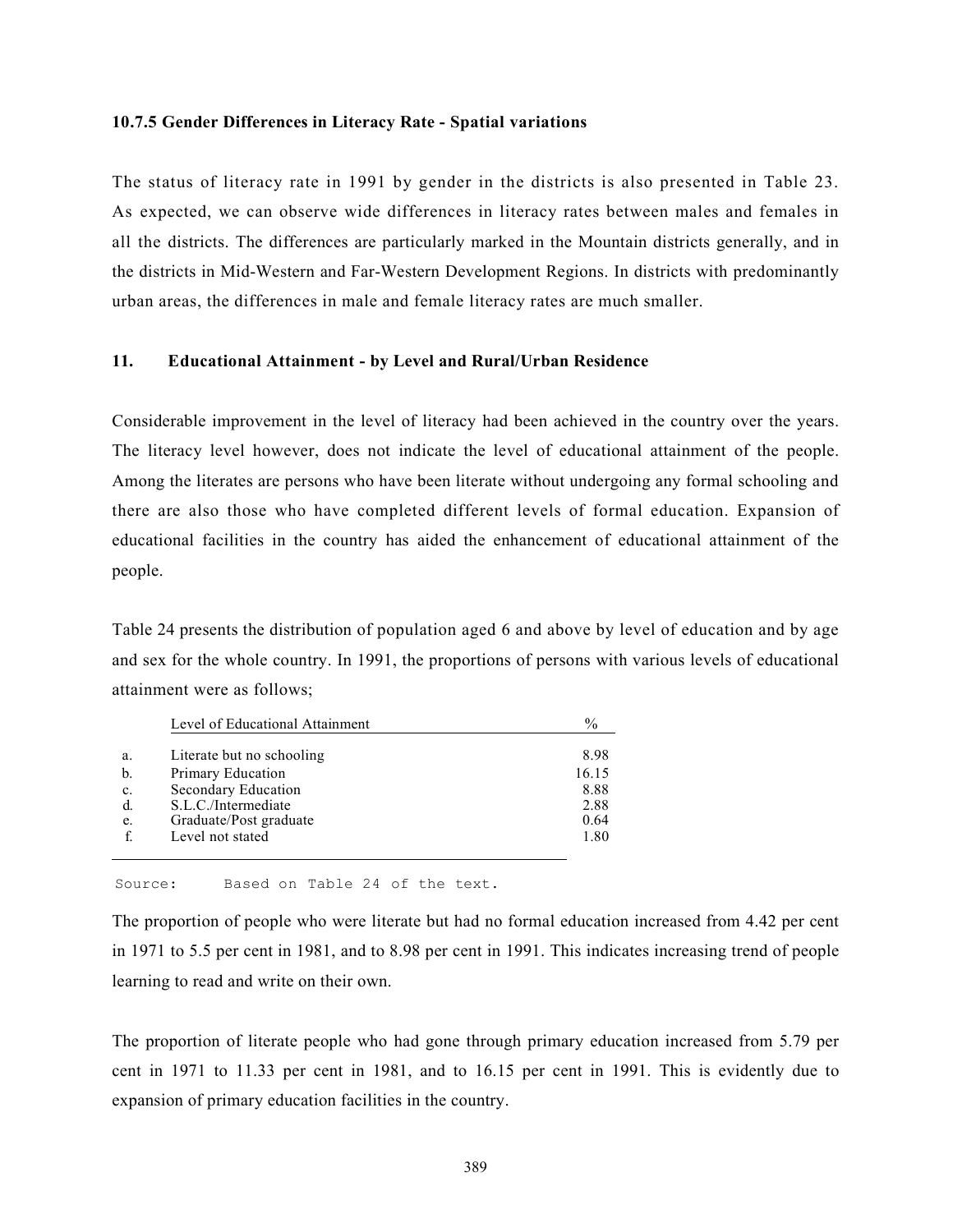### 10.7.5 Gender Differences in Literacy Rate - Spatial variations

The status of literacy rate in 1991 by gender in the districts is also presented in Table 23. As expected, we can observe wide differences in literacy rates between males and females in all the districts. The differences are particularly marked in the Mountain districts generally, and in the districts in Mid-Western and Far-Western Development Regions. In districts with predominantly urban areas, the differences in male and female literacy rates are much smaller.

## 11. Educational Attainment - by Level and Rural/Urban Residence

Considerable improvement in the level of literacy had been achieved in the country over the years. The literacy level however, does not indicate the level of educational attainment of the people. Among the literates are persons who have been literate without undergoing any formal schooling and there are also those who have completed different levels of formal education. Expansion of educational facilities in the country has aided the enhancement of educational attainment of the people.

Table 24 presents the distribution of population aged 6 and above by level of education and by age and sex for the whole country. In 1991, the proportions of persons with various levels of educational attainment were as follows;

| | Level of Educational Attainment | % |
|---|---|---|
| a. | Literate but no schooling | 8.98 |
| b. | Primary Education | 16.15 |
| c. | Secondary Education | 8.88 |
| d. | S.L.C./Intermediate | 2.88 |
| e. | Graduate/Post graduate | 0.64 |
| f. | Level not stated | 1.80 |

Source: Based on Table 24 of the text.

The proportion of people who were literate but had no formal education increased from 4.42 per cent in 1971 to 5.5 per cent in 1981, and to 8.98 per cent in 1991. This indicates increasing trend of people learning to read and write on their own.

The proportion of literate people who had gone through primary education increased from 5.79 per cent in 1971 to 11.33 per cent in 1981, and to 16.15 per cent in 1991. This is evidently due to expansion of primary education facilities in the country.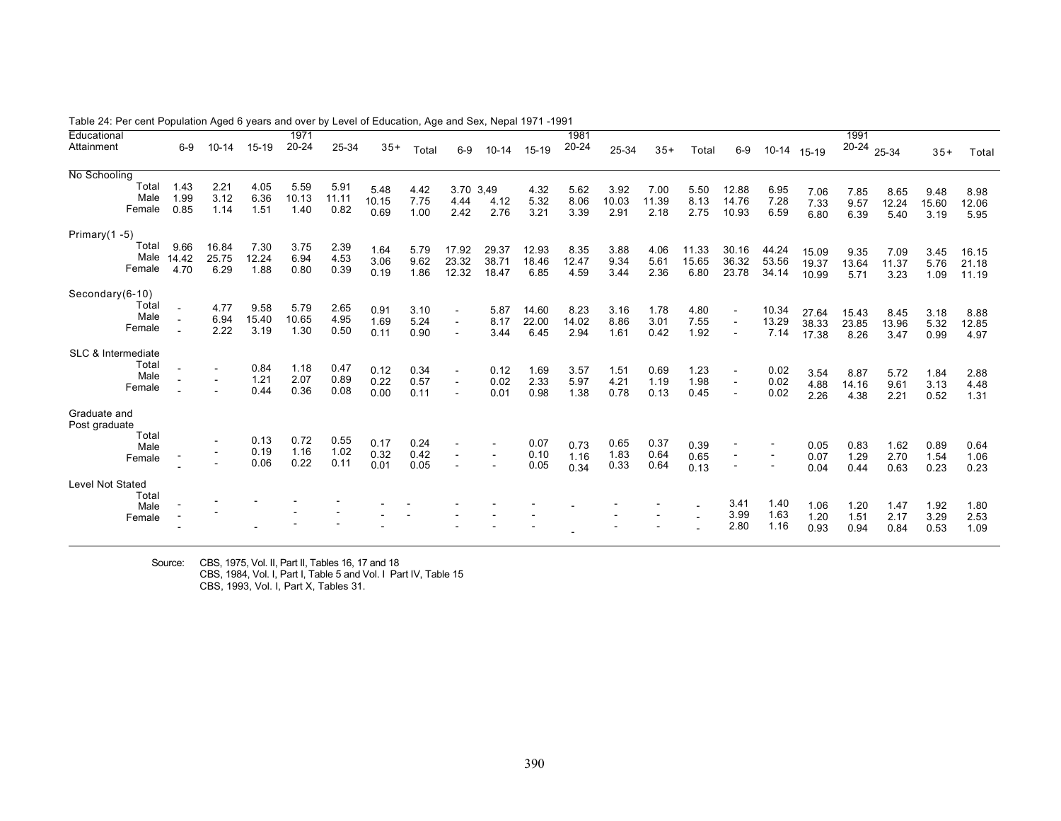Table 24: Per cent Population Aged 6 years and over by Level of Education, Age and Sex, Nepal 1971 -1991

| Educational Attainment | 1971 | | | | | | | 1981 | | | | | | | 1991 | | | | | | |
|---|---|---|---|---|---|---|---|---|---|---|---|---|---|---|---|---|---|---|---|---|---|
| | 6-9 | 10-14 | 15-19 | 20-24 | 25-34 | 35+ | Total | 6-9 | 10-14 | 15-19 | 20-24 | 25-34 | 35+ | Total | 6-9 | 10-14 | 15-19 | 20-24 | 25-34 | 35+ | Total |
| **No Schooling** | | | | | | | | | | | | | | | | | | | | | |
| Total | 1.43 | 2.21 | 4.05 | 5.59 | 5.91 | 5.48 | 4.42 | 3.70 | 3,49 | 4.32 | 5.62 | 3.92 | 7.00 | 5.50 | 12.88 | 6.95 | 7.06 | 7.85 | 8.65 | 9.48 | 8.98 |
| Male | 1.99 | 3.12 | 6.36 | 10.13 | 11.11 | 10.15 | 7.75 | 4.44 | 4.12 | 5.32 | 8.06 | 10.03 | 11.39 | 8.13 | 14.76 | 7.28 | 7.33 | 9.57 | 12.24 | 15.60 | 12.06 |
| Female | 0.85 | 1.14 | 1.51 | 1.40 | 0.82 | 0.69 | 1.00 | 2.42 | 2.76 | 3.21 | 3.39 | 2.91 | 2.18 | 2.75 | 10.93 | 6.59 | 6.80 | 6.39 | 5.40 | 3.19 | 5.95 |
| **Primary(1 -5)** | | | | | | | | | | | | | | | | | | | | | |
| Total | 9.66 | 16.84 | 7.30 | 3.75 | 2.39 | 1.64 | 5.79 | 17.92 | 29.37 | 12.93 | 8.35 | 3.88 | 4.06 | 11.33 | 30.16 | 44.24 | 15.09 | 9.35 | 7.09 | 3.45 | 16.15 |
| Male | 14.42 | 25.75 | 12.24 | 6.94 | 4.53 | 3.06 | 9.62 | 23.32 | 38.71 | 18.46 | 12.47 | 9.34 | 5.61 | 15.65 | 36.32 | 53.56 | 19.37 | 13.64 | 11.37 | 5.76 | 21.18 |
| Female | 4.70 | 6.29 | 1.88 | 0.80 | 0.39 | 0.19 | 1.86 | 12.32 | 18.47 | 6.85 | 4.59 | 3.44 | 2.36 | 6.80 | 23.78 | 34.14 | 10.99 | 5.71 | 3.23 | 1.09 | 11.19 |
| **Secondary(6-10)** | | | | | | | | | | | | | | | | | | | | | |
| Total | - | 4.77 | 9.58 | 5.79 | 2.65 | 0.91 | 3.10 | - | 5.87 | 14.60 | 8.23 | 3.16 | 1.78 | 4.80 | - | 10.34 | 27.64 | 15.43 | 8.45 | 3.18 | 8.88 |
| Male | - | 6.94 | 15.40 | 10.65 | 4.95 | 1.69 | 5.24 | - | 8.17 | 22.00 | 14.02 | 8.86 | 3.01 | 7.55 | - | 13.29 | 38.33 | 23.85 | 13.96 | 5.32 | 12.85 |
| Female | - | 2.22 | 3.19 | 1.30 | 0.50 | 0.11 | 0.90 | - | 3.44 | 6.45 | 2.94 | 1.61 | 0.42 | 1.92 | - | 7.14 | 17.38 | 8.26 | 3.47 | 0.99 | 4.97 |
| **SLC & Intermediate** | | | | | | | | | | | | | | | | | | | | | |
| Total | - | - | 0.84 | 1.18 | 0.47 | 0.12 | 0.34 | - | 0.12 | 1.69 | 3.57 | 1.51 | 0.69 | 1.23 | - | 0.02 | 3.54 | 8.87 | 5.72 | 1.84 | 2.88 |
| Male | - | - | 1.21 | 2.07 | 0.89 | 0.22 | 0.57 | - | 0.02 | 2.33 | 5.97 | 4.21 | 1.19 | 1.98 | - | 0.02 | 4.88 | 14.16 | 9.61 | 3.13 | 4.48 |
| Female | - | - | 0.44 | 0.36 | 0.08 | 0.00 | 0.11 | - | 0.01 | 0.98 | 1.38 | 0.78 | 0.13 | 0.45 | - | 0.02 | 2.26 | 4.38 | 2.21 | 0.52 | 1.31 |
| **Graduate and Post graduate** | | | | | | | | | | | | | | | | | | | | | |
| Total | | - | 0.13 | 0.72 | 0.55 | 0.17 | 0.24 | - | - | 0.07 | 0.73 | 0.65 | 0.37 | 0.39 | - | - | 0.05 | 0.83 | 1.62 | 0.89 | 0.64 |
| Male | - | - | 0.19 | 1.16 | 1.02 | 0.32 | 0.42 | - | - | 0.10 | 1.16 | 1.83 | 0.64 | 0.65 | - | - | 0.07 | 1.29 | 2.70 | 1.54 | 1.06 |
| Female | - | - | 0.06 | 0.22 | 0.11 | 0.01 | 0.05 | - | - | 0.05 | 0.34 | 0.33 | 0.64 | 0.13 | - | - | 0.04 | 0.44 | 0.63 | 0.23 | 0.23 |
| **Level Not Stated** | | | | | | | | | | | | | | | | | | | | | |
| Total | - | - | - | - | - | - | - | - | - | - | - | - | - | - | 3.41 | 1.40 | 1.06 | 1.20 | 1.47 | 1.92 | 1.80 |
| Male | - | - | | - | - | - | - | - | - | - | | - | - | - | 3.99 | 1.63 | 1.20 | 1.51 | 2.17 | 3.29 | 2.53 |
| Female | - | | - | - | - | - | | - | - | - | - | - | - | - | 2.80 | 1.16 | 0.93 | 0.94 | 0.84 | 0.53 | 1.09 |

Source: CBS, 1975, Vol. II, Part II, Tables 16, 17 and 18
CBS, 1984, Vol. I, Part I, Table 5 and Vol. I Part IV, Table 15
CBS, 1993, Vol. I, Part X, Tables 31.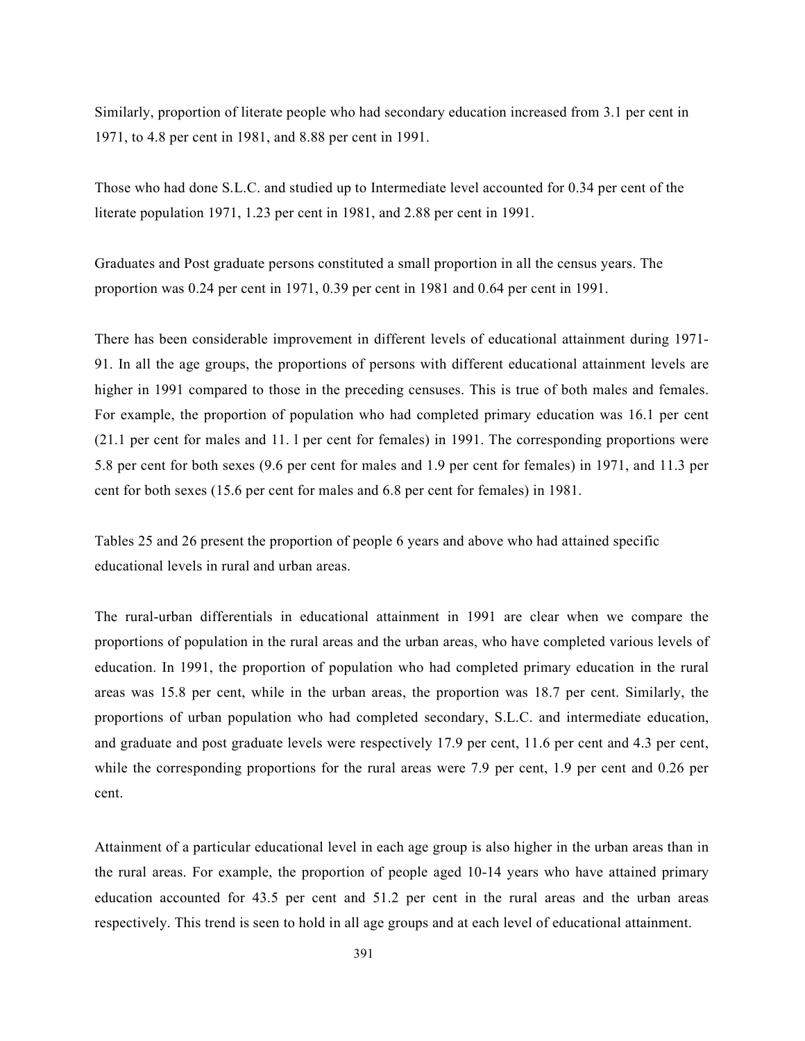Similarly, proportion of literate people who had secondary education increased from 3.1 per cent in 1971, to 4.8 per cent in 1981, and 8.88 per cent in 1991.

Those who had done S.L.C. and studied up to Intermediate level accounted for 0.34 per cent of the literate population 1971, 1.23 per cent in 1981, and 2.88 per cent in 1991.

Graduates and Post graduate persons constituted a small proportion in all the census years. The proportion was 0.24 per cent in 1971, 0.39 per cent in 1981 and 0.64 per cent in 1991.

There has been considerable improvement in different levels of educational attainment during 1971-91. In all the age groups, the proportions of persons with different educational attainment levels are higher in 1991 compared to those in the preceding censuses. This is true of both males and females. For example, the proportion of population who had completed primary education was 16.1 per cent (21.1 per cent for males and 11. l per cent for females) in 1991. The corresponding proportions were 5.8 per cent for both sexes (9.6 per cent for males and 1.9 per cent for females) in 1971, and 11.3 per cent for both sexes (15.6 per cent for males and 6.8 per cent for females) in 1981.

Tables 25 and 26 present the proportion of people 6 years and above who had attained specific educational levels in rural and urban areas.

The rural-urban differentials in educational attainment in 1991 are clear when we compare the proportions of population in the rural areas and the urban areas, who have completed various levels of education. In 1991, the proportion of population who had completed primary education in the rural areas was 15.8 per cent, while in the urban areas, the proportion was 18.7 per cent. Similarly, the proportions of urban population who had completed secondary, S.L.C. and intermediate education, and graduate and post graduate levels were respectively 17.9 per cent, 11.6 per cent and 4.3 per cent, while the corresponding proportions for the rural areas were 7.9 per cent, 1.9 per cent and 0.26 per cent.

Attainment of a particular educational level in each age group is also higher in the urban areas than in the rural areas. For example, the proportion of people aged 10-14 years who have attained primary education accounted for 43.5 per cent and 51.2 per cent in the rural areas and the urban areas respectively. This trend is seen to hold in all age groups and at each level of educational attainment.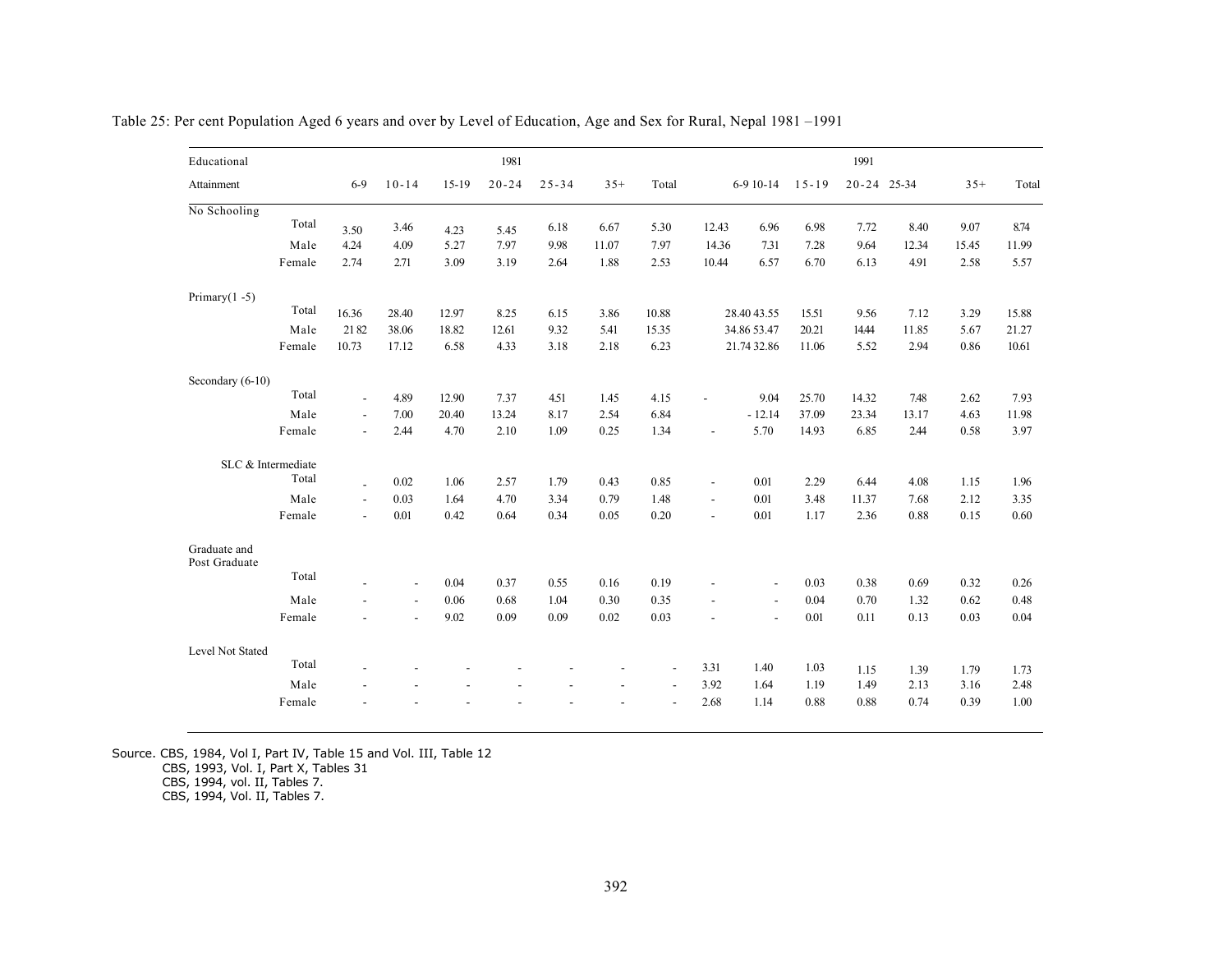Table 25: Per cent Population Aged 6 years and over by Level of Education, Age and Sex for Rural, Nepal 1981 –1991

| Educational Attainment | | 1981 | | | | | | | 1991 | | | | | | |
|---|---|---|---|---|---|---|---|---|---|---|---|---|---|---|---|
| | | 6-9 | 10-14 | 15-19 | 20-24 | 25-34 | 35+ | Total | 6-9 | 10-14 | 15-19 | 20-24 | 25-34 | 35+ | Total |
| No Schooling | Total | 3.50 | 3.46 | 4.23 | 5.45 | 6.18 | 6.67 | 5.30 | 12.43 | 6.96 | 6.98 | 7.72 | 8.40 | 9.07 | 8.74 |
| | Male | 4.24 | 4.09 | 5.27 | 7.97 | 9.98 | 11.07 | 7.97 | 14.36 | 7.31 | 7.28 | 9.64 | 12.34 | 15.45 | 11.99 |
| | Female | 2.74 | 2.71 | 3.09 | 3.19 | 2.64 | 1.88 | 2.53 | 10.44 | 6.57 | 6.70 | 6.13 | 4.91 | 2.58 | 5.57 |
| Primary(1 -5) | Total | 16.36 | 28.40 | 12.97 | 8.25 | 6.15 | 3.86 | 10.88 | 28.40 | 43.55 | 15.51 | 9.56 | 7.12 | 3.29 | 15.88 |
| | Male | 21 82 | 38.06 | 18.82 | 12.61 | 9.32 | 5.41 | 15.35 | 34.86 | 53.47 | 20.21 | 14.44 | 11.85 | 5.67 | 21.27 |
| | Female | 10.73 | 17.12 | 6.58 | 4.33 | 3.18 | 2.18 | 6.23 | 21.74 | 32.86 | 11.06 | 5.52 | 2.94 | 0.86 | 10.61 |
| Secondary (6-10) | Total | - | 4.89 | 12.90 | 7.37 | 4.51 | 1.45 | 4.15 | - | 9.04 | 25.70 | 14.32 | 7.48 | 2.62 | 7.93 |
| | Male | - | 7.00 | 20.40 | 13.24 | 8.17 | 2.54 | 6.84 | - | 12.14 | 37.09 | 23.34 | 13.17 | 4.63 | 11.98 |
| | Female | - | 2.44 | 4.70 | 2.10 | 1.09 | 0.25 | 1.34 | - | 5.70 | 14.93 | 6.85 | 2.44 | 0.58 | 3.97 |
| SLC & Intermediate | Total | - | 0.02 | 1.06 | 2.57 | 1.79 | 0.43 | 0.85 | - | 0.01 | 2.29 | 6.44 | 4.08 | 1.15 | 1.96 |
| | Male | - | 0.03 | 1.64 | 4.70 | 3.34 | 0.79 | 1.48 | - | 0.01 | 3.48 | 11.37 | 7.68 | 2.12 | 3.35 |
| | Female | - | 0.01 | 0.42 | 0.64 | 0.34 | 0.05 | 0.20 | - | 0.01 | 1.17 | 2.36 | 0.88 | 0.15 | 0.60 |
| Graduate and Post Graduate | Total | - | - | 0.04 | 0.37 | 0.55 | 0.16 | 0.19 | - | - | 0.03 | 0.38 | 0.69 | 0.32 | 0.26 |
| | Male | - | - | 0.06 | 0.68 | 1.04 | 0.30 | 0.35 | - | - | 0.04 | 0.70 | 1.32 | 0.62 | 0.48 |
| | Female | - | - | 9.02 | 0.09 | 0.09 | 0.02 | 0.03 | - | - | 0.01 | 0.11 | 0.13 | 0.03 | 0.04 |
| Level Not Stated | Total | - | - | - | - | - | - | - | 3.31 | 1.40 | 1.03 | 1.15 | 1.39 | 1.79 | 1.73 |
| | Male | - | - | - | - | - | - | - | 3.92 | 1.64 | 1.19 | 1.49 | 2.13 | 3.16 | 2.48 |
| | Female | - | - | - | - | - | - | - | 2.68 | 1.14 | 0.88 | 0.88 | 0.74 | 0.39 | 1.00 |

Source. CBS, 1984, Vol I, Part IV, Table 15 and Vol. III, Table 12
CBS, 1993, Vol. I, Part X, Tables 31
CBS, 1994, vol. II, Tables 7.
CBS, 1994, Vol. II, Tables 7.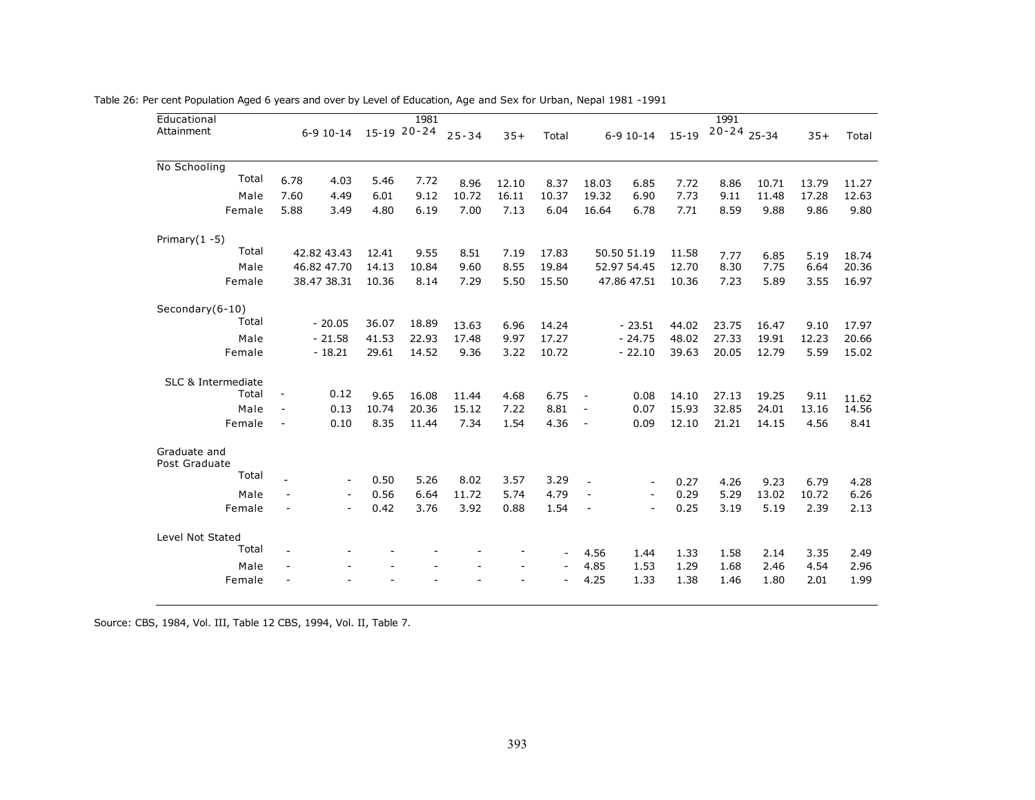Table 26: Per cent Population Aged 6 years and over by Level of Education, Age and Sex for Urban, Nepal 1981 -1991

| Educational Attainment | | 1981 | | | | | | | 1991 | | | | | | |
|---|---|---|---|---|---|---|---|---|---|---|---|---|---|---|---|
| | | 6-9 | 10-14 | 15-19 | 20-24 | 25-34 | 35+ | Total | 6-9 | 10-14 | 15-19 | 20-24 | 25-34 | 35+ | Total |
| No Schooling | | | | | | | | | | | | | | | |
| | Total | 6.78 | 4.03 | 5.46 | 7.72 | 8.96 | 12.10 | 8.37 | 18.03 | 6.85 | 7.72 | 8.86 | 10.71 | 13.79 | 11.27 |
| | Male | 7.60 | 4.49 | 6.01 | 9.12 | 10.72 | 16.11 | 10.37 | 19.32 | 6.90 | 7.73 | 9.11 | 11.48 | 17.28 | 12.63 |
| | Female | 5.88 | 3.49 | 4.80 | 6.19 | 7.00 | 7.13 | 6.04 | 16.64 | 6.78 | 7.71 | 8.59 | 9.88 | 9.86 | 9.80 |
| Primary(1 -5) | | | | | | | | | | | | | | | |
| | Total | 42.82 | 43.43 | 12.41 | 9.55 | 8.51 | 7.19 | 17.83 | 50.50 | 51.19 | 11.58 | 7.77 | 6.85 | 5.19 | 18.74 |
| | Male | 46.82 | 47.70 | 14.13 | 10.84 | 9.60 | 8.55 | 19.84 | 52.97 | 54.45 | 12.70 | 8.30 | 7.75 | 6.64 | 20.36 |
| | Female | 38.47 | 38.31 | 10.36 | 8.14 | 7.29 | 5.50 | 15.50 | 47.86 | 47.51 | 10.36 | 7.23 | 5.89 | 3.55 | 16.97 |
| Secondary(6-10) | | | | | | | | | | | | | | | |
| | Total | - | 20.05 | 36.07 | 18.89 | 13.63 | 6.96 | 14.24 | - | 23.51 | 44.02 | 23.75 | 16.47 | 9.10 | 17.97 |
| | Male | - | 21.58 | 41.53 | 22.93 | 17.48 | 9.97 | 17.27 | - | 24.75 | 48.02 | 27.33 | 19.91 | 12.23 | 20.66 |
| | Female | - | 18.21 | 29.61 | 14.52 | 9.36 | 3.22 | 10.72 | - | 22.10 | 39.63 | 20.05 | 12.79 | 5.59 | 15.02 |
| SLC & Intermediate | | | | | | | | | | | | | | | |
| | Total | - | 0.12 | 9.65 | 16.08 | 11.44 | 4.68 | 6.75 | - | 0.08 | 14.10 | 27.13 | 19.25 | 9.11 | 11.62 |
| | Male | - | 0.13 | 10.74 | 20.36 | 15.12 | 7.22 | 8.81 | - | 0.07 | 15.93 | 32.85 | 24.01 | 13.16 | 14.56 |
| | Female | - | 0.10 | 8.35 | 11.44 | 7.34 | 1.54 | 4.36 | - | 0.09 | 12.10 | 21.21 | 14.15 | 4.56 | 8.41 |
| Graduate and Post Graduate | | | | | | | | | | | | | | | |
| | Total | - | - | 0.50 | 5.26 | 8.02 | 3.57 | 3.29 | - | - | 0.27 | 4.26 | 9.23 | 6.79 | 4.28 |
| | Male | - | - | 0.56 | 6.64 | 11.72 | 5.74 | 4.79 | - | - | 0.29 | 5.29 | 13.02 | 10.72 | 6.26 |
| | Female | - | - | 0.42 | 3.76 | 3.92 | 0.88 | 1.54 | - | - | 0.25 | 3.19 | 5.19 | 2.39 | 2.13 |
| Level Not Stated | | | | | | | | | | | | | | | |
| | Total | - | - | - | - | - | - | - | 4.56 | 1.44 | 1.33 | 1.58 | 2.14 | 3.35 | 2.49 |
| | Male | - | - | - | - | - | - | - | 4.85 | 1.53 | 1.29 | 1.68 | 2.46 | 4.54 | 2.96 |
| | Female | - | - | - | - | - | - | - | 4.25 | 1.33 | 1.38 | 1.46 | 1.80 | 2.01 | 1.99 |

Source: CBS, 1984, Vol. III, Table 12 CBS, 1994, Vol. II, Table 7.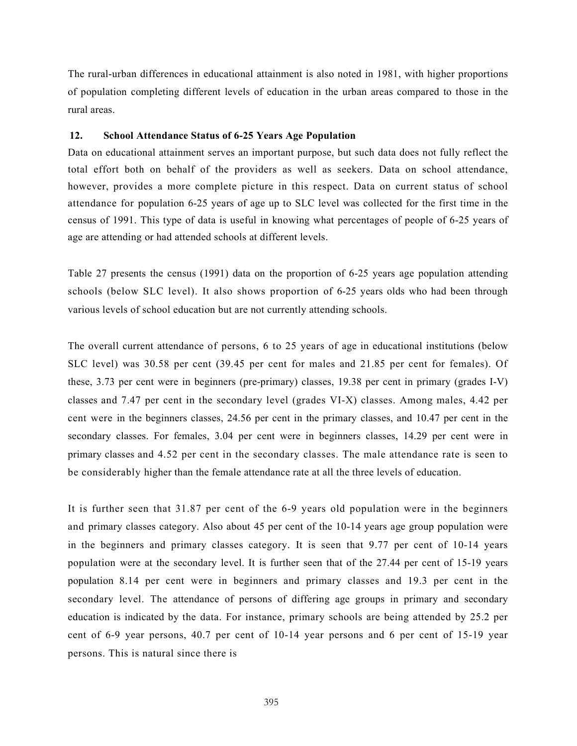The rural-urban differences in educational attainment is also noted in 1981, with higher proportions of population completing different levels of education in the urban areas compared to those in the rural areas.

### 12. School Attendance Status of 6-25 Years Age Population

Data on educational attainment serves an important purpose, but such data does not fully reflect the total effort both on behalf of the providers as well as seekers. Data on school attendance, however, provides a more complete picture in this respect. Data on current status of school attendance for population 6-25 years of age up to SLC level was collected for the first time in the census of 1991. This type of data is useful in knowing what percentages of people of 6-25 years of age are attending or had attended schools at different levels.

Table 27 presents the census (1991) data on the proportion of 6-25 years age population attending schools (below SLC level). It also shows proportion of 6-25 years olds who had been through various levels of school education but are not currently attending schools.

The overall current attendance of persons, 6 to 25 years of age in educational institutions (below SLC level) was 30.58 per cent (39.45 per cent for males and 21.85 per cent for females). Of these, 3.73 per cent were in beginners (pre-primary) classes, 19.38 per cent in primary (grades I-V) classes and 7.47 per cent in the secondary level (grades VI-X) classes. Among males, 4.42 per cent were in the beginners classes, 24.56 per cent in the primary classes, and 10.47 per cent in the secondary classes. For females, 3.04 per cent were in beginners classes, 14.29 per cent were in primary classes and 4.52 per cent in the secondary classes. The male attendance rate is seen to be considerably higher than the female attendance rate at all the three levels of education.

It is further seen that 31.87 per cent of the 6-9 years old population were in the beginners and primary classes category. Also about 45 per cent of the 10-14 years age group population were in the beginners and primary classes category. It is seen that 9.77 per cent of 10-14 years population were at the secondary level. It is further seen that of the 27.44 per cent of 15-19 years population 8.14 per cent were in beginners and primary classes and 19.3 per cent in the secondary level. The attendance of persons of differing age groups in primary and secondary education is indicated by the data. For instance, primary schools are being attended by 25.2 per cent of 6-9 year persons, 40.7 per cent of 10-14 year persons and 6 per cent of 15-19 year persons. This is natural since there is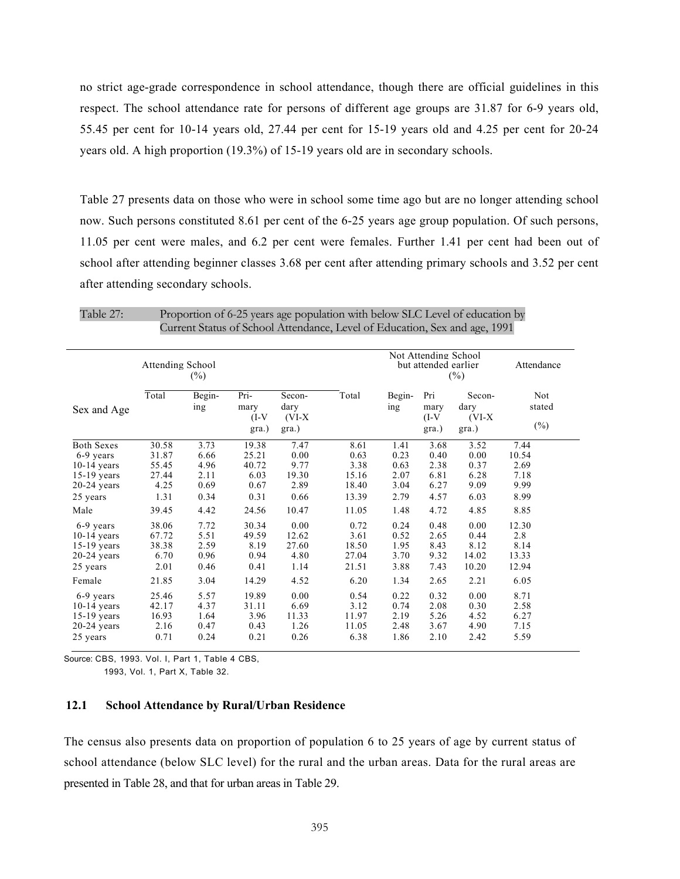no strict age-grade correspondence in school attendance, though there are official guidelines in this respect. The school attendance rate for persons of different age groups are 31.87 for 6-9 years old, 55.45 per cent for 10-14 years old, 27.44 per cent for 15-19 years old and 4.25 per cent for 20-24 years old. A high proportion (19.3%) of 15-19 years old are in secondary schools.

Table 27 presents data on those who were in school some time ago but are no longer attending school now. Such persons constituted 8.61 per cent of the 6-25 years age group population. Of such persons, 11.05 per cent were males, and 6.2 per cent were females. Further 1.41 per cent had been out of school after attending beginner classes 3.68 per cent after attending primary schools and 3.52 per cent after attending secondary schools.

Table 27: Proportion of 6-25 years age population with below SLC Level of education by Current Status of School Attendance, Level of Education, Sex and age, 1991

| Sex and Age | Attending School (%) | | | | Not Attending School but attended earlier (%) | | | | Attendance |
|---|---|---|---|---|---|---|---|---|---|
| | Total | Begin-ing | Pri-mary (I-V gra.) | Secon-dary (VI-X gra.) | Total | Begin-ing | Pri mary (I-V gra.) | Secon-dary (VI-X gra.) | Not stated (%) |
| Both Sexes | 30.58 | 3.73 | 19.38 | 7.47 | 8.61 | 1.41 | 3.68 | 3.52 | 7.44 |
| 6-9 years | 31.87 | 6.66 | 25.21 | 0.00 | 0.63 | 0.23 | 0.40 | 0.00 | 10.54 |
| 10-14 years | 55.45 | 4.96 | 40.72 | 9.77 | 3.38 | 0.63 | 2.38 | 0.37 | 2.69 |
| 15-19 years | 27.44 | 2.11 | 6.03 | 19.30 | 15.16 | 2.07 | 6.81 | 6.28 | 7.18 |
| 20-24 years | 4.25 | 0.69 | 0.67 | 2.89 | 18.40 | 3.04 | 6.27 | 9.09 | 9.99 |
| 25 years | 1.31 | 0.34 | 0.31 | 0.66 | 13.39 | 2.79 | 4.57 | 6.03 | 8.99 |
| Male | 39.45 | 4.42 | 24.56 | 10.47 | 11.05 | 1.48 | 4.72 | 4.85 | 8.85 |
| 6-9 years | 38.06 | 7.72 | 30.34 | 0.00 | 0.72 | 0.24 | 0.48 | 0.00 | 12.30 |
| 10-14 years | 67.72 | 5.51 | 49.59 | 12.62 | 3.61 | 0.52 | 2.65 | 0.44 | 2.8 |
| 15-19 years | 38.38 | 2.59 | 8.19 | 27.60 | 18.50 | 1.95 | 8.43 | 8.12 | 8.14 |
| 20-24 years | 6.70 | 0.96 | 0.94 | 4.80 | 27.04 | 3.70 | 9.32 | 14.02 | 13.33 |
| 25 years | 2.01 | 0.46 | 0.41 | 1.14 | 21.51 | 3.88 | 7.43 | 10.20 | 12.94 |
| Female | 21.85 | 3.04 | 14.29 | 4.52 | 6.20 | 1.34 | 2.65 | 2.21 | 6.05 |
| 6-9 years | 25.46 | 5.57 | 19.89 | 0.00 | 0.54 | 0.22 | 0.32 | 0.00 | 8.71 |
| 10-14 years | 42.17 | 4.37 | 31.11 | 6.69 | 3.12 | 0.74 | 2.08 | 0.30 | 2.58 |
| 15-19 years | 16.93 | 1.64 | 3.96 | 11.33 | 11.97 | 2.19 | 5.26 | 4.52 | 6.27 |
| 20-24 years | 2.16 | 0.47 | 0.43 | 1.26 | 11.05 | 2.48 | 3.67 | 4.90 | 7.15 |
| 25 years | 0.71 | 0.24 | 0.21 | 0.26 | 6.38 | 1.86 | 2.10 | 2.42 | 5.59 |

Source: CBS, 1993. Vol. I, Part 1, Table 4 CBS, 1993, Vol. 1, Part X, Table 32.

### 12.1 School Attendance by Rural/Urban Residence

The census also presents data on proportion of population 6 to 25 years of age by current status of school attendance (below SLC level) for the rural and the urban areas. Data for the rural areas are presented in Table 28, and that for urban areas in Table 29.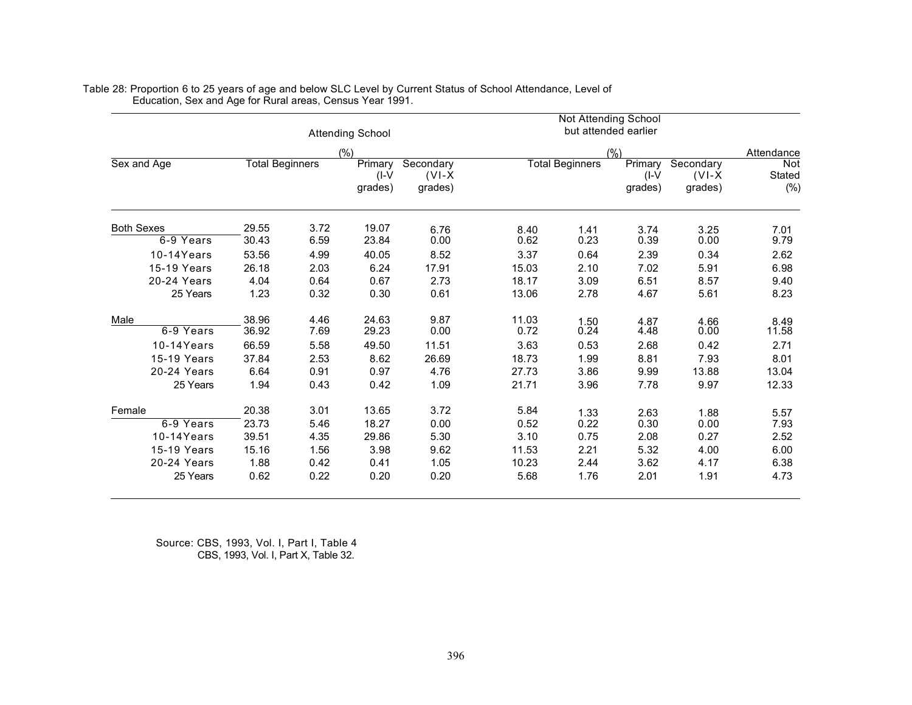Table 28: Proportion 6 to 25 years of age and below SLC Level by Current Status of School Attendance, Level of Education, Sex and Age for Rural areas, Census Year 1991.

| Sex and Age | Attending School (%) | | | | Not Attending School but attended earlier (%) | | | | Attendance Not Stated (%) |
|---|---|---|---|---|---|---|---|---|---|
| | Total | Beginners | Primary (I-V grades) | Secondary (VI-X grades) | Total | Beginners | Primary (I-V grades) | Secondary (VI-X grades) | |
| Both Sexes | 29.55 | 3.72 | 19.07 | 6.76 | 8.40 | 1.41 | 3.74 | 3.25 | 7.01 |
| 6-9 Years | 30.43 | 6.59 | 23.84 | 0.00 | 0.62 | 0.23 | 0.39 | 0.00 | 9.79 |
| 10-14Years | 53.56 | 4.99 | 40.05 | 8.52 | 3.37 | 0.64 | 2.39 | 0.34 | 2.62 |
| 15-19 Years | 26.18 | 2.03 | 6.24 | 17.91 | 15.03 | 2.10 | 7.02 | 5.91 | 6.98 |
| 20-24 Years | 4.04 | 0.64 | 0.67 | 2.73 | 18.17 | 3.09 | 6.51 | 8.57 | 9.40 |
| 25 Years | 1.23 | 0.32 | 0.30 | 0.61 | 13.06 | 2.78 | 4.67 | 5.61 | 8.23 |
| Male | 38.96 | 4.46 | 24.63 | 9.87 | 11.03 | 1.50 | 4.87 | 4.66 | 8.49 |
| 6-9 Years | 36.92 | 7.69 | 29.23 | 0.00 | 0.72 | 0.24 | 4.48 | 0.00 | 11.58 |
| 10-14Years | 66.59 | 5.58 | 49.50 | 11.51 | 3.63 | 0.53 | 2.68 | 0.42 | 2.71 |
| 15-19 Years | 37.84 | 2.53 | 8.62 | 26.69 | 18.73 | 1.99 | 8.81 | 7.93 | 8.01 |
| 20-24 Years | 6.64 | 0.91 | 0.97 | 4.76 | 27.73 | 3.86 | 9.99 | 13.88 | 13.04 |
| 25 Years | 1.94 | 0.43 | 0.42 | 1.09 | 21.71 | 3.96 | 7.78 | 9.97 | 12.33 |
| Female | 20.38 | 3.01 | 13.65 | 3.72 | 5.84 | 1.33 | 2.63 | 1.88 | 5.57 |
| 6-9 Years | 23.73 | 5.46 | 18.27 | 0.00 | 0.52 | 0.22 | 0.30 | 0.00 | 7.93 |
| 10-14Years | 39.51 | 4.35 | 29.86 | 5.30 | 3.10 | 0.75 | 2.08 | 0.27 | 2.52 |
| 15-19 Years | 15.16 | 1.56 | 3.98 | 9.62 | 11.53 | 2.21 | 5.32 | 4.00 | 6.00 |
| 20-24 Years | 1.88 | 0.42 | 0.41 | 1.05 | 10.23 | 2.44 | 3.62 | 4.17 | 6.38 |
| 25 Years | 0.62 | 0.22 | 0.20 | 0.20 | 5.68 | 1.76 | 2.01 | 1.91 | 4.73 |

Source: CBS, 1993, Vol. I, Part I, Table 4
CBS, 1993, Vol. I, Part X, Table 32.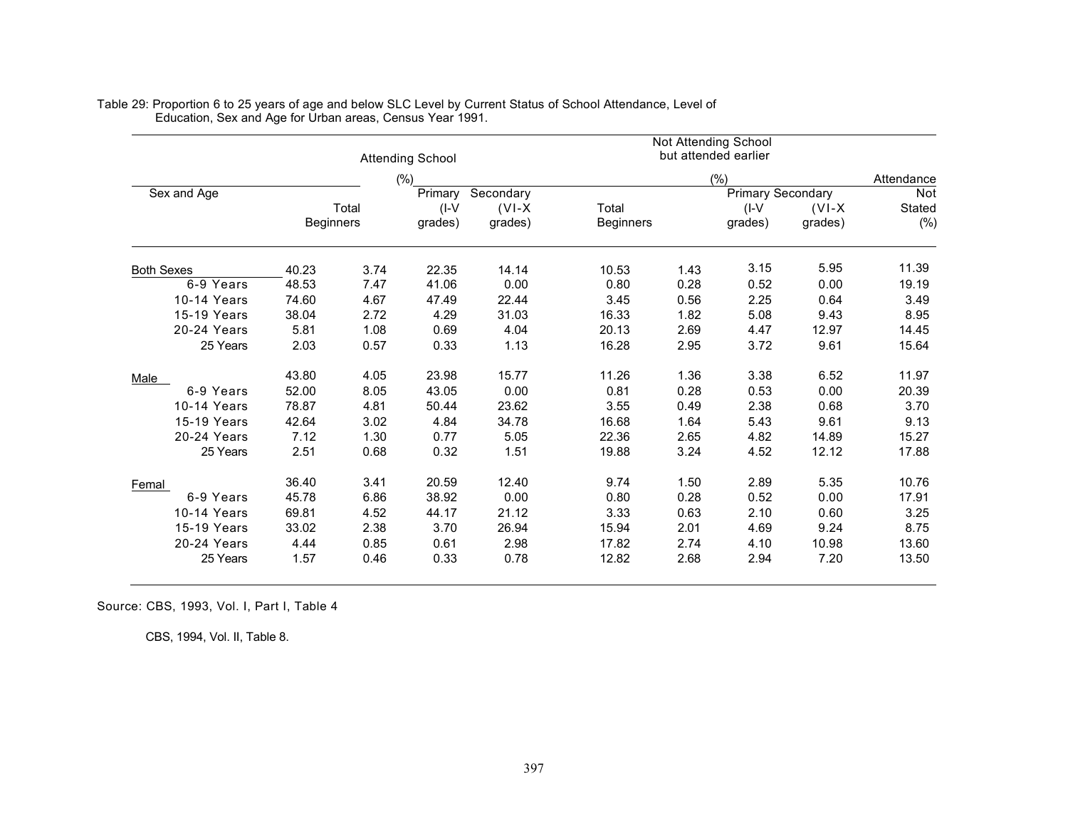Table 29: Proportion 6 to 25 years of age and below SLC Level by Current Status of School Attendance, Level of Education, Sex and Age for Urban areas, Census Year 1991.

| Sex and Age | Attending School (%) | | | | Not Attending School but attended earlier (%) | | | | Attendance Not Stated (%) |
|---|---|---|---|---|---|---|---|---|---|
| | Total | Beginners | Primary (I-V grades) | Secondary (VI-X grades) | Total | Beginners | Primary (I-V grades) | Secondary (VI-X grades) | |
| Both Sexes | 40.23 | 3.74 | 22.35 | 14.14 | 10.53 | 1.43 | 3.15 | 5.95 | 11.39 |
| 6-9 Years | 48.53 | 7.47 | 41.06 | 0.00 | 0.80 | 0.28 | 0.52 | 0.00 | 19.19 |
| 10-14 Years | 74.60 | 4.67 | 47.49 | 22.44 | 3.45 | 0.56 | 2.25 | 0.64 | 3.49 |
| 15-19 Years | 38.04 | 2.72 | 4.29 | 31.03 | 16.33 | 1.82 | 5.08 | 9.43 | 8.95 |
| 20-24 Years | 5.81 | 1.08 | 0.69 | 4.04 | 20.13 | 2.69 | 4.47 | 12.97 | 14.45 |
| 25 Years | 2.03 | 0.57 | 0.33 | 1.13 | 16.28 | 2.95 | 3.72 | 9.61 | 15.64 |
| Male | 43.80 | 4.05 | 23.98 | 15.77 | 11.26 | 1.36 | 3.38 | 6.52 | 11.97 |
| 6-9 Years | 52.00 | 8.05 | 43.05 | 0.00 | 0.81 | 0.28 | 0.53 | 0.00 | 20.39 |
| 10-14 Years | 78.87 | 4.81 | 50.44 | 23.62 | 3.55 | 0.49 | 2.38 | 0.68 | 3.70 |
| 15-19 Years | 42.64 | 3.02 | 4.84 | 34.78 | 16.68 | 1.64 | 5.43 | 9.61 | 9.13 |
| 20-24 Years | 7.12 | 1.30 | 0.77 | 5.05 | 22.36 | 2.65 | 4.82 | 14.89 | 15.27 |
| 25 Years | 2.51 | 0.68 | 0.32 | 1.51 | 19.88 | 3.24 | 4.52 | 12.12 | 17.88 |
| Femal | 36.40 | 3.41 | 20.59 | 12.40 | 9.74 | 1.50 | 2.89 | 5.35 | 10.76 |
| 6-9 Years | 45.78 | 6.86 | 38.92 | 0.00 | 0.80 | 0.28 | 0.52 | 0.00 | 17.91 |
| 10-14 Years | 69.81 | 4.52 | 44.17 | 21.12 | 3.33 | 0.63 | 2.10 | 0.60 | 3.25 |
| 15-19 Years | 33.02 | 2.38 | 3.70 | 26.94 | 15.94 | 2.01 | 4.69 | 9.24 | 8.75 |
| 20-24 Years | 4.44 | 0.85 | 0.61 | 2.98 | 17.82 | 2.74 | 4.10 | 10.98 | 13.60 |
| 25 Years | 1.57 | 0.46 | 0.33 | 0.78 | 12.82 | 2.68 | 2.94 | 7.20 | 13.50 |

Source: CBS, 1993, Vol. I, Part I, Table 4

CBS, 1994, Vol. II, Table 8.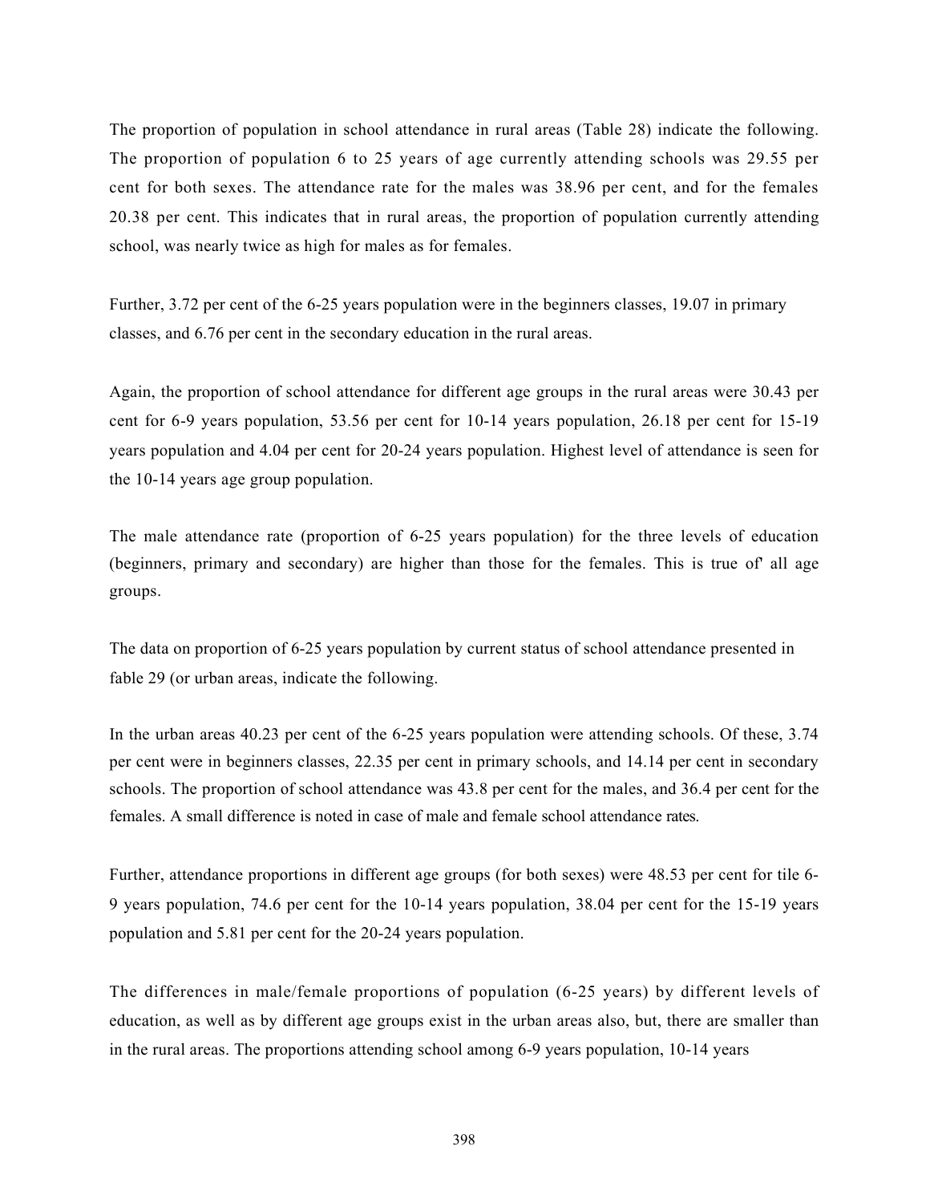The proportion of population in school attendance in rural areas (Table 28) indicate the following. The proportion of population 6 to 25 years of age currently attending schools was 29.55 per cent for both sexes. The attendance rate for the males was 38.96 per cent, and for the females 20.38 per cent. This indicates that in rural areas, the proportion of population currently attending school, was nearly twice as high for males as for females.

Further, 3.72 per cent of the 6-25 years population were in the beginners classes, 19.07 in primary classes, and 6.76 per cent in the secondary education in the rural areas.

Again, the proportion of school attendance for different age groups in the rural areas were 30.43 per cent for 6-9 years population, 53.56 per cent for 10-14 years population, 26.18 per cent for 15-19 years population and 4.04 per cent for 20-24 years population. Highest level of attendance is seen for the 10-14 years age group population.

The male attendance rate (proportion of 6-25 years population) for the three levels of education (beginners, primary and secondary) are higher than those for the females. This is true of' all age groups.

The data on proportion of 6-25 years population by current status of school attendance presented in fable 29 (or urban areas, indicate the following.

In the urban areas 40.23 per cent of the 6-25 years population were attending schools. Of these, 3.74 per cent were in beginners classes, 22.35 per cent in primary schools, and 14.14 per cent in secondary schools. The proportion of school attendance was 43.8 per cent for the males, and 36.4 per cent for the females. A small difference is noted in case of male and female school attendance rates.

Further, attendance proportions in different age groups (for both sexes) were 48.53 per cent for tile 6-9 years population, 74.6 per cent for the 10-14 years population, 38.04 per cent for the 15-19 years population and 5.81 per cent for the 20-24 years population.

The differences in male/female proportions of population (6-25 years) by different levels of education, as well as by different age groups exist in the urban areas also, but, there are smaller than in the rural areas. The proportions attending school among 6-9 years population, 10-14 years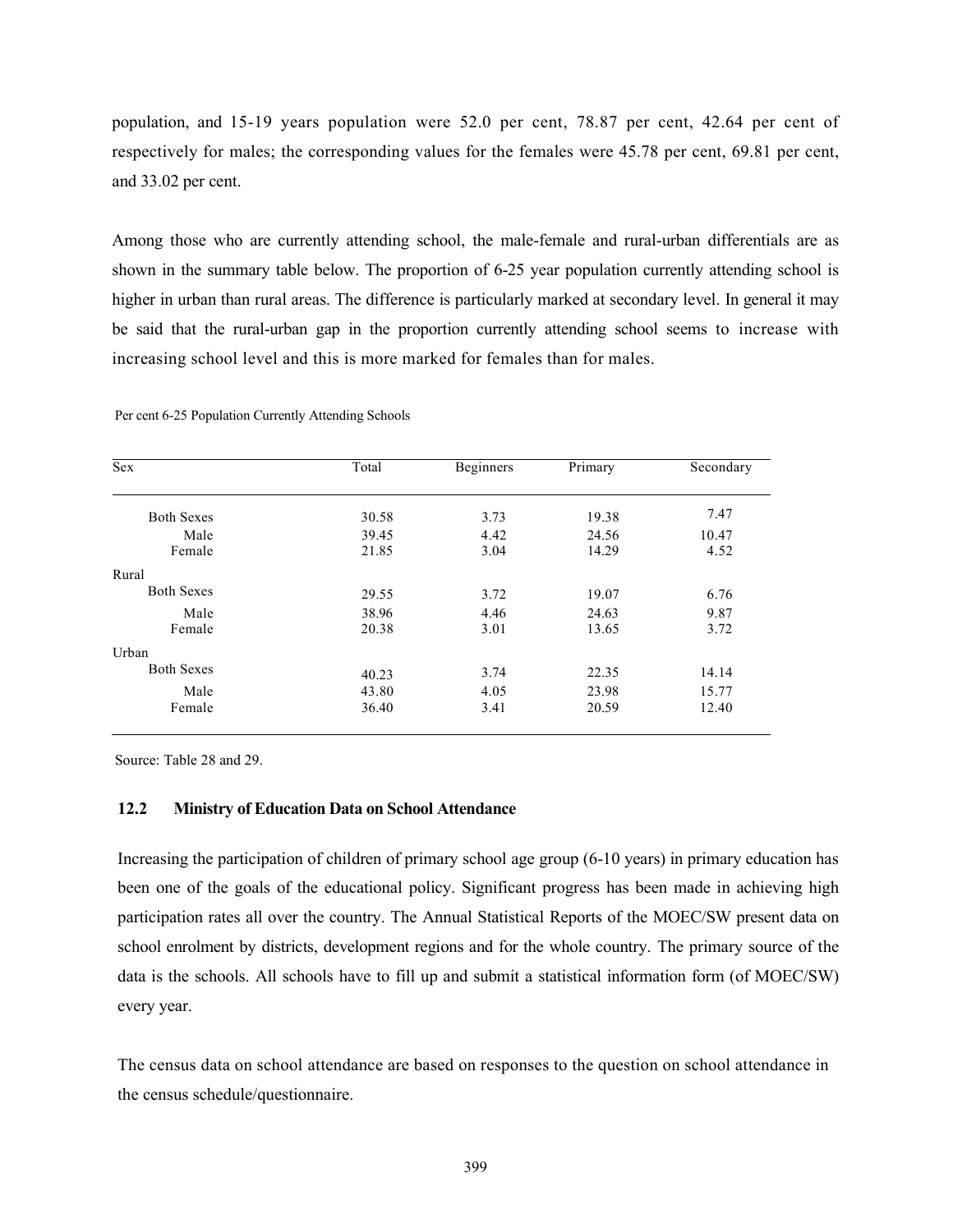population, and 15-19 years population were 52.0 per cent, 78.87 per cent, 42.64 per cent of respectively for males; the corresponding values for the females were 45.78 per cent, 69.81 per cent, and 33.02 per cent.

Among those who are currently attending school, the male-female and rural-urban differentials are as shown in the summary table below. The proportion of 6-25 year population currently attending school is higher in urban than rural areas. The difference is particularly marked at secondary level. In general it may be said that the rural-urban gap in the proportion currently attending school seems to increase with increasing school level and this is more marked for females than for males.

Per cent 6-25 Population Currently Attending Schools

| Sex | Total | Beginners | Primary | Secondary |
|---|---|---|---|---|
| Both Sexes | 30.58 | 3.73 | 19.38 | 7.47 |
| Male | 39.45 | 4.42 | 24.56 | 10.47 |
| Female | 21.85 | 3.04 | 14.29 | 4.52 |
| Rural | | | | |
| Both Sexes | 29.55 | 3.72 | 19.07 | 6.76 |
| Male | 38.96 | 4.46 | 24.63 | 9.87 |
| Female | 20.38 | 3.01 | 13.65 | 3.72 |
| Urban | | | | |
| Both Sexes | 40.23 | 3.74 | 22.35 | 14.14 |
| Male | 43.80 | 4.05 | 23.98 | 15.77 |
| Female | 36.40 | 3.41 | 20.59 | 12.40 |

Source: Table 28 and 29.

### 12.2 Ministry of Education Data on School Attendance

Increasing the participation of children of primary school age group (6-10 years) in primary education has been one of the goals of the educational policy. Significant progress has been made in achieving high participation rates all over the country. The Annual Statistical Reports of the MOEC/SW present data on school enrolment by districts, development regions and for the whole country. The primary source of the data is the schools. All schools have to fill up and submit a statistical information form (of MOEC/SW) every year.

The census data on school attendance are based on responses to the question on school attendance in the census schedule/questionnaire.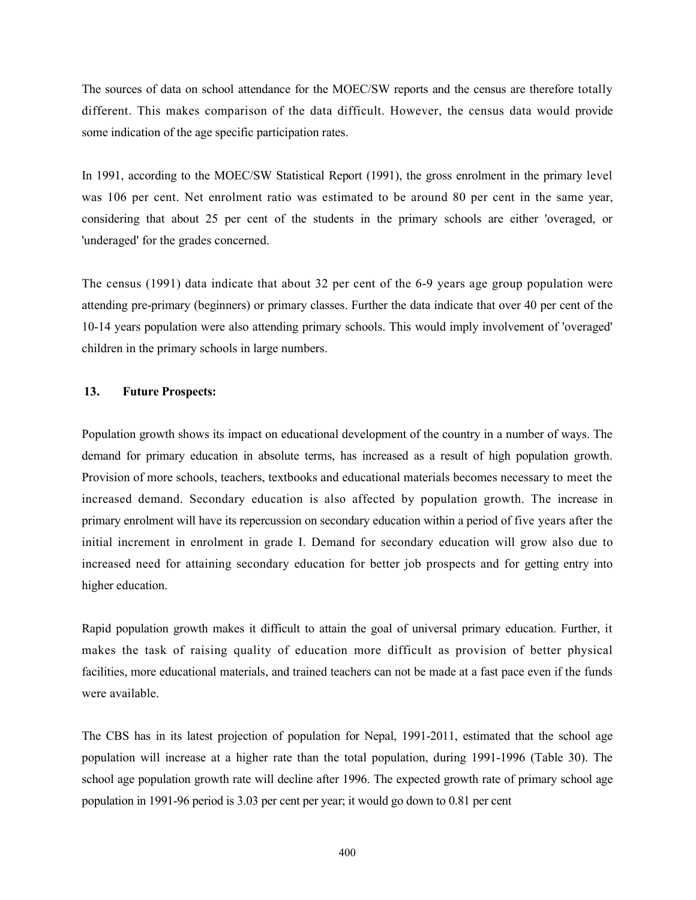The sources of data on school attendance for the MOEC/SW reports and the census are therefore totally different. This makes comparison of the data difficult. However, the census data would provide some indication of the age specific participation rates.

In 1991, according to the MOEC/SW Statistical Report (1991), the gross enrolment in the primary level was 106 per cent. Net enrolment ratio was estimated to be around 80 per cent in the same year, considering that about 25 per cent of the students in the primary schools are either 'overaged, or 'underaged' for the grades concerned.

The census (1991) data indicate that about 32 per cent of the 6-9 years age group population were attending pre-primary (beginners) or primary classes. Further the data indicate that over 40 per cent of the 10-14 years population were also attending primary schools. This would imply involvement of 'overaged' children in the primary schools in large numbers.

## 13. Future Prospects:

Population growth shows its impact on educational development of the country in a number of ways. The demand for primary education in absolute terms, has increased as a result of high population growth. Provision of more schools, teachers, textbooks and educational materials becomes necessary to meet the increased demand. Secondary education is also affected by population growth. The increase in primary enrolment will have its repercussion on secondary education within a period of five years after the initial increment in enrolment in grade I. Demand for secondary education will grow also due to increased need for attaining secondary education for better job prospects and for getting entry into higher education.

Rapid population growth makes it difficult to attain the goal of universal primary education. Further, it makes the task of raising quality of education more difficult as provision of better physical facilities, more educational materials, and trained teachers can not be made at a fast pace even if the funds were available.

The CBS has in its latest projection of population for Nepal, 1991-2011, estimated that the school age population will increase at a higher rate than the total population, during 1991-1996 (Table 30). The school age population growth rate will decline after 1996. The expected growth rate of primary school age population in 1991-96 period is 3.03 per cent per year; it would go down to 0.81 per cent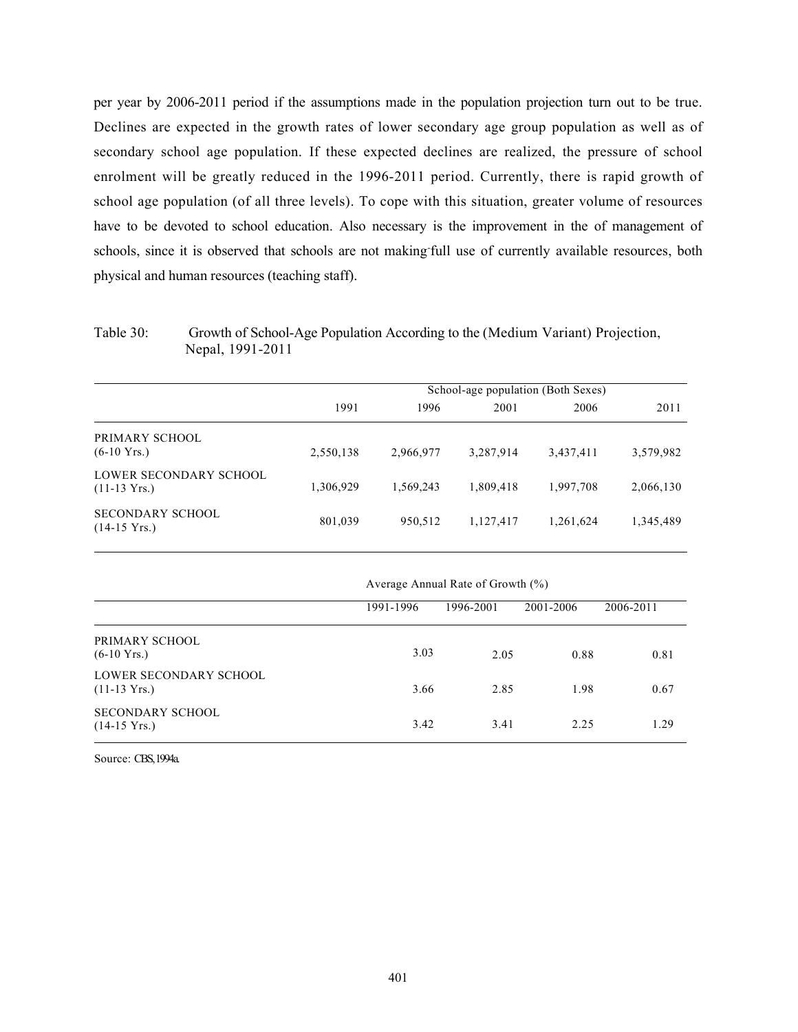per year by 2006-2011 period if the assumptions made in the population projection turn out to be true. Declines are expected in the growth rates of lower secondary age group population as well as of secondary school age population. If these expected declines are realized, the pressure of school enrolment will be greatly reduced in the 1996-2011 period. Currently, there is rapid growth of school age population (of all three levels). To cope with this situation, greater volume of resources have to be devoted to school education. Also necessary is the improvement in the of management of schools, since it is observed that schools are not making full use of currently available resources, both physical and human resources (teaching staff).

Table 30: Growth of School-Age Population According to the (Medium Variant) Projection, Nepal, 1991-2011

| | School-age population (Both Sexes) | | | | |
|---|---|---|---|---|---|
| | 1991 | 1996 | 2001 | 2006 | 2011 |
| PRIMARY SCHOOL (6-10 Yrs.) | 2,550,138 | 2,966,977 | 3,287,914 | 3,437,411 | 3,579,982 |
| LOWER SECONDARY SCHOOL (11-13 Yrs.) | 1,306,929 | 1,569,243 | 1,809,418 | 1,997,708 | 2,066,130 |
| SECONDARY SCHOOL (14-15 Yrs.) | 801,039 | 950,512 | 1,127,417 | 1,261,624 | 1,345,489 |

| | Average Annual Rate of Growth (%) | | | |
|---|---|---|---|---|
| | 1991-1996 | 1996-2001 | 2001-2006 | 2006-2011 |
| PRIMARY SCHOOL (6-10 Yrs.) | 3.03 | 2.05 | 0.88 | 0.81 |
| LOWER SECONDARY SCHOOL (11-13 Yrs.) | 3.66 | 2.85 | 1.98 | 0.67 |
| SECONDARY SCHOOL (14-15 Yrs.) | 3.42 | 3.41 | 2.25 | 1.29 |

Source: CBS, 1994a.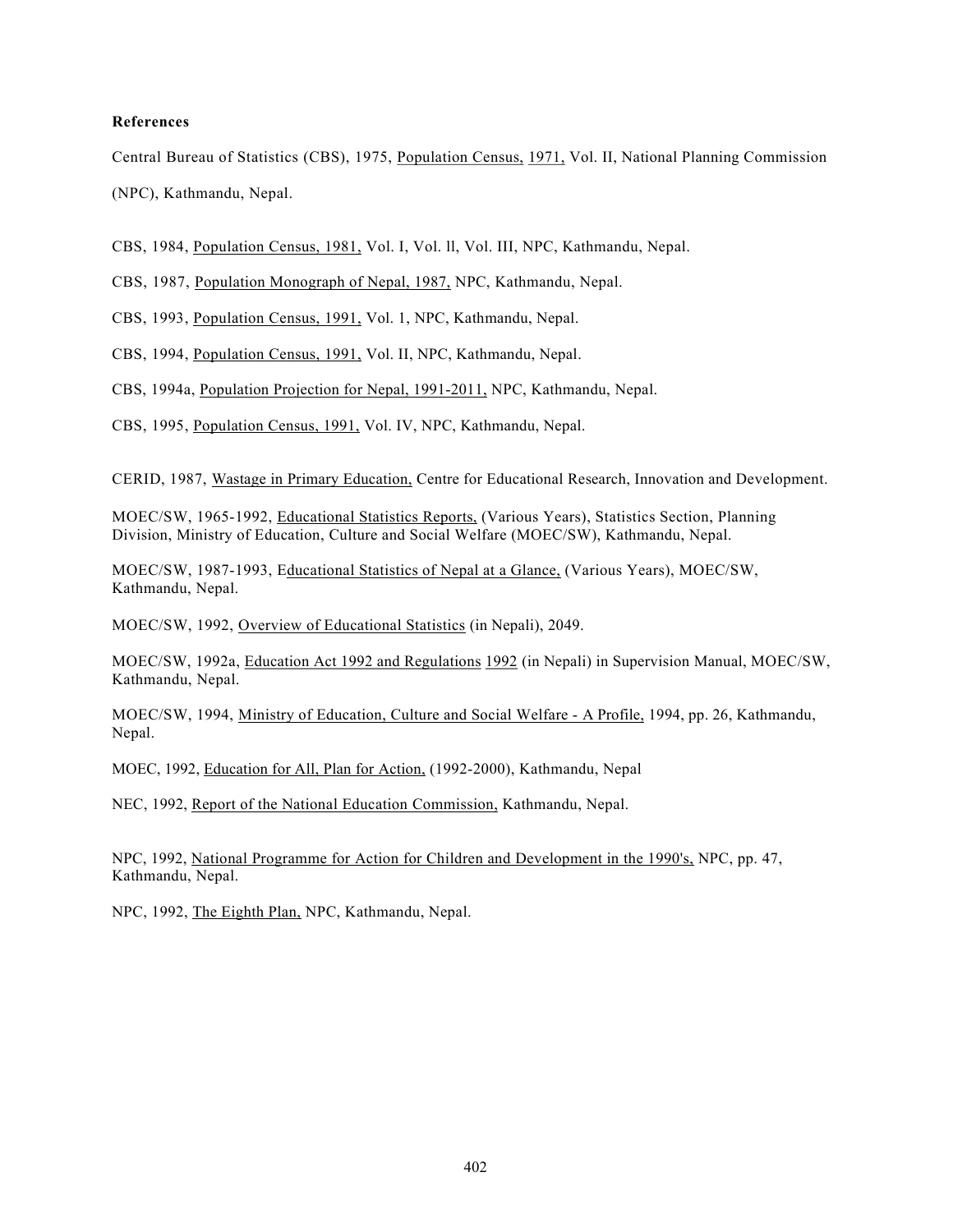**References**

Central Bureau of Statistics (CBS), 1975, Population Census, 1971, Vol. II, National Planning Commission (NPC), Kathmandu, Nepal.

CBS, 1984, Population Census, 1981, Vol. I, Vol. ll, Vol. III, NPC, Kathmandu, Nepal.

CBS, 1987, Population Monograph of Nepal, 1987, NPC, Kathmandu, Nepal.

CBS, 1993, Population Census, 1991, Vol. 1, NPC, Kathmandu, Nepal.

CBS, 1994, Population Census, 1991, Vol. II, NPC, Kathmandu, Nepal.

CBS, 1994a, Population Projection for Nepal, 1991-2011, NPC, Kathmandu, Nepal.

CBS, 1995, Population Census, 1991, Vol. IV, NPC, Kathmandu, Nepal.

CERID, 1987, Wastage in Primary Education, Centre for Educational Research, Innovation and Development.

MOEC/SW, 1965-1992, Educational Statistics Reports, (Various Years), Statistics Section, Planning Division, Ministry of Education, Culture and Social Welfare (MOEC/SW), Kathmandu, Nepal.

MOEC/SW, 1987-1993, Educational Statistics of Nepal at a Glance, (Various Years), MOEC/SW, Kathmandu, Nepal.

MOEC/SW, 1992, Overview of Educational Statistics (in Nepali), 2049.

MOEC/SW, 1992a, Education Act 1992 and Regulations 1992 (in Nepali) in Supervision Manual, MOEC/SW, Kathmandu, Nepal.

MOEC/SW, 1994, Ministry of Education, Culture and Social Welfare - A Profile, 1994, pp. 26, Kathmandu, Nepal.

MOEC, 1992, Education for All, Plan for Action, (1992-2000), Kathmandu, Nepal

NEC, 1992, Report of the National Education Commission, Kathmandu, Nepal.

NPC, 1992, National Programme for Action for Children and Development in the 1990's, NPC, pp. 47, Kathmandu, Nepal.

NPC, 1992, The Eighth Plan, NPC, Kathmandu, Nepal.